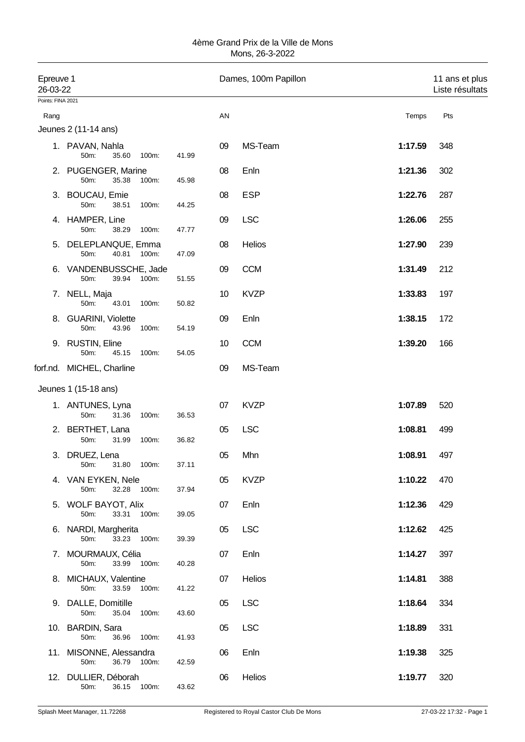4ème Grand Prix de la Ville de Mons
Mons, 26-3-2022

**Epreuve 1** — Dames, 100m Papillon — 11 ans et plus
26-03-22 — Liste résultats

Points: FINA 2021

### Jeunes 2 (11-14 ans)

| Rang | Nom | 50m | 100m | AN | Club | Temps | Pts |
|---|---|---|---|---|---|---|---|
| 1. | PAVAN, Nahla | 35.60 | 41.99 | 09 | MS-Team | 1:17.59 | 348 |
| 2. | PUGENGER, Marine | 35.38 | 45.98 | 08 | Enln | 1:21.36 | 302 |
| 3. | BOUCAU, Emie | 38.51 | 44.25 | 08 | ESP | 1:22.76 | 287 |
| 4. | HAMPER, Line | 38.29 | 47.77 | 09 | LSC | 1:26.06 | 255 |
| 5. | DELEPLANQUE, Emma | 40.81 | 47.09 | 08 | Helios | 1:27.90 | 239 |
| 6. | VANDENBUSSCHE, Jade | 39.94 | 51.55 | 09 | CCM | 1:31.49 | 212 |
| 7. | NELL, Maja | 43.01 | 50.82 | 10 | KVZP | 1:33.83 | 197 |
| 8. | GUARINI, Violette | 43.96 | 54.19 | 09 | Enln | 1:38.15 | 172 |
| 9. | RUSTIN, Eline | 45.15 | 54.05 | 10 | CCM | 1:39.20 | 166 |
| forf.nd. | MICHEL, Charline | | | 09 | MS-Team | | |

### Jeunes 1 (15-18 ans)

| Rang | Nom | 50m | 100m | AN | Club | Temps | Pts |
|---|---|---|---|---|---|---|---|
| 1. | ANTUNES, Lyna | 31.36 | 36.53 | 07 | KVZP | 1:07.89 | 520 |
| 2. | BERTHET, Lana | 31.99 | 36.82 | 05 | LSC | 1:08.81 | 499 |
| 3. | DRUEZ, Lena | 31.80 | 37.11 | 05 | Mhn | 1:08.91 | 497 |
| 4. | VAN EYKEN, Nele | 32.28 | 37.94 | 05 | KVZP | 1:10.22 | 470 |
| 5. | WOLF BAYOT, Alix | 33.31 | 39.05 | 07 | Enln | 1:12.36 | 429 |
| 6. | NARDI, Margherita | 33.23 | 39.39 | 05 | LSC | 1:12.62 | 425 |
| 7. | MOURMAUX, Célia | 33.99 | 40.28 | 07 | Enln | 1:14.27 | 397 |
| 8. | MICHAUX, Valentine | 33.59 | 41.22 | 07 | Helios | 1:14.81 | 388 |
| 9. | DALLE, Domitille | 35.04 | 43.60 | 05 | LSC | 1:18.64 | 334 |
| 10. | BARDIN, Sara | 36.96 | 41.93 | 05 | LSC | 1:18.89 | 331 |
| 11. | MISONNE, Alessandra | 36.79 | 42.59 | 06 | Enln | 1:19.38 | 325 |
| 12. | DULLIER, Déborah | 36.15 | 43.62 | 06 | Helios | 1:19.77 | 320 |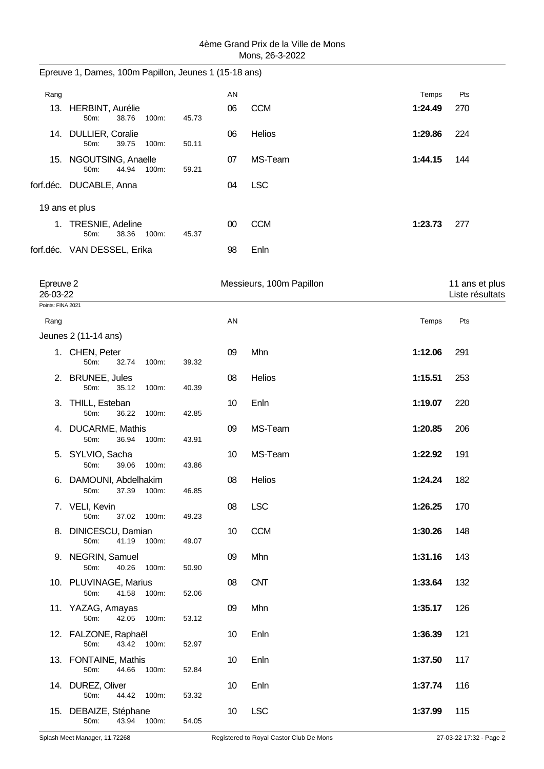## Epreuve 1, Dames, 100m Papillon, Jeunes 1 (15-18 ans)

| Rang | Nom | AN | Club | Temps | Pts |
|---|---|---|---|---|---|
| 13. | HERBINT, Aurélie<br>50m: 38.76 100m: 45.73 | 06 | CCM | **1:24.49** | 270 |
| 14. | DULLIER, Coralie<br>50m: 39.75 100m: 50.11 | 06 | Helios | **1:29.86** | 224 |
| 15. | NGOUTSING, Anaelle<br>50m: 44.94 100m: 59.21 | 07 | MS-Team | **1:44.15** | 144 |
| forf.déc. | DUCABLE, Anna | 04 | LSC | | |
| | **19 ans et plus** | | | | |
| 1. | TRESNIE, Adeline<br>50m: 38.36 100m: 45.37 | 00 | CCM | **1:23.73** | 277 |
| forf.déc. | VAN DESSEL, Erika | 98 | Enln | | |

## Epreuve 2 — Messieurs, 100m Papillon — 11 ans et plus

26-03-22 — Liste résultats

Points: FINA 2021

| Rang | Nom | AN | Club | Temps | Pts |
|---|---|---|---|---|---|
| | **Jeunes 2 (11-14 ans)** | | | | |
| 1. | CHEN, Peter<br>50m: 32.74 100m: 39.32 | 09 | Mhn | **1:12.06** | 291 |
| 2. | BRUNEE, Jules<br>50m: 35.12 100m: 40.39 | 08 | Helios | **1:15.51** | 253 |
| 3. | THILL, Esteban<br>50m: 36.22 100m: 42.85 | 10 | Enln | **1:19.07** | 220 |
| 4. | DUCARME, Mathis<br>50m: 36.94 100m: 43.91 | 09 | MS-Team | **1:20.85** | 206 |
| 5. | SYLVIO, Sacha<br>50m: 39.06 100m: 43.86 | 10 | MS-Team | **1:22.92** | 191 |
| 6. | DAMOUNI, Abdelhakim<br>50m: 37.39 100m: 46.85 | 08 | Helios | **1:24.24** | 182 |
| 7. | VELI, Kevin<br>50m: 37.02 100m: 49.23 | 08 | LSC | **1:26.25** | 170 |
| 8. | DINICESCU, Damian<br>50m: 41.19 100m: 49.07 | 10 | CCM | **1:30.26** | 148 |
| 9. | NEGRIN, Samuel<br>50m: 40.26 100m: 50.90 | 09 | Mhn | **1:31.16** | 143 |
| 10. | PLUVINAGE, Marius<br>50m: 41.58 100m: 52.06 | 08 | CNT | **1:33.64** | 132 |
| 11. | YAZAG, Amayas<br>50m: 42.05 100m: 53.12 | 09 | Mhn | **1:35.17** | 126 |
| 12. | FALZONE, Raphaël<br>50m: 43.42 100m: 52.97 | 10 | Enln | **1:36.39** | 121 |
| 13. | FONTAINE, Mathis<br>50m: 44.66 100m: 52.84 | 10 | Enln | **1:37.50** | 117 |
| 14. | DUREZ, Oliver<br>50m: 44.42 100m: 53.32 | 10 | Enln | **1:37.74** | 116 |
| 15. | DEBAIZE, Stéphane<br>50m: 43.94 100m: 54.05 | 10 | LSC | **1:37.99** | 115 |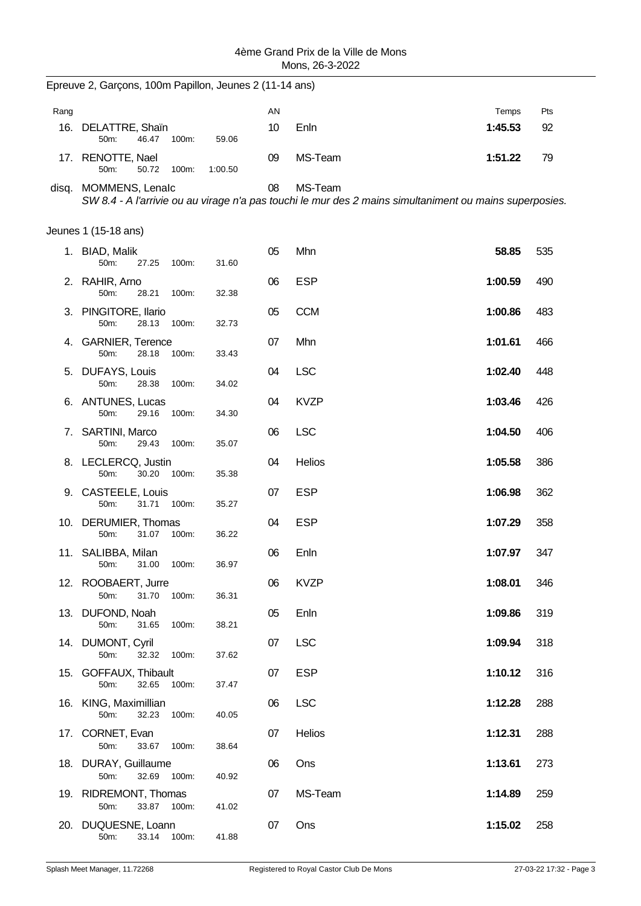## Epreuve 2, Garçons, 100m Papillon, Jeunes 2 (11-14 ans)

| Rang | | AN | | Temps | Pts |
|---|---|---|---|---|---|
| 16. | DELATTRE, Shaïn<br>50m: 46.47 100m: 59.06 | 10 | Enln | **1:45.53** | 92 |
| 17. | RENOTTE, Nael<br>50m: 50.72 100m: 1:00.50 | 09 | MS-Team | **1:51.22** | 79 |
| disq. | MOMMENS, Lenalc | 08 | MS-Team | | |

*SW 8.4 - A l'arrivie ou au virage n'a pas touchi le mur des 2 mains simultaniment ou mains superposies.*

### Jeunes 1 (15-18 ans)

| Rang | | AN | | Temps | Pts |
|---|---|---|---|---|---|
| 1. | BIAD, Malik<br>50m: 27.25 100m: 31.60 | 05 | Mhn | **58.85** | 535 |
| 2. | RAHIR, Arno<br>50m: 28.21 100m: 32.38 | 06 | ESP | **1:00.59** | 490 |
| 3. | PINGITORE, Ilario<br>50m: 28.13 100m: 32.73 | 05 | CCM | **1:00.86** | 483 |
| 4. | GARNIER, Terence<br>50m: 28.18 100m: 33.43 | 07 | Mhn | **1:01.61** | 466 |
| 5. | DUFAYS, Louis<br>50m: 28.38 100m: 34.02 | 04 | LSC | **1:02.40** | 448 |
| 6. | ANTUNES, Lucas<br>50m: 29.16 100m: 34.30 | 04 | KVZP | **1:03.46** | 426 |
| 7. | SARTINI, Marco<br>50m: 29.43 100m: 35.07 | 06 | LSC | **1:04.50** | 406 |
| 8. | LECLERCQ, Justin<br>50m: 30.20 100m: 35.38 | 04 | Helios | **1:05.58** | 386 |
| 9. | CASTEELE, Louis<br>50m: 31.71 100m: 35.27 | 07 | ESP | **1:06.98** | 362 |
| 10. | DERUMIER, Thomas<br>50m: 31.07 100m: 36.22 | 04 | ESP | **1:07.29** | 358 |
| 11. | SALIBBA, Milan<br>50m: 31.00 100m: 36.97 | 06 | Enln | **1:07.97** | 347 |
| 12. | ROOBAERT, Jurre<br>50m: 31.70 100m: 36.31 | 06 | KVZP | **1:08.01** | 346 |
| 13. | DUFOND, Noah<br>50m: 31.65 100m: 38.21 | 05 | Enln | **1:09.86** | 319 |
| 14. | DUMONT, Cyril<br>50m: 32.32 100m: 37.62 | 07 | LSC | **1:09.94** | 318 |
| 15. | GOFFAUX, Thibault<br>50m: 32.65 100m: 37.47 | 07 | ESP | **1:10.12** | 316 |
| 16. | KING, Maximillian<br>50m: 32.23 100m: 40.05 | 06 | LSC | **1:12.28** | 288 |
| 17. | CORNET, Evan<br>50m: 33.67 100m: 38.64 | 07 | Helios | **1:12.31** | 288 |
| 18. | DURAY, Guillaume<br>50m: 32.69 100m: 40.92 | 06 | Ons | **1:13.61** | 273 |
| 19. | RIDREMONT, Thomas<br>50m: 33.87 100m: 41.02 | 07 | MS-Team | **1:14.89** | 259 |
| 20. | DUQUESNE, Loann<br>50m: 33.14 100m: 41.88 | 07 | Ons | **1:15.02** | 258 |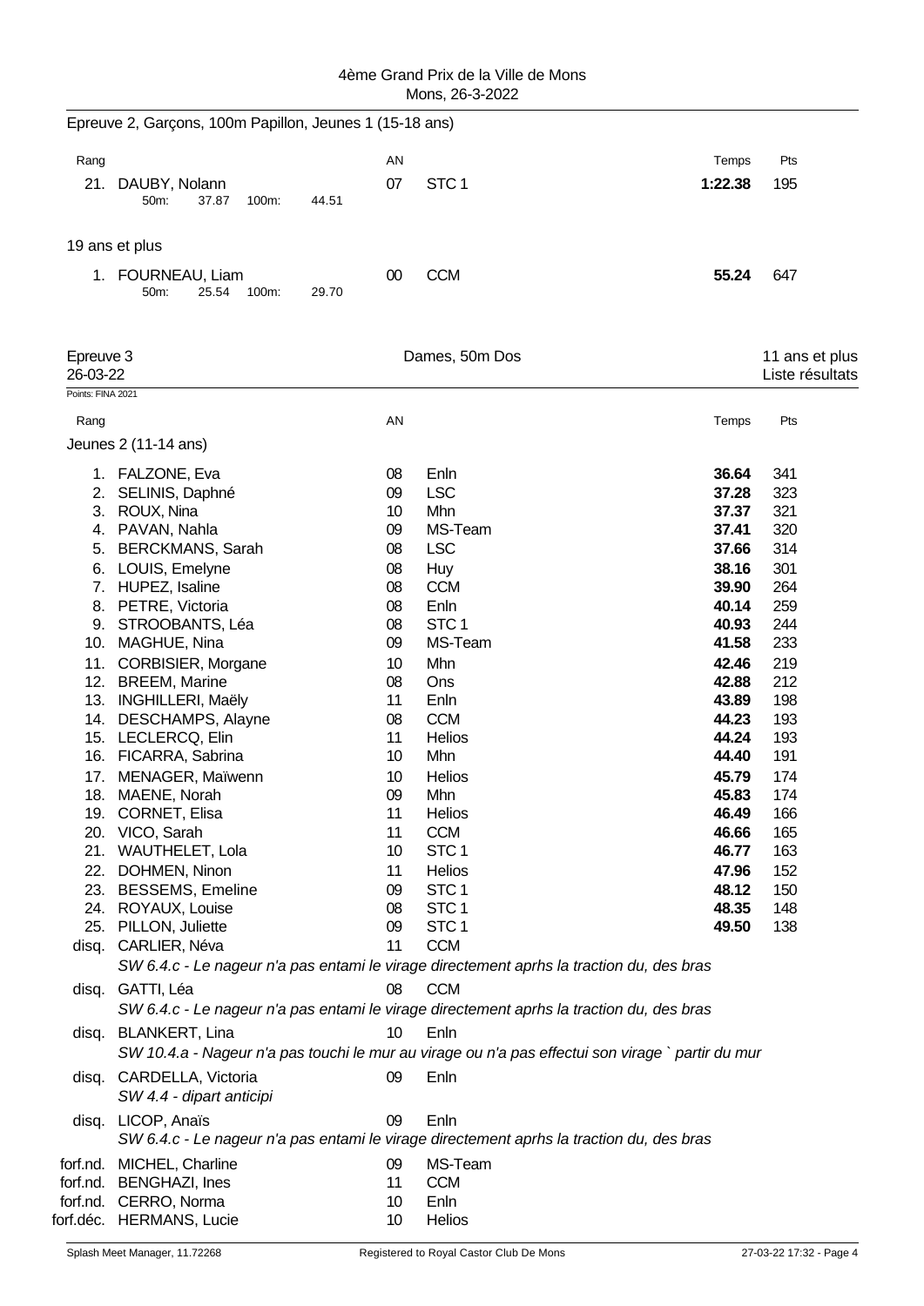## Epreuve 2, Garçons, 100m Papillon, Jeunes 1 (15-18 ans)

| Rang | | AN | | Temps | Pts |
|---|---|---|---|---|---|
| 21. | DAUBY, Nolann | 07 | STC 1 | **1:22.38** | 195 |
| | 50m: 37.87 100m: 44.51 | | | | |

19 ans et plus

| Rang | | AN | | Temps | Pts |
|---|---|---|---|---|---|
| 1. | FOURNEAU, Liam | 00 | CCM | **55.24** | 647 |
| | 50m: 25.54 100m: 29.70 | | | | |

## Epreuve 3 — Dames, 50m Dos — 11 ans et plus

26-03-22 — Liste résultats

Points: FINA 2021

Jeunes 2 (11-14 ans)

| Rang | | AN | | Temps | Pts |
|---|---|---|---|---|---|
| 1. | FALZONE, Eva | 08 | Enln | **36.64** | 341 |
| 2. | SELINIS, Daphné | 09 | LSC | **37.28** | 323 |
| 3. | ROUX, Nina | 10 | Mhn | **37.37** | 321 |
| 4. | PAVAN, Nahla | 09 | MS-Team | **37.41** | 320 |
| 5. | BERCKMANS, Sarah | 08 | LSC | **37.66** | 314 |
| 6. | LOUIS, Emelyne | 08 | Huy | **38.16** | 301 |
| 7. | HUPEZ, Isaline | 08 | CCM | **39.90** | 264 |
| 8. | PETRE, Victoria | 08 | Enln | **40.14** | 259 |
| 9. | STROOBANTS, Léa | 08 | STC 1 | **40.93** | 244 |
| 10. | MAGHUE, Nina | 09 | MS-Team | **41.58** | 233 |
| 11. | CORBISIER, Morgane | 10 | Mhn | **42.46** | 219 |
| 12. | BREEM, Marine | 08 | Ons | **42.88** | 212 |
| 13. | INGHILLERI, Maëly | 11 | Enln | **43.89** | 198 |
| 14. | DESCHAMPS, Alayne | 08 | CCM | **44.23** | 193 |
| 15. | LECLERCQ, Elin | 11 | Helios | **44.24** | 193 |
| 16. | FICARRA, Sabrina | 10 | Mhn | **44.40** | 191 |
| 17. | MENAGER, Maïwenn | 10 | Helios | **45.79** | 174 |
| 18. | MAENE, Norah | 09 | Mhn | **45.83** | 174 |
| 19. | CORNET, Elisa | 11 | Helios | **46.49** | 166 |
| 20. | VICO, Sarah | 11 | CCM | **46.66** | 165 |
| 21. | WAUTHELET, Lola | 10 | STC 1 | **46.77** | 163 |
| 22. | DOHMEN, Ninon | 11 | Helios | **47.96** | 152 |
| 23. | BESSEMS, Emeline | 09 | STC 1 | **48.12** | 150 |
| 24. | ROYAUX, Louise | 08 | STC 1 | **48.35** | 148 |
| 25. | PILLON, Juliette | 09 | STC 1 | **49.50** | 138 |
| disq. | CARLIER, Néva | 11 | CCM | | |
| | *SW 6.4.c - Le nageur n'a pas entami le virage directement aprhs la traction du, des bras* | | | | |
| disq. | GATTI, Léa | 08 | CCM | | |
| | *SW 6.4.c - Le nageur n'a pas entami le virage directement aprhs la traction du, des bras* | | | | |
| disq. | BLANKERT, Lina | 10 | Enln | | |
| | *SW 10.4.a - Nageur n'a pas touchi le mur au virage ou n'a pas effectui son virage ` partir du mur* | | | | |
| disq. | CARDELLA, Victoria | 09 | Enln | | |
| | *SW 4.4 - dipart anticipi* | | | | |
| disq. | LICOP, Anaïs | 09 | Enln | | |
| | *SW 6.4.c - Le nageur n'a pas entami le virage directement aprhs la traction du, des bras* | | | | |
| forf.nd. | MICHEL, Charline | 09 | MS-Team | | |
| forf.nd. | BENGHAZI, Ines | 11 | CCM | | |
| forf.nd. | CERRO, Norma | 10 | Enln | | |
| forf.déc. | HERMANS, Lucie | 10 | Helios | | |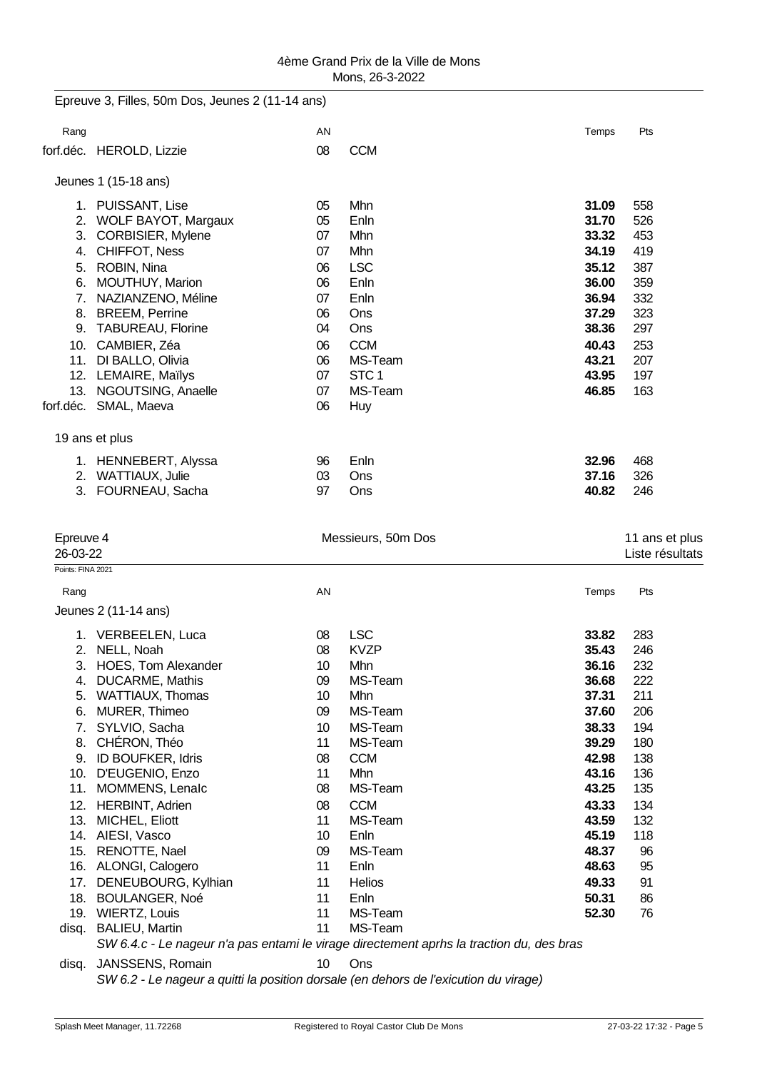Epreuve 3, Filles, 50m Dos, Jeunes 2 (11-14 ans)

| Rang | | AN | | Temps | Pts |
|---|---|---|---|---|---|
| forf.déc. | HEROLD, Lizzie | 08 | CCM | | |

Jeunes 1 (15-18 ans)

| Rang | | AN | | Temps | Pts |
|---|---|---|---|---|---|
| 1. | PUISSANT, Lise | 05 | Mhn | **31.09** | 558 |
| 2. | WOLF BAYOT, Margaux | 05 | Enln | **31.70** | 526 |
| 3. | CORBISIER, Mylene | 07 | Mhn | **33.32** | 453 |
| 4. | CHIFFOT, Ness | 07 | Mhn | **34.19** | 419 |
| 5. | ROBIN, Nina | 06 | LSC | **35.12** | 387 |
| 6. | MOUTHUY, Marion | 06 | Enln | **36.00** | 359 |
| 7. | NAZIANZENO, Méline | 07 | Enln | **36.94** | 332 |
| 8. | BREEM, Perrine | 06 | Ons | **37.29** | 323 |
| 9. | TABUREAU, Florine | 04 | Ons | **38.36** | 297 |
| 10. | CAMBIER, Zéa | 06 | CCM | **40.43** | 253 |
| 11. | DI BALLO, Olivia | 06 | MS-Team | **43.21** | 207 |
| 12. | LEMAIRE, Maïlys | 07 | STC 1 | **43.95** | 197 |
| 13. | NGOUTSING, Anaelle | 07 | MS-Team | **46.85** | 163 |
| forf.déc. | SMAL, Maeva | 06 | Huy | | |

19 ans et plus

| Rang | | AN | | Temps | Pts |
|---|---|---|---|---|---|
| 1. | HENNEBERT, Alyssa | 96 | Enln | **32.96** | 468 |
| 2. | WATTIAUX, Julie | 03 | Ons | **37.16** | 326 |
| 3. | FOURNEAU, Sacha | 97 | Ons | **40.82** | 246 |

## Epreuve 4 — Messieurs, 50m Dos — 11 ans et plus

26-03-22 — Liste résultats

Points: FINA 2021

Jeunes 2 (11-14 ans)

| Rang | | AN | | Temps | Pts |
|---|---|---|---|---|---|
| 1. | VERBEELEN, Luca | 08 | LSC | **33.82** | 283 |
| 2. | NELL, Noah | 08 | KVZP | **35.43** | 246 |
| 3. | HOES, Tom Alexander | 10 | Mhn | **36.16** | 232 |
| 4. | DUCARME, Mathis | 09 | MS-Team | **36.68** | 222 |
| 5. | WATTIAUX, Thomas | 10 | Mhn | **37.31** | 211 |
| 6. | MURER, Thimeo | 09 | MS-Team | **37.60** | 206 |
| 7. | SYLVIO, Sacha | 10 | MS-Team | **38.33** | 194 |
| 8. | CHÉRON, Théo | 11 | MS-Team | **39.29** | 180 |
| 9. | ID BOUFKER, Idris | 08 | CCM | **42.98** | 138 |
| 10. | D'EUGENIO, Enzo | 11 | Mhn | **43.16** | 136 |
| 11. | MOMMENS, Lenalc | 08 | MS-Team | **43.25** | 135 |
| 12. | HERBINT, Adrien | 08 | CCM | **43.33** | 134 |
| 13. | MICHEL, Eliott | 11 | MS-Team | **43.59** | 132 |
| 14. | AIESI, Vasco | 10 | Enln | **45.19** | 118 |
| 15. | RENOTTE, Nael | 09 | MS-Team | **48.37** | 96 |
| 16. | ALONGI, Calogero | 11 | Enln | **48.63** | 95 |
| 17. | DENEUBOURG, Kylhian | 11 | Helios | **49.33** | 91 |
| 18. | BOULANGER, Noé | 11 | Enln | **50.31** | 86 |
| 19. | WIERTZ, Louis | 11 | MS-Team | **52.30** | 76 |
| disq. | BALIEU, Martin | 11 | MS-Team | | |
| | *SW 6.4.c - Le nageur n'a pas entami le virage directement aprhs la traction du, des bras* | | | | |
| disq. | JANSSENS, Romain | 10 | Ons | | |
| | *SW 6.2 - Le nageur a quitti la position dorsale (en dehors de l'exicution du virage)* | | | | |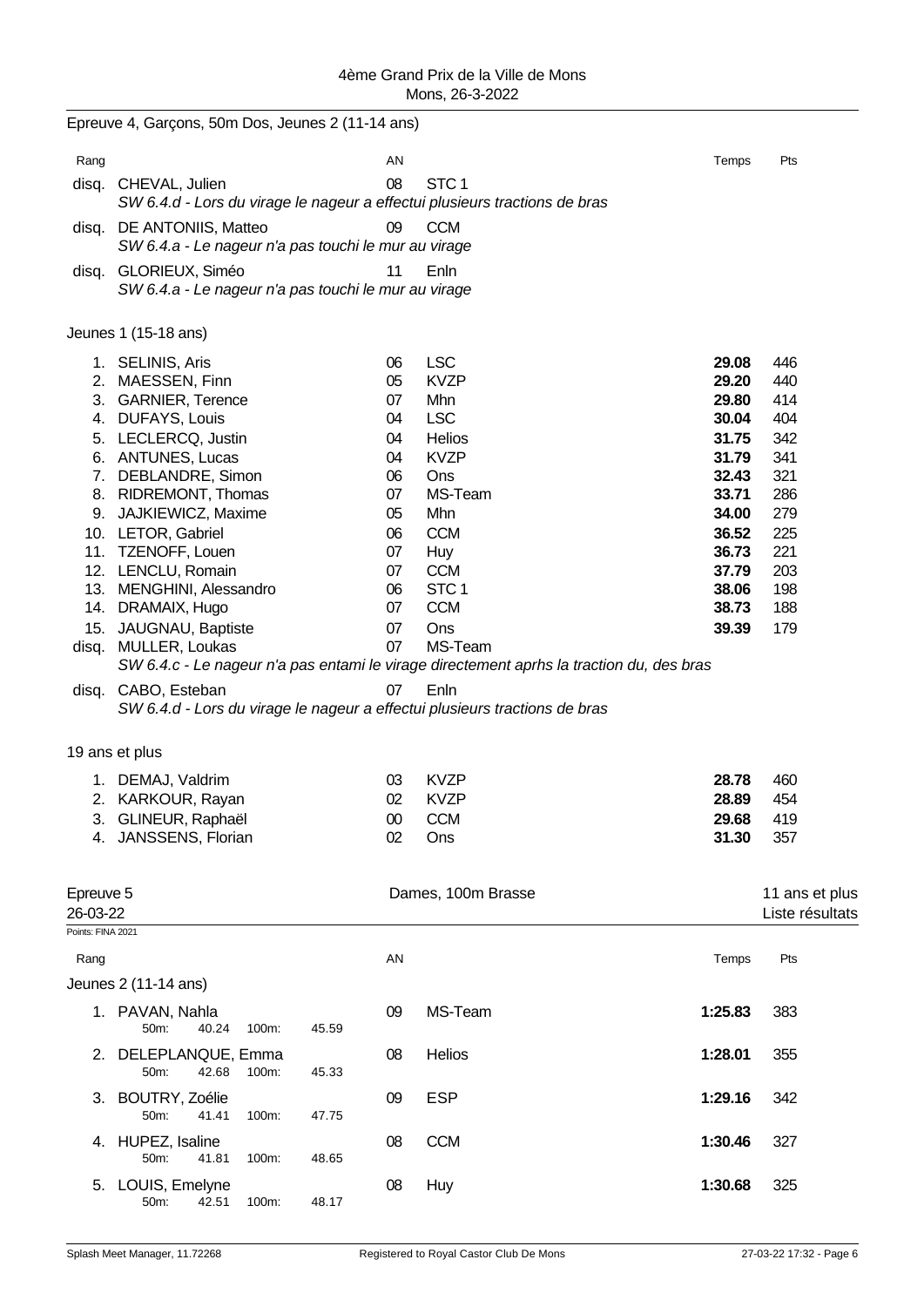4ème Grand Prix de la Ville de Mons
Mons, 26-3-2022

## Epreuve 4, Garçons, 50m Dos, Jeunes 2 (11-14 ans)

| Rang | | AN | | Temps | Pts |
|---|---|---|---|---|---|
| disq. | CHEVAL, Julien | 08 | STC 1 | | |
| | *SW 6.4.d - Lors du virage le nageur a effectui plusieurs tractions de bras* | | | | |
| disq. | DE ANTONIIS, Matteo | 09 | CCM | | |
| | *SW 6.4.a - Le nageur n'a pas touchi le mur au virage* | | | | |
| disq. | GLORIEUX, Siméo | 11 | Enln | | |
| | *SW 6.4.a - Le nageur n'a pas touchi le mur au virage* | | | | |

### Jeunes 1 (15-18 ans)

| Rang | | AN | | Temps | Pts |
|---|---|---|---|---|---|
| 1. | SELINIS, Aris | 06 | LSC | **29.08** | 446 |
| 2. | MAESSEN, Finn | 05 | KVZP | **29.20** | 440 |
| 3. | GARNIER, Terence | 07 | Mhn | **29.80** | 414 |
| 4. | DUFAYS, Louis | 04 | LSC | **30.04** | 404 |
| 5. | LECLERCQ, Justin | 04 | Helios | **31.75** | 342 |
| 6. | ANTUNES, Lucas | 04 | KVZP | **31.79** | 341 |
| 7. | DEBLANDRE, Simon | 06 | Ons | **32.43** | 321 |
| 8. | RIDREMONT, Thomas | 07 | MS-Team | **33.71** | 286 |
| 9. | JAJKIEWICZ, Maxime | 05 | Mhn | **34.00** | 279 |
| 10. | LETOR, Gabriel | 06 | CCM | **36.52** | 225 |
| 11. | TZENOFF, Louen | 07 | Huy | **36.73** | 221 |
| 12. | LENCLU, Romain | 07 | CCM | **37.79** | 203 |
| 13. | MENGHINI, Alessandro | 06 | STC 1 | **38.06** | 198 |
| 14. | DRAMAIX, Hugo | 07 | CCM | **38.73** | 188 |
| 15. | JAUGNAU, Baptiste | 07 | Ons | **39.39** | 179 |
| disq. | MULLER, Loukas | 07 | MS-Team | | |
| | *SW 6.4.c - Le nageur n'a pas entami le virage directement aprhs la traction du, des bras* | | | | |
| disq. | CABO, Esteban | 07 | Enln | | |
| | *SW 6.4.d - Lors du virage le nageur a effectui plusieurs tractions de bras* | | | | |

### 19 ans et plus

| Rang | | AN | | Temps | Pts |
|---|---|---|---|---|---|
| 1. | DEMAJ, Valdrim | 03 | KVZP | **28.78** | 460 |
| 2. | KARKOUR, Rayan | 02 | KVZP | **28.89** | 454 |
| 3. | GLINEUR, Raphaël | 00 | CCM | **29.68** | 419 |
| 4. | JANSSENS, Florian | 02 | Ons | **31.30** | 357 |

## Epreuve 5 — Dames, 100m Brasse — 11 ans et plus

26-03-22 — Liste résultats

Points: FINA 2021

### Jeunes 2 (11-14 ans)

| Rang | | AN | | Temps | Pts |
|---|---|---|---|---|---|
| 1. | PAVAN, Nahla | 09 | MS-Team | **1:25.83** | 383 |
| | 50m: 40.24 100m: 45.59 | | | | |
| 2. | DELEPLANQUE, Emma | 08 | Helios | **1:28.01** | 355 |
| | 50m: 42.68 100m: 45.33 | | | | |
| 3. | BOUTRY, Zoélie | 09 | ESP | **1:29.16** | 342 |
| | 50m: 41.41 100m: 47.75 | | | | |
| 4. | HUPEZ, Isaline | 08 | CCM | **1:30.46** | 327 |
| | 50m: 41.81 100m: 48.65 | | | | |
| 5. | LOUIS, Emelyne | 08 | Huy | **1:30.68** | 325 |
| | 50m: 42.51 100m: 48.17 | | | | |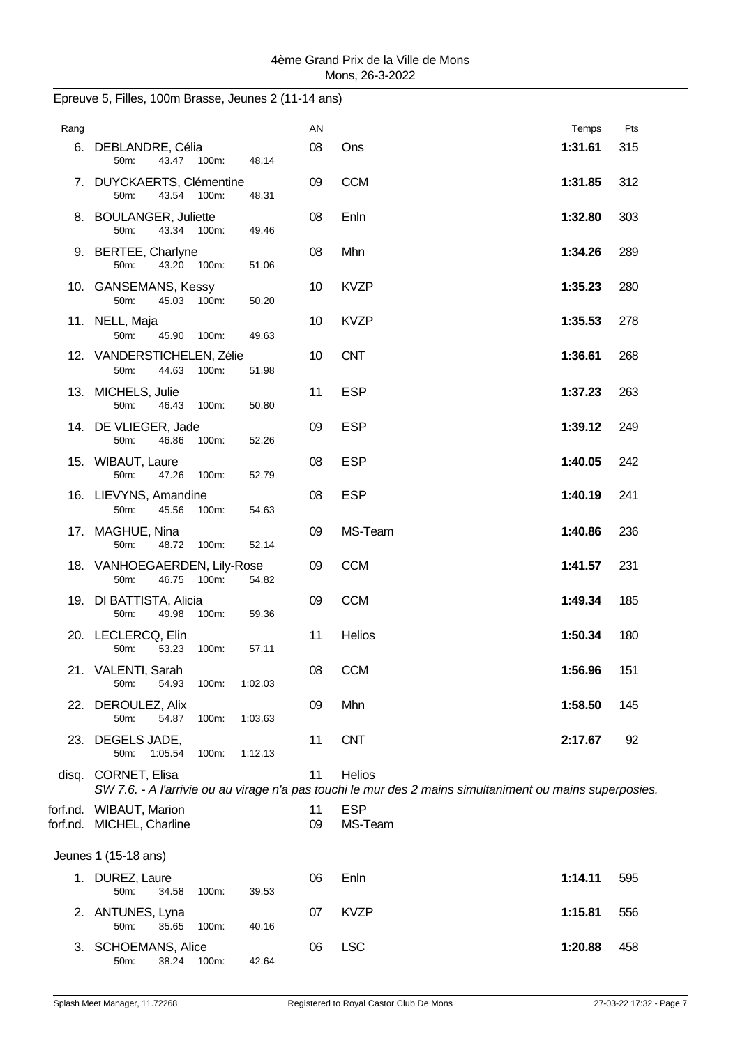Epreuve 5, Filles, 100m Brasse, Jeunes 2 (11-14 ans)

| Rang | | AN | | Temps | Pts |
|---|---|---|---|---|---|
| 6. | DEBLANDRE, Célia<br>50m: 43.47 100m: 48.14 | 08 | Ons | **1:31.61** | 315 |
| 7. | DUYCKAERTS, Clémentine<br>50m: 43.54 100m: 48.31 | 09 | CCM | **1:31.85** | 312 |
| 8. | BOULANGER, Juliette<br>50m: 43.34 100m: 49.46 | 08 | Enln | **1:32.80** | 303 |
| 9. | BERTEE, Charlyne<br>50m: 43.20 100m: 51.06 | 08 | Mhn | **1:34.26** | 289 |
| 10. | GANSEMANS, Kessy<br>50m: 45.03 100m: 50.20 | 10 | KVZP | **1:35.23** | 280 |
| 11. | NELL, Maja<br>50m: 45.90 100m: 49.63 | 10 | KVZP | **1:35.53** | 278 |
| 12. | VANDERSTICHELEN, Zélie<br>50m: 44.63 100m: 51.98 | 10 | CNT | **1:36.61** | 268 |
| 13. | MICHELS, Julie<br>50m: 46.43 100m: 50.80 | 11 | ESP | **1:37.23** | 263 |
| 14. | DE VLIEGER, Jade<br>50m: 46.86 100m: 52.26 | 09 | ESP | **1:39.12** | 249 |
| 15. | WIBAUT, Laure<br>50m: 47.26 100m: 52.79 | 08 | ESP | **1:40.05** | 242 |
| 16. | LIEVYNS, Amandine<br>50m: 45.56 100m: 54.63 | 08 | ESP | **1:40.19** | 241 |
| 17. | MAGHUE, Nina<br>50m: 48.72 100m: 52.14 | 09 | MS-Team | **1:40.86** | 236 |
| 18. | VANHOEGAERDEN, Lily-Rose<br>50m: 46.75 100m: 54.82 | 09 | CCM | **1:41.57** | 231 |
| 19. | DI BATTISTA, Alicia<br>50m: 49.98 100m: 59.36 | 09 | CCM | **1:49.34** | 185 |
| 20. | LECLERCQ, Elin<br>50m: 53.23 100m: 57.11 | 11 | Helios | **1:50.34** | 180 |
| 21. | VALENTI, Sarah<br>50m: 54.93 100m: 1:02.03 | 08 | CCM | **1:56.96** | 151 |
| 22. | DEROULEZ, Alix<br>50m: 54.87 100m: 1:03.63 | 09 | Mhn | **1:58.50** | 145 |
| 23. | DEGELS JADE,<br>50m: 1:05.54 100m: 1:12.13 | 11 | CNT | **2:17.67** | 92 |
| disq. | CORNET, Elisa<br>*SW 7.6. - A l'arrivie ou au virage n'a pas touchi le mur des 2 mains simultaniment ou mains superposies.* | 11 | Helios | | |
| forf.nd. | WIBAUT, Marion | 11 | ESP | | |
| forf.nd. | MICHEL, Charline | 09 | MS-Team | | |

Jeunes 1 (15-18 ans)

| Rang | | AN | | Temps | Pts |
|---|---|---|---|---|---|
| 1. | DUREZ, Laure<br>50m: 34.58 100m: 39.53 | 06 | Enln | **1:14.11** | 595 |
| 2. | ANTUNES, Lyna<br>50m: 35.65 100m: 40.16 | 07 | KVZP | **1:15.81** | 556 |
| 3. | SCHOEMANS, Alice<br>50m: 38.24 100m: 42.64 | 06 | LSC | **1:20.88** | 458 |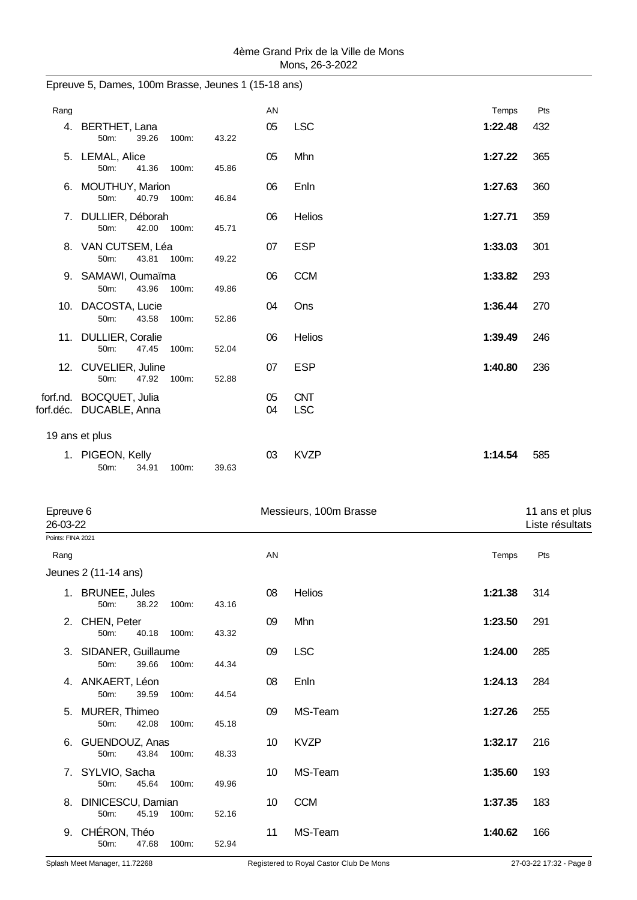4ème Grand Prix de la Ville de Mons
Mons, 26-3-2022

## Epreuve 5, Dames, 100m Brasse, Jeunes 1 (15-18 ans)

| Rang | | AN | | Temps | Pts |
|---|---|---|---|---|---|
| 4. | BERTHET, Lana<br>50m: 39.26 100m: 43.22 | 05 | LSC | **1:22.48** | 432 |
| 5. | LEMAL, Alice<br>50m: 41.36 100m: 45.86 | 05 | Mhn | **1:27.22** | 365 |
| 6. | MOUTHUY, Marion<br>50m: 40.79 100m: 46.84 | 06 | Enln | **1:27.63** | 360 |
| 7. | DULLIER, Déborah<br>50m: 42.00 100m: 45.71 | 06 | Helios | **1:27.71** | 359 |
| 8. | VAN CUTSEM, Léa<br>50m: 43.81 100m: 49.22 | 07 | ESP | **1:33.03** | 301 |
| 9. | SAMAWI, Oumaïma<br>50m: 43.96 100m: 49.86 | 06 | CCM | **1:33.82** | 293 |
| 10. | DACOSTA, Lucie<br>50m: 43.58 100m: 52.86 | 04 | Ons | **1:36.44** | 270 |
| 11. | DULLIER, Coralie<br>50m: 47.45 100m: 52.04 | 06 | Helios | **1:39.49** | 246 |
| 12. | CUVELIER, Juline<br>50m: 47.92 100m: 52.88 | 07 | ESP | **1:40.80** | 236 |
| forf.nd. | BOCQUET, Julia | 05 | CNT | | |
| forf.déc. | DUCABLE, Anna | 04 | LSC | | |

19 ans et plus

| Rang | | AN | | Temps | Pts |
|---|---|---|---|---|---|
| 1. | PIGEON, Kelly<br>50m: 34.91 100m: 39.63 | 03 | KVZP | **1:14.54** | 585 |

## Epreuve 6 — Messieurs, 100m Brasse — 11 ans et plus

26-03-22 — Liste résultats

Points: FINA 2021

Jeunes 2 (11-14 ans)

| Rang | | AN | | Temps | Pts |
|---|---|---|---|---|---|
| 1. | BRUNEE, Jules<br>50m: 38.22 100m: 43.16 | 08 | Helios | **1:21.38** | 314 |
| 2. | CHEN, Peter<br>50m: 40.18 100m: 43.32 | 09 | Mhn | **1:23.50** | 291 |
| 3. | SIDANER, Guillaume<br>50m: 39.66 100m: 44.34 | 09 | LSC | **1:24.00** | 285 |
| 4. | ANKAERT, Léon<br>50m: 39.59 100m: 44.54 | 08 | Enln | **1:24.13** | 284 |
| 5. | MURER, Thimeo<br>50m: 42.08 100m: 45.18 | 09 | MS-Team | **1:27.26** | 255 |
| 6. | GUENDOUZ, Anas<br>50m: 43.84 100m: 48.33 | 10 | KVZP | **1:32.17** | 216 |
| 7. | SYLVIO, Sacha<br>50m: 45.64 100m: 49.96 | 10 | MS-Team | **1:35.60** | 193 |
| 8. | DINICESCU, Damian<br>50m: 45.19 100m: 52.16 | 10 | CCM | **1:37.35** | 183 |
| 9. | CHÉRON, Théo<br>50m: 47.68 100m: 52.94 | 11 | MS-Team | **1:40.62** | 166 |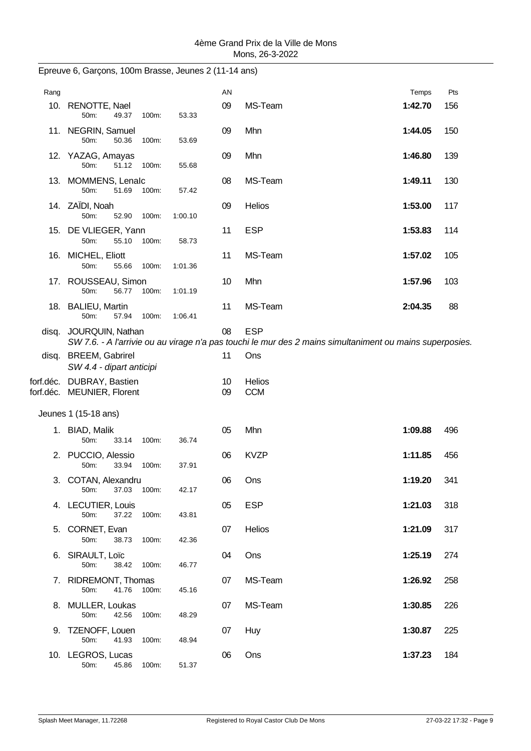## Epreuve 6, Garçons, 100m Brasse, Jeunes 2 (11-14 ans)

| Rang | | AN | | Temps | Pts |
|---|---|---|---|---|---|
| 10. | RENOTTE, Nael<br>50m: 49.37 100m: 53.33 | 09 | MS-Team | **1:42.70** | 156 |
| 11. | NEGRIN, Samuel<br>50m: 50.36 100m: 53.69 | 09 | Mhn | **1:44.05** | 150 |
| 12. | YAZAG, Amayas<br>50m: 51.12 100m: 55.68 | 09 | Mhn | **1:46.80** | 139 |
| 13. | MOMMENS, Lenalc<br>50m: 51.69 100m: 57.42 | 08 | MS-Team | **1:49.11** | 130 |
| 14. | ZAÏDI, Noah<br>50m: 52.90 100m: 1:00.10 | 09 | Helios | **1:53.00** | 117 |
| 15. | DE VLIEGER, Yann<br>50m: 55.10 100m: 58.73 | 11 | ESP | **1:53.83** | 114 |
| 16. | MICHEL, Eliott<br>50m: 55.66 100m: 1:01.36 | 11 | MS-Team | **1:57.02** | 105 |
| 17. | ROUSSEAU, Simon<br>50m: 56.77 100m: 1:01.19 | 10 | Mhn | **1:57.96** | 103 |
| 18. | BALIEU, Martin<br>50m: 57.94 100m: 1:06.41 | 11 | MS-Team | **2:04.35** | 88 |
| disq. | JOURQUIN, Nathan<br>*SW 7.6. - A l'arrivie ou au virage n'a pas touchi le mur des 2 mains simultaniment ou mains superposies.* | 08 | ESP | | |
| disq. | BREEM, Gabrirel<br>*SW 4.4 - dipart anticipi* | 11 | Ons | | |
| forf.déc. | DUBRAY, Bastien | 10 | Helios | | |
| forf.déc. | MEUNIER, Florent | 09 | CCM | | |

Jeunes 1 (15-18 ans)

| Rang | | AN | | Temps | Pts |
|---|---|---|---|---|---|
| 1. | BIAD, Malik<br>50m: 33.14 100m: 36.74 | 05 | Mhn | **1:09.88** | 496 |
| 2. | PUCCIO, Alessio<br>50m: 33.94 100m: 37.91 | 06 | KVZP | **1:11.85** | 456 |
| 3. | COTAN, Alexandru<br>50m: 37.03 100m: 42.17 | 06 | Ons | **1:19.20** | 341 |
| 4. | LECUTIER, Louis<br>50m: 37.22 100m: 43.81 | 05 | ESP | **1:21.03** | 318 |
| 5. | CORNET, Evan<br>50m: 38.73 100m: 42.36 | 07 | Helios | **1:21.09** | 317 |
| 6. | SIRAULT, Loïc<br>50m: 38.42 100m: 46.77 | 04 | Ons | **1:25.19** | 274 |
| 7. | RIDREMONT, Thomas<br>50m: 41.76 100m: 45.16 | 07 | MS-Team | **1:26.92** | 258 |
| 8. | MULLER, Loukas<br>50m: 42.56 100m: 48.29 | 07 | MS-Team | **1:30.85** | 226 |
| 9. | TZENOFF, Louen<br>50m: 41.93 100m: 48.94 | 07 | Huy | **1:30.87** | 225 |
| 10. | LEGROS, Lucas<br>50m: 45.86 100m: 51.37 | 06 | Ons | **1:37.23** | 184 |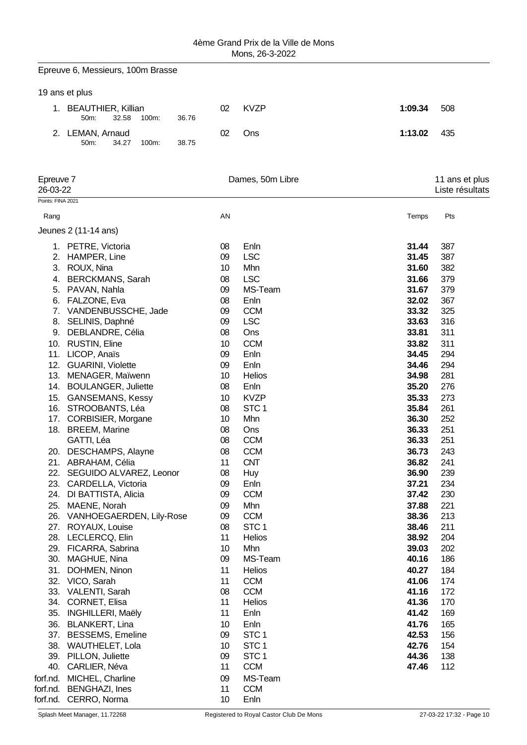## Epreuve 6, Messieurs, 100m Brasse

19 ans et plus

| Rang | Nom | AN | Club | Temps | Pts |
|---|---|---|---|---|---|
| 1. | BEAUTHIER, Killian | 02 | KVZP | **1:09.34** | 508 |
| | 50m: 32.58 100m: 36.76 | | | | |
| 2. | LEMAN, Arnaud | 02 | Ons | **1:13.02** | 435 |
| | 50m: 34.27 100m: 38.75 | | | | |

## Epreuve 7 — Dames, 50m Libre — 11 ans et plus

26-03-22 — Liste résultats

Points: FINA 2021

Jeunes 2 (11-14 ans)

| Rang | Nom | AN | Club | Temps | Pts |
|---|---|---|---|---|---|
| 1. | PETRE, Victoria | 08 | Enln | **31.44** | 387 |
| 2. | HAMPER, Line | 09 | LSC | **31.45** | 387 |
| 3. | ROUX, Nina | 10 | Mhn | **31.60** | 382 |
| 4. | BERCKMANS, Sarah | 08 | LSC | **31.66** | 379 |
| 5. | PAVAN, Nahla | 09 | MS-Team | **31.67** | 379 |
| 6. | FALZONE, Eva | 08 | Enln | **32.02** | 367 |
| 7. | VANDENBUSSCHE, Jade | 09 | CCM | **33.32** | 325 |
| 8. | SELINIS, Daphné | 09 | LSC | **33.63** | 316 |
| 9. | DEBLANDRE, Célia | 08 | Ons | **33.81** | 311 |
| 10. | RUSTIN, Eline | 10 | CCM | **33.82** | 311 |
| 11. | LICOP, Anaïs | 09 | Enln | **34.45** | 294 |
| 12. | GUARINI, Violette | 09 | Enln | **34.46** | 294 |
| 13. | MENAGER, Maïwenn | 10 | Helios | **34.98** | 281 |
| 14. | BOULANGER, Juliette | 08 | Enln | **35.20** | 276 |
| 15. | GANSEMANS, Kessy | 10 | KVZP | **35.33** | 273 |
| 16. | STROOBANTS, Léa | 08 | STC 1 | **35.84** | 261 |
| 17. | CORBISIER, Morgane | 10 | Mhn | **36.30** | 252 |
| 18. | BREEM, Marine | 08 | Ons | **36.33** | 251 |
| | GATTI, Léa | 08 | CCM | **36.33** | 251 |
| 20. | DESCHAMPS, Alayne | 08 | CCM | **36.73** | 243 |
| 21. | ABRAHAM, Célia | 11 | CNT | **36.82** | 241 |
| 22. | SEGUIDO ALVAREZ, Leonor | 08 | Huy | **36.90** | 239 |
| 23. | CARDELLA, Victoria | 09 | Enln | **37.21** | 234 |
| 24. | DI BATTISTA, Alicia | 09 | CCM | **37.42** | 230 |
| 25. | MAENE, Norah | 09 | Mhn | **37.88** | 221 |
| 26. | VANHOEGAERDEN, Lily-Rose | 09 | CCM | **38.36** | 213 |
| 27. | ROYAUX, Louise | 08 | STC 1 | **38.46** | 211 |
| 28. | LECLERCQ, Elin | 11 | Helios | **38.92** | 204 |
| 29. | FICARRA, Sabrina | 10 | Mhn | **39.03** | 202 |
| 30. | MAGHUE, Nina | 09 | MS-Team | **40.16** | 186 |
| 31. | DOHMEN, Ninon | 11 | Helios | **40.27** | 184 |
| 32. | VICO, Sarah | 11 | CCM | **41.06** | 174 |
| 33. | VALENTI, Sarah | 08 | CCM | **41.16** | 172 |
| 34. | CORNET, Elisa | 11 | Helios | **41.36** | 170 |
| 35. | INGHILLERI, Maëly | 11 | Enln | **41.42** | 169 |
| 36. | BLANKERT, Lina | 10 | Enln | **41.76** | 165 |
| 37. | BESSEMS, Emeline | 09 | STC 1 | **42.53** | 156 |
| 38. | WAUTHELET, Lola | 10 | STC 1 | **42.76** | 154 |
| 39. | PILLON, Juliette | 09 | STC 1 | **44.36** | 138 |
| 40. | CARLIER, Néva | 11 | CCM | **47.46** | 112 |
| forf.nd. | MICHEL, Charline | 09 | MS-Team | | |
| forf.nd. | BENGHAZI, Ines | 11 | CCM | | |
| forf.nd. | CERRO, Norma | 10 | Enln | | |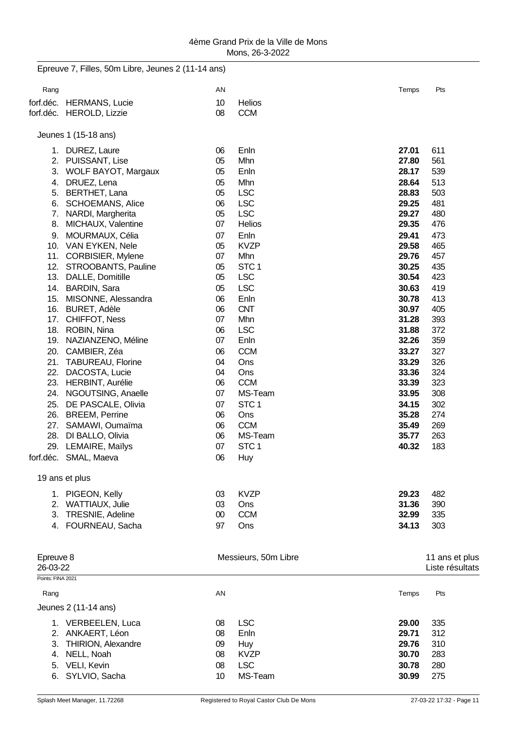4ème Grand Prix de la Ville de Mons
Mons, 26-3-2022

## Epreuve 7, Filles, 50m Libre, Jeunes 2 (11-14 ans)

| Rang | | AN | | Temps | Pts |
|---|---|---|---|---|---|
| forf.déc. | HERMANS, Lucie | 10 | Helios | | |
| forf.déc. | HEROLD, Lizzie | 08 | CCM | | |

### Jeunes 1 (15-18 ans)

| Rang | | AN | | Temps | Pts |
|---|---|---|---|---|---|
| 1. | DUREZ, Laure | 06 | Enln | **27.01** | 611 |
| 2. | PUISSANT, Lise | 05 | Mhn | **27.80** | 561 |
| 3. | WOLF BAYOT, Margaux | 05 | Enln | **28.17** | 539 |
| 4. | DRUEZ, Lena | 05 | Mhn | **28.64** | 513 |
| 5. | BERTHET, Lana | 05 | LSC | **28.83** | 503 |
| 6. | SCHOEMANS, Alice | 06 | LSC | **29.25** | 481 |
| 7. | NARDI, Margherita | 05 | LSC | **29.27** | 480 |
| 8. | MICHAUX, Valentine | 07 | Helios | **29.35** | 476 |
| 9. | MOURMAUX, Célia | 07 | Enln | **29.41** | 473 |
| 10. | VAN EYKEN, Nele | 05 | KVZP | **29.58** | 465 |
| 11. | CORBISIER, Mylene | 07 | Mhn | **29.76** | 457 |
| 12. | STROOBANTS, Pauline | 05 | STC 1 | **30.25** | 435 |
| 13. | DALLE, Domitille | 05 | LSC | **30.54** | 423 |
| 14. | BARDIN, Sara | 05 | LSC | **30.63** | 419 |
| 15. | MISONNE, Alessandra | 06 | Enln | **30.78** | 413 |
| 16. | BURET, Adèle | 06 | CNT | **30.97** | 405 |
| 17. | CHIFFOT, Ness | 07 | Mhn | **31.28** | 393 |
| 18. | ROBIN, Nina | 06 | LSC | **31.88** | 372 |
| 19. | NAZIANZENO, Méline | 07 | Enln | **32.26** | 359 |
| 20. | CAMBIER, Zéa | 06 | CCM | **33.27** | 327 |
| 21. | TABUREAU, Florine | 04 | Ons | **33.29** | 326 |
| 22. | DACOSTA, Lucie | 04 | Ons | **33.36** | 324 |
| 23. | HERBINT, Aurélie | 06 | CCM | **33.39** | 323 |
| 24. | NGOUTSING, Anaelle | 07 | MS-Team | **33.95** | 308 |
| 25. | DE PASCALE, Olivia | 07 | STC 1 | **34.15** | 302 |
| 26. | BREEM, Perrine | 06 | Ons | **35.28** | 274 |
| 27. | SAMAWI, Oumaïma | 06 | CCM | **35.49** | 269 |
| 28. | DI BALLO, Olivia | 06 | MS-Team | **35.77** | 263 |
| 29. | LEMAIRE, Maïlys | 07 | STC 1 | **40.32** | 183 |
| forf.déc. | SMAL, Maeva | 06 | Huy | | |

### 19 ans et plus

| Rang | | AN | | Temps | Pts |
|---|---|---|---|---|---|
| 1. | PIGEON, Kelly | 03 | KVZP | **29.23** | 482 |
| 2. | WATTIAUX, Julie | 03 | Ons | **31.36** | 390 |
| 3. | TRESNIE, Adeline | 00 | CCM | **32.99** | 335 |
| 4. | FOURNEAU, Sacha | 97 | Ons | **34.13** | 303 |

## Epreuve 8 — Messieurs, 50m Libre — 11 ans et plus

26-03-22 — Liste résultats

Points: FINA 2021

| Rang | | AN | | Temps | Pts |
|---|---|---|---|---|---|
| **Jeunes 2 (11-14 ans)** | | | | | |
| 1. | VERBEELEN, Luca | 08 | LSC | **29.00** | 335 |
| 2. | ANKAERT, Léon | 08 | Enln | **29.71** | 312 |
| 3. | THIRION, Alexandre | 09 | Huy | **29.76** | 310 |
| 4. | NELL, Noah | 08 | KVZP | **30.70** | 283 |
| 5. | VELI, Kevin | 08 | LSC | **30.78** | 280 |
| 6. | SYLVIO, Sacha | 10 | MS-Team | **30.99** | 275 |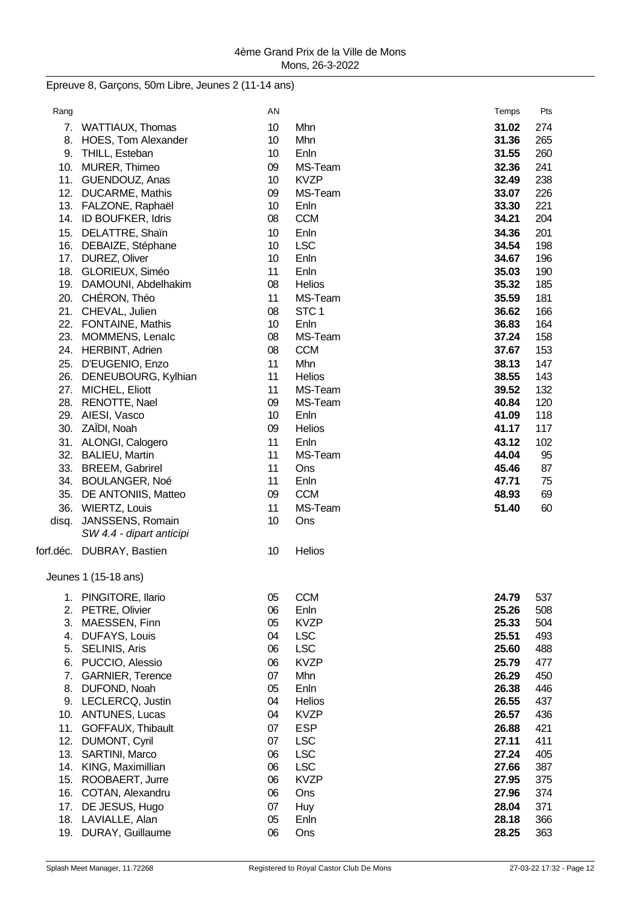Epreuve 8, Garçons, 50m Libre, Jeunes 2 (11-14 ans)

| Rang | | AN | | Temps | Pts |
|---|---|---|---|---|---|
| 7. | WATTIAUX, Thomas | 10 | Mhn | **31.02** | 274 |
| 8. | HOES, Tom Alexander | 10 | Mhn | **31.36** | 265 |
| 9. | THILL, Esteban | 10 | Enln | **31.55** | 260 |
| 10. | MURER, Thimeo | 09 | MS-Team | **32.36** | 241 |
| 11. | GUENDOUZ, Anas | 10 | KVZP | **32.49** | 238 |
| 12. | DUCARME, Mathis | 09 | MS-Team | **33.07** | 226 |
| 13. | FALZONE, Raphaël | 10 | Enln | **33.30** | 221 |
| 14. | ID BOUFKER, Idris | 08 | CCM | **34.21** | 204 |
| 15. | DELATTRE, Shaïn | 10 | Enln | **34.36** | 201 |
| 16. | DEBAIZE, Stéphane | 10 | LSC | **34.54** | 198 |
| 17. | DUREZ, Oliver | 10 | Enln | **34.67** | 196 |
| 18. | GLORIEUX, Siméo | 11 | Enln | **35.03** | 190 |
| 19. | DAMOUNI, Abdelhakim | 08 | Helios | **35.32** | 185 |
| 20. | CHÉRON, Théo | 11 | MS-Team | **35.59** | 181 |
| 21. | CHEVAL, Julien | 08 | STC 1 | **36.62** | 166 |
| 22. | FONTAINE, Mathis | 10 | Enln | **36.83** | 164 |
| 23. | MOMMENS, Lenalc | 08 | MS-Team | **37.24** | 158 |
| 24. | HERBINT, Adrien | 08 | CCM | **37.67** | 153 |
| 25. | D'EUGENIO, Enzo | 11 | Mhn | **38.13** | 147 |
| 26. | DENEUBOURG, Kylhian | 11 | Helios | **38.55** | 143 |
| 27. | MICHEL, Eliott | 11 | MS-Team | **39.52** | 132 |
| 28. | RENOTTE, Nael | 09 | MS-Team | **40.84** | 120 |
| 29. | AIESI, Vasco | 10 | Enln | **41.09** | 118 |
| 30. | ZAÏDI, Noah | 09 | Helios | **41.17** | 117 |
| 31. | ALONGI, Calogero | 11 | Enln | **43.12** | 102 |
| 32. | BALIEU, Martin | 11 | MS-Team | **44.04** | 95 |
| 33. | BREEM, Gabrirel | 11 | Ons | **45.46** | 87 |
| 34. | BOULANGER, Noé | 11 | Enln | **47.71** | 75 |
| 35. | DE ANTONIIS, Matteo | 09 | CCM | **48.93** | 69 |
| 36. | WIERTZ, Louis | 11 | MS-Team | **51.40** | 60 |
| disq. | JANSSENS, Romain *SW 4.4 - dipart anticipi* | 10 | Ons | | |
| forf.déc. | DUBRAY, Bastien | 10 | Helios | | |

Jeunes 1 (15-18 ans)

| Rang | | AN | | Temps | Pts |
|---|---|---|---|---|---|
| 1. | PINGITORE, Ilario | 05 | CCM | **24.79** | 537 |
| 2. | PETRE, Olivier | 06 | Enln | **25.26** | 508 |
| 3. | MAESSEN, Finn | 05 | KVZP | **25.33** | 504 |
| 4. | DUFAYS, Louis | 04 | LSC | **25.51** | 493 |
| 5. | SELINIS, Aris | 06 | LSC | **25.60** | 488 |
| 6. | PUCCIO, Alessio | 06 | KVZP | **25.79** | 477 |
| 7. | GARNIER, Terence | 07 | Mhn | **26.29** | 450 |
| 8. | DUFOND, Noah | 05 | Enln | **26.38** | 446 |
| 9. | LECLERCQ, Justin | 04 | Helios | **26.55** | 437 |
| 10. | ANTUNES, Lucas | 04 | KVZP | **26.57** | 436 |
| 11. | GOFFAUX, Thibault | 07 | ESP | **26.88** | 421 |
| 12. | DUMONT, Cyril | 07 | LSC | **27.11** | 411 |
| 13. | SARTINI, Marco | 06 | LSC | **27.24** | 405 |
| 14. | KING, Maximillian | 06 | LSC | **27.66** | 387 |
| 15. | ROOBAERT, Jurre | 06 | KVZP | **27.95** | 375 |
| 16. | COTAN, Alexandru | 06 | Ons | **27.96** | 374 |
| 17. | DE JESUS, Hugo | 07 | Huy | **28.04** | 371 |
| 18. | LAVIALLE, Alan | 05 | Enln | **28.18** | 366 |
| 19. | DURAY, Guillaume | 06 | Ons | **28.25** | 363 |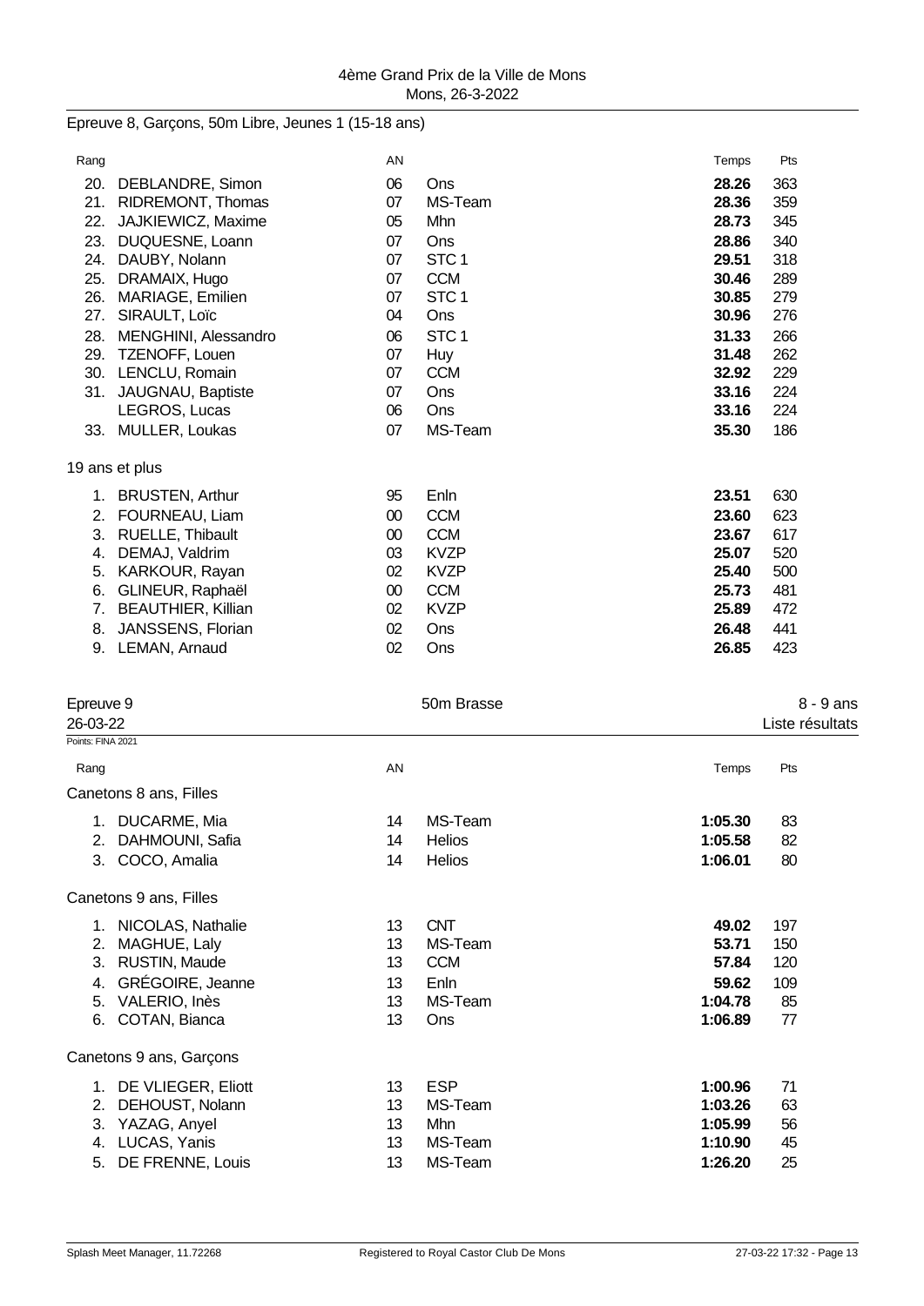## Epreuve 8, Garçons, 50m Libre, Jeunes 1 (15-18 ans)

| Rang | | AN | | Temps | Pts |
|---|---|---|---|---|---|
| 20. | DEBLANDRE, Simon | 06 | Ons | **28.26** | 363 |
| 21. | RIDREMONT, Thomas | 07 | MS-Team | **28.36** | 359 |
| 22. | JAJKIEWICZ, Maxime | 05 | Mhn | **28.73** | 345 |
| 23. | DUQUESNE, Loann | 07 | Ons | **28.86** | 340 |
| 24. | DAUBY, Nolann | 07 | STC 1 | **29.51** | 318 |
| 25. | DRAMAIX, Hugo | 07 | CCM | **30.46** | 289 |
| 26. | MARIAGE, Emilien | 07 | STC 1 | **30.85** | 279 |
| 27. | SIRAULT, Loïc | 04 | Ons | **30.96** | 276 |
| 28. | MENGHINI, Alessandro | 06 | STC 1 | **31.33** | 266 |
| 29. | TZENOFF, Louen | 07 | Huy | **31.48** | 262 |
| 30. | LENCLU, Romain | 07 | CCM | **32.92** | 229 |
| 31. | JAUGNAU, Baptiste | 07 | Ons | **33.16** | 224 |
| | LEGROS, Lucas | 06 | Ons | **33.16** | 224 |
| 33. | MULLER, Loukas | 07 | MS-Team | **35.30** | 186 |

### 19 ans et plus

| Rang | | AN | | Temps | Pts |
|---|---|---|---|---|---|
| 1. | BRUSTEN, Arthur | 95 | Enln | **23.51** | 630 |
| 2. | FOURNEAU, Liam | 00 | CCM | **23.60** | 623 |
| 3. | RUELLE, Thibault | 00 | CCM | **23.67** | 617 |
| 4. | DEMAJ, Valdrim | 03 | KVZP | **25.07** | 520 |
| 5. | KARKOUR, Rayan | 02 | KVZP | **25.40** | 500 |
| 6. | GLINEUR, Raphaël | 00 | CCM | **25.73** | 481 |
| 7. | BEAUTHIER, Killian | 02 | KVZP | **25.89** | 472 |
| 8. | JANSSENS, Florian | 02 | Ons | **26.48** | 441 |
| 9. | LEMAN, Arnaud | 02 | Ons | **26.85** | 423 |

## Epreuve 9 — 50m Brasse — 8 - 9 ans

26-03-22 — Liste résultats

Points: FINA 2021

### Canetons 8 ans, Filles

| Rang | | AN | | Temps | Pts |
|---|---|---|---|---|---|
| 1. | DUCARME, Mia | 14 | MS-Team | **1:05.30** | 83 |
| 2. | DAHMOUNI, Safia | 14 | Helios | **1:05.58** | 82 |
| 3. | COCO, Amalia | 14 | Helios | **1:06.01** | 80 |

### Canetons 9 ans, Filles

| Rang | | AN | | Temps | Pts |
|---|---|---|---|---|---|
| 1. | NICOLAS, Nathalie | 13 | CNT | **49.02** | 197 |
| 2. | MAGHUE, Laly | 13 | MS-Team | **53.71** | 150 |
| 3. | RUSTIN, Maude | 13 | CCM | **57.84** | 120 |
| 4. | GRÉGOIRE, Jeanne | 13 | Enln | **59.62** | 109 |
| 5. | VALERIO, Inès | 13 | MS-Team | **1:04.78** | 85 |
| 6. | COTAN, Bianca | 13 | Ons | **1:06.89** | 77 |

### Canetons 9 ans, Garçons

| Rang | | AN | | Temps | Pts |
|---|---|---|---|---|---|
| 1. | DE VLIEGER, Eliott | 13 | ESP | **1:00.96** | 71 |
| 2. | DEHOUST, Nolann | 13 | MS-Team | **1:03.26** | 63 |
| 3. | YAZAG, Anyel | 13 | Mhn | **1:05.99** | 56 |
| 4. | LUCAS, Yanis | 13 | MS-Team | **1:10.90** | 45 |
| 5. | DE FRENNE, Louis | 13 | MS-Team | **1:26.20** | 25 |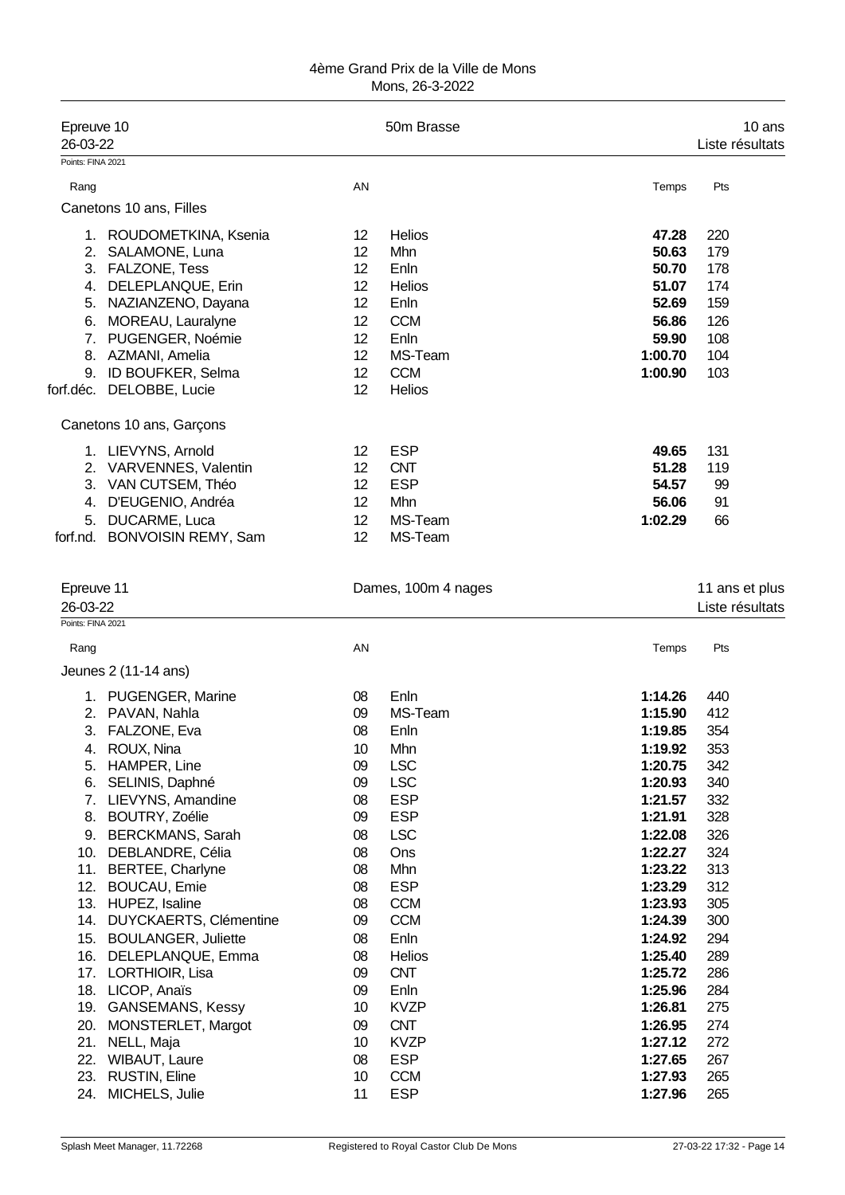4ème Grand Prix de la Ville de Mons
Mons, 26-3-2022

## Epreuve 10 — 50m Brasse — 10 ans

26-03-22 — Liste résultats

Points: FINA 2021

### Canetons 10 ans, Filles

| Rang | Nom | AN | Club | Temps | Pts |
|---|---|---|---|---|---|
| 1. | ROUDOMETKINA, Ksenia | 12 | Helios | **47.28** | 220 |
| 2. | SALAMONE, Luna | 12 | Mhn | **50.63** | 179 |
| 3. | FALZONE, Tess | 12 | Enln | **50.70** | 178 |
| 4. | DELEPLANQUE, Erin | 12 | Helios | **51.07** | 174 |
| 5. | NAZIANZENO, Dayana | 12 | Enln | **52.69** | 159 |
| 6. | MOREAU, Lauralyne | 12 | CCM | **56.86** | 126 |
| 7. | PUGENGER, Noémie | 12 | Enln | **59.90** | 108 |
| 8. | AZMANI, Amelia | 12 | MS-Team | **1:00.70** | 104 |
| 9. | ID BOUFKER, Selma | 12 | CCM | **1:00.90** | 103 |
| forf.déc. | DELOBBE, Lucie | 12 | Helios | | |

### Canetons 10 ans, Garçons

| Rang | Nom | AN | Club | Temps | Pts |
|---|---|---|---|---|---|
| 1. | LIEVYNS, Arnold | 12 | ESP | **49.65** | 131 |
| 2. | VARVENNES, Valentin | 12 | CNT | **51.28** | 119 |
| 3. | VAN CUTSEM, Théo | 12 | ESP | **54.57** | 99 |
| 4. | D'EUGENIO, Andréa | 12 | Mhn | **56.06** | 91 |
| 5. | DUCARME, Luca | 12 | MS-Team | **1:02.29** | 66 |
| forf.nd. | BONVOISIN REMY, Sam | 12 | MS-Team | | |

## Epreuve 11 — Dames, 100m 4 nages — 11 ans et plus

26-03-22 — Liste résultats

Points: FINA 2021

### Jeunes 2 (11-14 ans)

| Rang | Nom | AN | Club | Temps | Pts |
|---|---|---|---|---|---|
| 1. | PUGENGER, Marine | 08 | Enln | **1:14.26** | 440 |
| 2. | PAVAN, Nahla | 09 | MS-Team | **1:15.90** | 412 |
| 3. | FALZONE, Eva | 08 | Enln | **1:19.85** | 354 |
| 4. | ROUX, Nina | 10 | Mhn | **1:19.92** | 353 |
| 5. | HAMPER, Line | 09 | LSC | **1:20.75** | 342 |
| 6. | SELINIS, Daphné | 09 | LSC | **1:20.93** | 340 |
| 7. | LIEVYNS, Amandine | 08 | ESP | **1:21.57** | 332 |
| 8. | BOUTRY, Zoélie | 09 | ESP | **1:21.91** | 328 |
| 9. | BERCKMANS, Sarah | 08 | LSC | **1:22.08** | 326 |
| 10. | DEBLANDRE, Célia | 08 | Ons | **1:22.27** | 324 |
| 11. | BERTEE, Charlyne | 08 | Mhn | **1:23.22** | 313 |
| 12. | BOUCAU, Emie | 08 | ESP | **1:23.29** | 312 |
| 13. | HUPEZ, Isaline | 08 | CCM | **1:23.93** | 305 |
| 14. | DUYCKAERTS, Clémentine | 09 | CCM | **1:24.39** | 300 |
| 15. | BOULANGER, Juliette | 08 | Enln | **1:24.92** | 294 |
| 16. | DELEPLANQUE, Emma | 08 | Helios | **1:25.40** | 289 |
| 17. | LORTHIOIR, Lisa | 09 | CNT | **1:25.72** | 286 |
| 18. | LICOP, Anaïs | 09 | Enln | **1:25.96** | 284 |
| 19. | GANSEMANS, Kessy | 10 | KVZP | **1:26.81** | 275 |
| 20. | MONSTERLET, Margot | 09 | CNT | **1:26.95** | 274 |
| 21. | NELL, Maja | 10 | KVZP | **1:27.12** | 272 |
| 22. | WIBAUT, Laure | 08 | ESP | **1:27.65** | 267 |
| 23. | RUSTIN, Eline | 10 | CCM | **1:27.93** | 265 |
| 24. | MICHELS, Julie | 11 | ESP | **1:27.96** | 265 |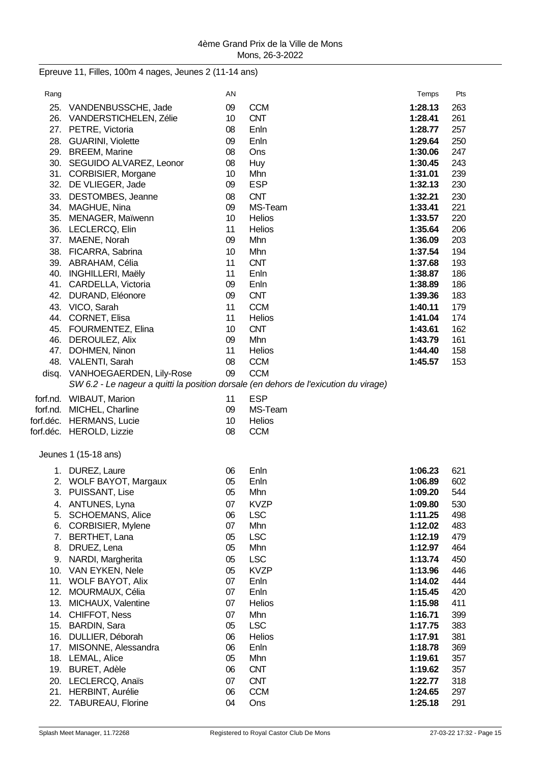Epreuve 11, Filles, 100m 4 nages, Jeunes 2 (11-14 ans)

| Rang | | AN | | Temps | Pts |
|---|---|---|---|---|---|
| 25. | VANDENBUSSCHE, Jade | 09 | CCM | **1:28.13** | 263 |
| 26. | VANDERSTICHELEN, Zélie | 10 | CNT | **1:28.41** | 261 |
| 27. | PETRE, Victoria | 08 | Enln | **1:28.77** | 257 |
| 28. | GUARINI, Violette | 09 | Enln | **1:29.64** | 250 |
| 29. | BREEM, Marine | 08 | Ons | **1:30.06** | 247 |
| 30. | SEGUIDO ALVAREZ, Leonor | 08 | Huy | **1:30.45** | 243 |
| 31. | CORBISIER, Morgane | 10 | Mhn | **1:31.01** | 239 |
| 32. | DE VLIEGER, Jade | 09 | ESP | **1:32.13** | 230 |
| 33. | DESTOMBES, Jeanne | 08 | CNT | **1:32.21** | 230 |
| 34. | MAGHUE, Nina | 09 | MS-Team | **1:33.41** | 221 |
| 35. | MENAGER, Maïwenn | 10 | Helios | **1:33.57** | 220 |
| 36. | LECLERCQ, Elin | 11 | Helios | **1:35.64** | 206 |
| 37. | MAENE, Norah | 09 | Mhn | **1:36.09** | 203 |
| 38. | FICARRA, Sabrina | 10 | Mhn | **1:37.54** | 194 |
| 39. | ABRAHAM, Célia | 11 | CNT | **1:37.68** | 193 |
| 40. | INGHILLERI, Maëly | 11 | Enln | **1:38.87** | 186 |
| 41. | CARDELLA, Victoria | 09 | Enln | **1:38.89** | 186 |
| 42. | DURAND, Eléonore | 09 | CNT | **1:39.36** | 183 |
| 43. | VICO, Sarah | 11 | CCM | **1:40.11** | 179 |
| 44. | CORNET, Elisa | 11 | Helios | **1:41.04** | 174 |
| 45. | FOURMENTEZ, Elina | 10 | CNT | **1:43.61** | 162 |
| 46. | DEROULEZ, Alix | 09 | Mhn | **1:43.79** | 161 |
| 47. | DOHMEN, Ninon | 11 | Helios | **1:44.40** | 158 |
| 48. | VALENTI, Sarah | 08 | CCM | **1:45.57** | 153 |
| disq. | VANHOEGAERDEN, Lily-Rose | 09 | CCM | | |
| | *SW 6.2 - Le nageur a quitti la position dorsale (en dehors de l'exicution du virage)* | | | | |
| forf.nd. | WIBAUT, Marion | 11 | ESP | | |
| forf.nd. | MICHEL, Charline | 09 | MS-Team | | |
| forf.déc. | HERMANS, Lucie | 10 | Helios | | |
| forf.déc. | HEROLD, Lizzie | 08 | CCM | | |

Jeunes 1 (15-18 ans)

| Rang | | AN | | Temps | Pts |
|---|---|---|---|---|---|
| 1. | DUREZ, Laure | 06 | Enln | **1:06.23** | 621 |
| 2. | WOLF BAYOT, Margaux | 05 | Enln | **1:06.89** | 602 |
| 3. | PUISSANT, Lise | 05 | Mhn | **1:09.20** | 544 |
| 4. | ANTUNES, Lyna | 07 | KVZP | **1:09.80** | 530 |
| 5. | SCHOEMANS, Alice | 06 | LSC | **1:11.25** | 498 |
| 6. | CORBISIER, Mylene | 07 | Mhn | **1:12.02** | 483 |
| 7. | BERTHET, Lana | 05 | LSC | **1:12.19** | 479 |
| 8. | DRUEZ, Lena | 05 | Mhn | **1:12.97** | 464 |
| 9. | NARDI, Margherita | 05 | LSC | **1:13.74** | 450 |
| 10. | VAN EYKEN, Nele | 05 | KVZP | **1:13.96** | 446 |
| 11. | WOLF BAYOT, Alix | 07 | Enln | **1:14.02** | 444 |
| 12. | MOURMAUX, Célia | 07 | Enln | **1:15.45** | 420 |
| 13. | MICHAUX, Valentine | 07 | Helios | **1:15.98** | 411 |
| 14. | CHIFFOT, Ness | 07 | Mhn | **1:16.71** | 399 |
| 15. | BARDIN, Sara | 05 | LSC | **1:17.75** | 383 |
| 16. | DULLIER, Déborah | 06 | Helios | **1:17.91** | 381 |
| 17. | MISONNE, Alessandra | 06 | Enln | **1:18.78** | 369 |
| 18. | LEMAL, Alice | 05 | Mhn | **1:19.61** | 357 |
| 19. | BURET, Adèle | 06 | CNT | **1:19.62** | 357 |
| 20. | LECLERCQ, Anaïs | 07 | CNT | **1:22.77** | 318 |
| 21. | HERBINT, Aurélie | 06 | CCM | **1:24.65** | 297 |
| 22. | TABUREAU, Florine | 04 | Ons | **1:25.18** | 291 |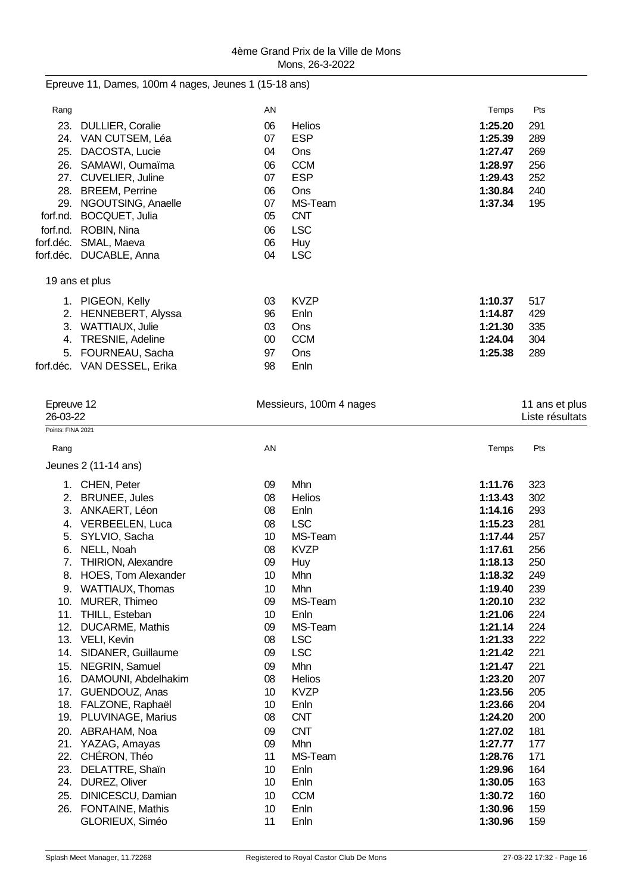Epreuve 11, Dames, 100m 4 nages, Jeunes 1 (15-18 ans)

| Rang | | AN | | Temps | Pts |
|---|---|---|---|---|---|
| 23. | DULLIER, Coralie | 06 | Helios | **1:25.20** | 291 |
| 24. | VAN CUTSEM, Léa | 07 | ESP | **1:25.39** | 289 |
| 25. | DACOSTA, Lucie | 04 | Ons | **1:27.47** | 269 |
| 26. | SAMAWI, Oumaïma | 06 | CCM | **1:28.97** | 256 |
| 27. | CUVELIER, Juline | 07 | ESP | **1:29.43** | 252 |
| 28. | BREEM, Perrine | 06 | Ons | **1:30.84** | 240 |
| 29. | NGOUTSING, Anaelle | 07 | MS-Team | **1:37.34** | 195 |
| forf.nd. | BOCQUET, Julia | 05 | CNT | | |
| forf.nd. | ROBIN, Nina | 06 | LSC | | |
| forf.déc. | SMAL, Maeva | 06 | Huy | | |
| forf.déc. | DUCABLE, Anna | 04 | LSC | | |

19 ans et plus

| Rang | | AN | | Temps | Pts |
|---|---|---|---|---|---|
| 1. | PIGEON, Kelly | 03 | KVZP | **1:10.37** | 517 |
| 2. | HENNEBERT, Alyssa | 96 | Enln | **1:14.87** | 429 |
| 3. | WATTIAUX, Julie | 03 | Ons | **1:21.30** | 335 |
| 4. | TRESNIE, Adeline | 00 | CCM | **1:24.04** | 304 |
| 5. | FOURNEAU, Sacha | 97 | Ons | **1:25.38** | 289 |
| forf.déc. | VAN DESSEL, Erika | 98 | Enln | | |

Epreuve 12 — Messieurs, 100m 4 nages — 11 ans et plus

26-03-22 — Liste résultats

Points: FINA 2021

Jeunes 2 (11-14 ans)

| Rang | | AN | | Temps | Pts |
|---|---|---|---|---|---|
| 1. | CHEN, Peter | 09 | Mhn | **1:11.76** | 323 |
| 2. | BRUNEE, Jules | 08 | Helios | **1:13.43** | 302 |
| 3. | ANKAERT, Léon | 08 | Enln | **1:14.16** | 293 |
| 4. | VERBEELEN, Luca | 08 | LSC | **1:15.23** | 281 |
| 5. | SYLVIO, Sacha | 10 | MS-Team | **1:17.44** | 257 |
| 6. | NELL, Noah | 08 | KVZP | **1:17.61** | 256 |
| 7. | THIRION, Alexandre | 09 | Huy | **1:18.13** | 250 |
| 8. | HOES, Tom Alexander | 10 | Mhn | **1:18.32** | 249 |
| 9. | WATTIAUX, Thomas | 10 | Mhn | **1:19.40** | 239 |
| 10. | MURER, Thimeo | 09 | MS-Team | **1:20.10** | 232 |
| 11. | THILL, Esteban | 10 | Enln | **1:21.06** | 224 |
| 12. | DUCARME, Mathis | 09 | MS-Team | **1:21.14** | 224 |
| 13. | VELI, Kevin | 08 | LSC | **1:21.33** | 222 |
| 14. | SIDANER, Guillaume | 09 | LSC | **1:21.42** | 221 |
| 15. | NEGRIN, Samuel | 09 | Mhn | **1:21.47** | 221 |
| 16. | DAMOUNI, Abdelhakim | 08 | Helios | **1:23.20** | 207 |
| 17. | GUENDOUZ, Anas | 10 | KVZP | **1:23.56** | 205 |
| 18. | FALZONE, Raphaël | 10 | Enln | **1:23.66** | 204 |
| 19. | PLUVINAGE, Marius | 08 | CNT | **1:24.20** | 200 |
| 20. | ABRAHAM, Noa | 09 | CNT | **1:27.02** | 181 |
| 21. | YAZAG, Amayas | 09 | Mhn | **1:27.77** | 177 |
| 22. | CHÉRON, Théo | 11 | MS-Team | **1:28.76** | 171 |
| 23. | DELATTRE, Shaïn | 10 | Enln | **1:29.96** | 164 |
| 24. | DUREZ, Oliver | 10 | Enln | **1:30.05** | 163 |
| 25. | DINICESCU, Damian | 10 | CCM | **1:30.72** | 160 |
| 26. | FONTAINE, Mathis | 10 | Enln | **1:30.96** | 159 |
| | GLORIEUX, Siméo | 11 | Enln | **1:30.96** | 159 |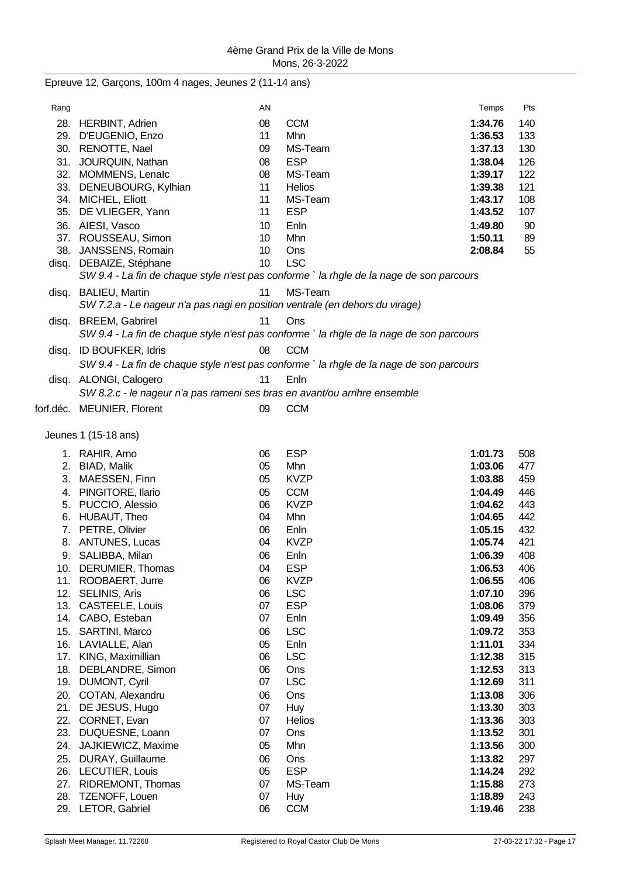4ème Grand Prix de la Ville de Mons
Mons, 26-3-2022

## Epreuve 12, Garçons, 100m 4 nages, Jeunes 2 (11-14 ans)

| Rang | | AN | | Temps | Pts |
|---|---|---|---|---|---|
| 28. | HERBINT, Adrien | 08 | CCM | **1:34.76** | 140 |
| 29. | D'EUGENIO, Enzo | 11 | Mhn | **1:36.53** | 133 |
| 30. | RENOTTE, Nael | 09 | MS-Team | **1:37.13** | 130 |
| 31. | JOURQUIN, Nathan | 08 | ESP | **1:38.04** | 126 |
| 32. | MOMMENS, Lenalc | 08 | MS-Team | **1:39.17** | 122 |
| 33. | DENEUBOURG, Kylhian | 11 | Helios | **1:39.38** | 121 |
| 34. | MICHEL, Eliott | 11 | MS-Team | **1:43.17** | 108 |
| 35. | DE VLIEGER, Yann | 11 | ESP | **1:43.52** | 107 |
| 36. | AIESI, Vasco | 10 | Enln | **1:49.80** | 90 |
| 37. | ROUSSEAU, Simon | 10 | Mhn | **1:50.11** | 89 |
| 38. | JANSSENS, Romain | 10 | Ons | **2:08.84** | 55 |
| disq. | DEBAIZE, Stéphane | 10 | LSC | | |
| | *SW 9.4 - La fin de chaque style n'est pas conforme ` la rhgle de la nage de son parcours* | | | | |
| disq. | BALIEU, Martin | 11 | MS-Team | | |
| | *SW 7.2.a - Le nageur n'a pas nagi en position ventrale (en dehors du virage)* | | | | |
| disq. | BREEM, Gabrirel | 11 | Ons | | |
| | *SW 9.4 - La fin de chaque style n'est pas conforme ` la rhgle de la nage de son parcours* | | | | |
| disq. | ID BOUFKER, Idris | 08 | CCM | | |
| | *SW 9.4 - La fin de chaque style n'est pas conforme ` la rhgle de la nage de son parcours* | | | | |
| disq. | ALONGI, Calogero | 11 | Enln | | |
| | *SW 8.2.c - le nageur n'a pas rameni ses bras en avant/ou arrihre ensemble* | | | | |
| forf.déc. | MEUNIER, Florent | 09 | CCM | | |

### Jeunes 1 (15-18 ans)

| Rang | | AN | | Temps | Pts |
|---|---|---|---|---|---|
| 1. | RAHIR, Arno | 06 | ESP | **1:01.73** | 508 |
| 2. | BIAD, Malik | 05 | Mhn | **1:03.06** | 477 |
| 3. | MAESSEN, Finn | 05 | KVZP | **1:03.88** | 459 |
| 4. | PINGITORE, Ilario | 05 | CCM | **1:04.49** | 446 |
| 5. | PUCCIO, Alessio | 06 | KVZP | **1:04.62** | 443 |
| 6. | HUBAUT, Theo | 04 | Mhn | **1:04.65** | 442 |
| 7. | PETRE, Olivier | 06 | Enln | **1:05.15** | 432 |
| 8. | ANTUNES, Lucas | 04 | KVZP | **1:05.74** | 421 |
| 9. | SALIBBA, Milan | 06 | Enln | **1:06.39** | 408 |
| 10. | DERUMIER, Thomas | 04 | ESP | **1:06.53** | 406 |
| 11. | ROOBAERT, Jurre | 06 | KVZP | **1:06.55** | 406 |
| 12. | SELINIS, Aris | 06 | LSC | **1:07.10** | 396 |
| 13. | CASTEELE, Louis | 07 | ESP | **1:08.06** | 379 |
| 14. | CABO, Esteban | 07 | Enln | **1:09.49** | 356 |
| 15. | SARTINI, Marco | 06 | LSC | **1:09.72** | 353 |
| 16. | LAVIALLE, Alan | 05 | Enln | **1:11.01** | 334 |
| 17. | KING, Maximillian | 06 | LSC | **1:12.38** | 315 |
| 18. | DEBLANDRE, Simon | 06 | Ons | **1:12.53** | 313 |
| 19. | DUMONT, Cyril | 07 | LSC | **1:12.69** | 311 |
| 20. | COTAN, Alexandru | 06 | Ons | **1:13.08** | 306 |
| 21. | DE JESUS, Hugo | 07 | Huy | **1:13.30** | 303 |
| 22. | CORNET, Evan | 07 | Helios | **1:13.36** | 303 |
| 23. | DUQUESNE, Loann | 07 | Ons | **1:13.52** | 301 |
| 24. | JAJKIEWICZ, Maxime | 05 | Mhn | **1:13.56** | 300 |
| 25. | DURAY, Guillaume | 06 | Ons | **1:13.82** | 297 |
| 26. | LECUTIER, Louis | 05 | ESP | **1:14.24** | 292 |
| 27. | RIDREMONT, Thomas | 07 | MS-Team | **1:15.88** | 273 |
| 28. | TZENOFF, Louen | 07 | Huy | **1:18.89** | 243 |
| 29. | LETOR, Gabriel | 06 | CCM | **1:19.46** | 238 |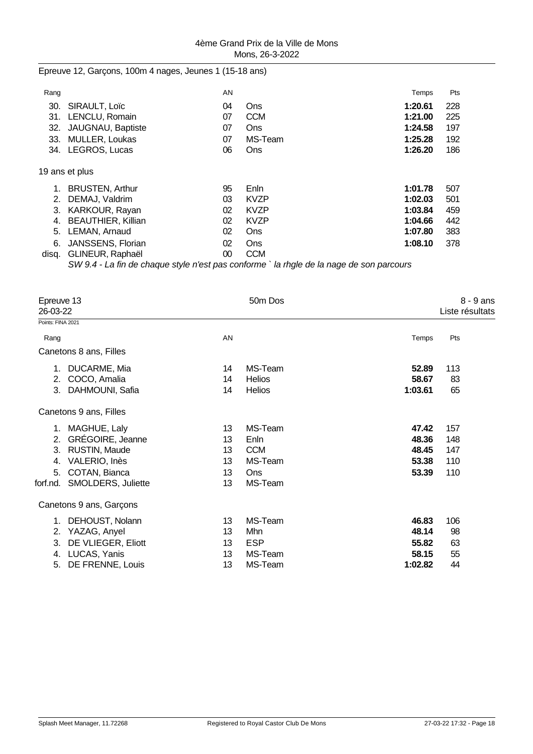Epreuve 12, Garçons, 100m 4 nages, Jeunes 1 (15-18 ans)

| Rang | | AN | | Temps | Pts |
|---|---|---|---|---|---|
| 30. | SIRAULT, Loïc | 04 | Ons | **1:20.61** | 228 |
| 31. | LENCLU, Romain | 07 | CCM | **1:21.00** | 225 |
| 32. | JAUGNAU, Baptiste | 07 | Ons | **1:24.58** | 197 |
| 33. | MULLER, Loukas | 07 | MS-Team | **1:25.28** | 192 |
| 34. | LEGROS, Lucas | 06 | Ons | **1:26.20** | 186 |

19 ans et plus

| Rang | | AN | | Temps | Pts |
|---|---|---|---|---|---|
| 1. | BRUSTEN, Arthur | 95 | Enln | **1:01.78** | 507 |
| 2. | DEMAJ, Valdrim | 03 | KVZP | **1:02.03** | 501 |
| 3. | KARKOUR, Rayan | 02 | KVZP | **1:03.84** | 459 |
| 4. | BEAUTHIER, Killian | 02 | KVZP | **1:04.66** | 442 |
| 5. | LEMAN, Arnaud | 02 | Ons | **1:07.80** | 383 |
| 6. | JANSSENS, Florian | 02 | Ons | **1:08.10** | 378 |
| disq. | GLINEUR, Raphaël | 00 | CCM | | |

*SW 9.4 - La fin de chaque style n'est pas conforme ` la rhgle de la nage de son parcours*

Epreuve 13 — 50m Dos — 8 - 9 ans
26-03-22 — Liste résultats

Points: FINA 2021

Canetons 8 ans, Filles

| Rang | | AN | | Temps | Pts |
|---|---|---|---|---|---|
| 1. | DUCARME, Mia | 14 | MS-Team | **52.89** | 113 |
| 2. | COCO, Amalia | 14 | Helios | **58.67** | 83 |
| 3. | DAHMOUNI, Safia | 14 | Helios | **1:03.61** | 65 |

Canetons 9 ans, Filles

| Rang | | AN | | Temps | Pts |
|---|---|---|---|---|---|
| 1. | MAGHUE, Laly | 13 | MS-Team | **47.42** | 157 |
| 2. | GRÉGOIRE, Jeanne | 13 | Enln | **48.36** | 148 |
| 3. | RUSTIN, Maude | 13 | CCM | **48.45** | 147 |
| 4. | VALERIO, Inès | 13 | MS-Team | **53.38** | 110 |
| 5. | COTAN, Bianca | 13 | Ons | **53.39** | 110 |
| forf.nd. | SMOLDERS, Juliette | 13 | MS-Team | | |

Canetons 9 ans, Garçons

| Rang | | AN | | Temps | Pts |
|---|---|---|---|---|---|
| 1. | DEHOUST, Nolann | 13 | MS-Team | **46.83** | 106 |
| 2. | YAZAG, Anyel | 13 | Mhn | **48.14** | 98 |
| 3. | DE VLIEGER, Eliott | 13 | ESP | **55.82** | 63 |
| 4. | LUCAS, Yanis | 13 | MS-Team | **58.15** | 55 |
| 5. | DE FRENNE, Louis | 13 | MS-Team | **1:02.82** | 44 |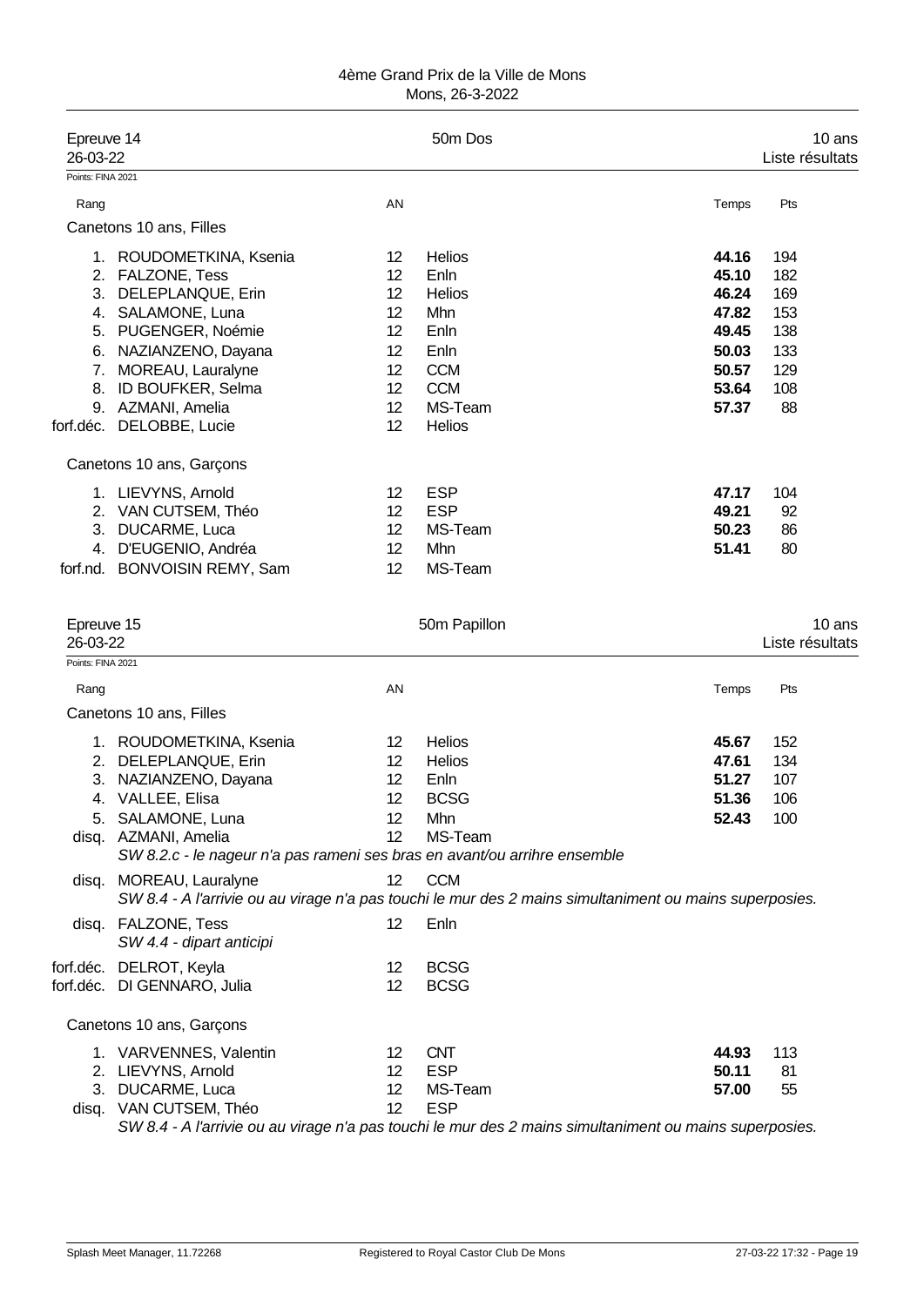# 4ème Grand Prix de la Ville de Mons
Mons, 26-3-2022

## Epreuve 14 — 50m Dos — 10 ans

26-03-22 — Liste résultats

Points: FINA 2021

| Rang | | AN | | Temps | Pts |
|---|---|---|---|---|---|
| **Canetons 10 ans, Filles** | | | | | |
| 1. | ROUDOMETKINA, Ksenia | 12 | Helios | **44.16** | 194 |
| 2. | FALZONE, Tess | 12 | Enln | **45.10** | 182 |
| 3. | DELEPLANQUE, Erin | 12 | Helios | **46.24** | 169 |
| 4. | SALAMONE, Luna | 12 | Mhn | **47.82** | 153 |
| 5. | PUGENGER, Noémie | 12 | Enln | **49.45** | 138 |
| 6. | NAZIANZENO, Dayana | 12 | Enln | **50.03** | 133 |
| 7. | MOREAU, Lauralyne | 12 | CCM | **50.57** | 129 |
| 8. | ID BOUFKER, Selma | 12 | CCM | **53.64** | 108 |
| 9. | AZMANI, Amelia | 12 | MS-Team | **57.37** | 88 |
| forf.déc. | DELOBBE, Lucie | 12 | Helios | | |
| **Canetons 10 ans, Garçons** | | | | | |
| 1. | LIEVYNS, Arnold | 12 | ESP | **47.17** | 104 |
| 2. | VAN CUTSEM, Théo | 12 | ESP | **49.21** | 92 |
| 3. | DUCARME, Luca | 12 | MS-Team | **50.23** | 86 |
| 4. | D'EUGENIO, Andréa | 12 | Mhn | **51.41** | 80 |
| forf.nd. | BONVOISIN REMY, Sam | 12 | MS-Team | | |

## Epreuve 15 — 50m Papillon — 10 ans

26-03-22 — Liste résultats

Points: FINA 2021

| Rang | | AN | | Temps | Pts |
|---|---|---|---|---|---|
| **Canetons 10 ans, Filles** | | | | | |
| 1. | ROUDOMETKINA, Ksenia | 12 | Helios | **45.67** | 152 |
| 2. | DELEPLANQUE, Erin | 12 | Helios | **47.61** | 134 |
| 3. | NAZIANZENO, Dayana | 12 | Enln | **51.27** | 107 |
| 4. | VALLEE, Elisa | 12 | BCSG | **51.36** | 106 |
| 5. | SALAMONE, Luna | 12 | Mhn | **52.43** | 100 |
| disq. | AZMANI, Amelia<br>*SW 8.2.c - le nageur n'a pas rameni ses bras en avant/ou arrihre ensemble* | 12 | MS-Team | | |
| disq. | MOREAU, Lauralyne<br>*SW 8.4 - A l'arrivie ou au virage n'a pas touchi le mur des 2 mains simultaniment ou mains superposies.* | 12 | CCM | | |
| disq. | FALZONE, Tess<br>*SW 4.4 - dipart anticipi* | 12 | Enln | | |
| forf.déc. | DELROT, Keyla | 12 | BCSG | | |
| forf.déc. | DI GENNARO, Julia | 12 | BCSG | | |
| **Canetons 10 ans, Garçons** | | | | | |
| 1. | VARVENNES, Valentin | 12 | CNT | **44.93** | 113 |
| 2. | LIEVYNS, Arnold | 12 | ESP | **50.11** | 81 |
| 3. | DUCARME, Luca | 12 | MS-Team | **57.00** | 55 |
| disq. | VAN CUTSEM, Théo<br>*SW 8.4 - A l'arrivie ou au virage n'a pas touchi le mur des 2 mains simultaniment ou mains superposies.* | 12 | ESP | | |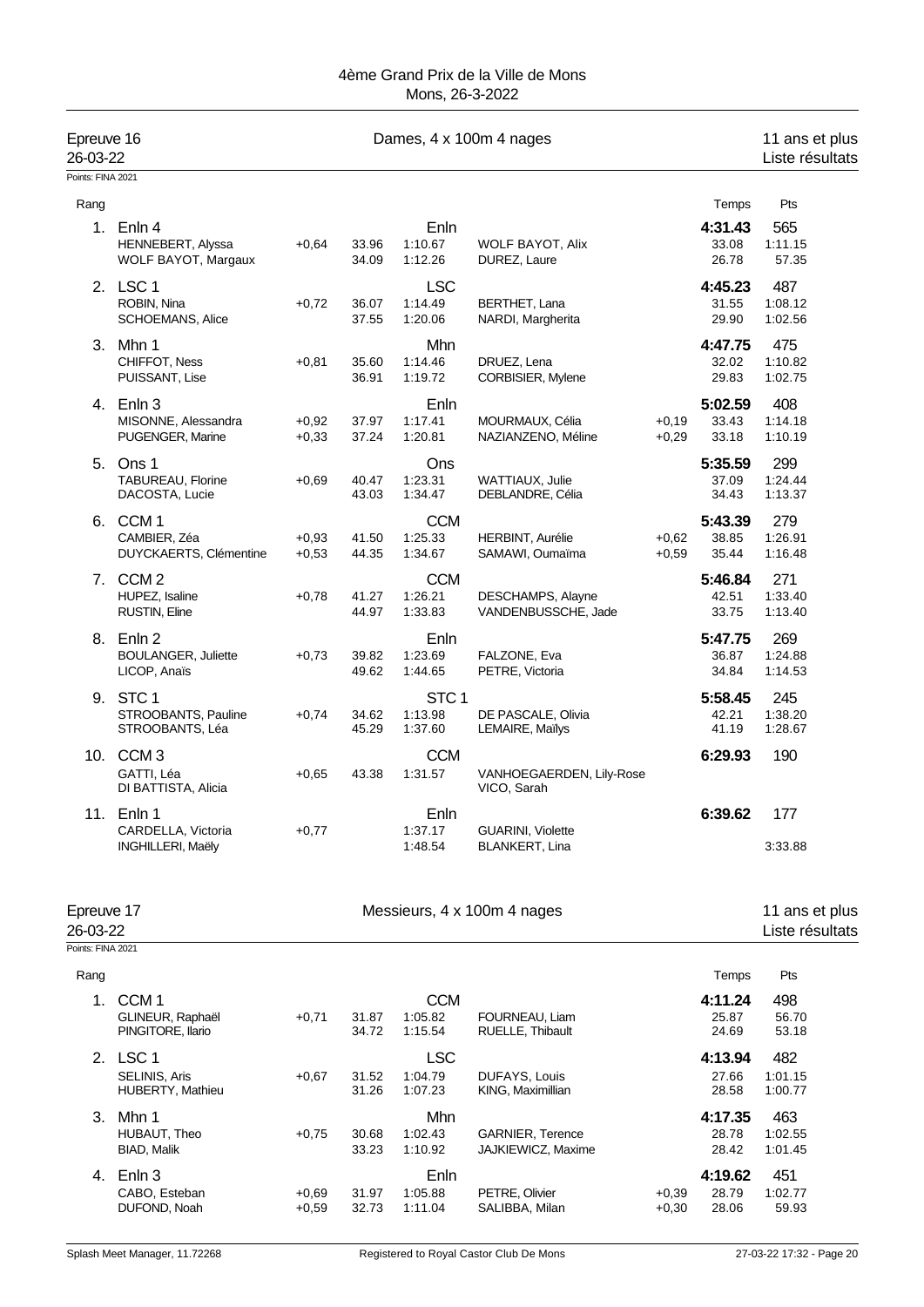4ème Grand Prix de la Ville de Mons
Mons, 26-3-2022

## Epreuve 16 — Dames, 4 x 100m 4 nages — 11 ans et plus

26-03-22 — Liste résultats

Points: FINA 2021

| Rang | Équipe / Nageur | | | | Nageur | | | Temps | Pts |
|---|---|---|---|---|---|---|---|---|---|
| 1. | Enln 4 | | | Enln | | | | **4:31.43** | 565 |
| | HENNEBERT, Alyssa | +0,64 | 33.96 | 1:10.67 | WOLF BAYOT, Alix | | 33.08 | 1:11.15 | |
| | WOLF BAYOT, Margaux | | 34.09 | 1:12.26 | DUREZ, Laure | | 26.78 | 57.35 | |
| 2. | LSC 1 | | | LSC | | | | **4:45.23** | 487 |
| | ROBIN, Nina | +0,72 | 36.07 | 1:14.49 | BERTHET, Lana | | 31.55 | 1:08.12 | |
| | SCHOEMANS, Alice | | 37.55 | 1:20.06 | NARDI, Margherita | | 29.90 | 1:02.56 | |
| 3. | Mhn 1 | | | Mhn | | | | **4:47.75** | 475 |
| | CHIFFOT, Ness | +0,81 | 35.60 | 1:14.46 | DRUEZ, Lena | | 32.02 | 1:10.82 | |
| | PUISSANT, Lise | | 36.91 | 1:19.72 | CORBISIER, Mylene | | 29.83 | 1:02.75 | |
| 4. | Enln 3 | | | Enln | | | | **5:02.59** | 408 |
| | MISONNE, Alessandra | +0,92 | 37.97 | 1:17.41 | MOURMAUX, Célia | +0,19 | 33.43 | 1:14.18 | |
| | PUGENGER, Marine | +0,33 | 37.24 | 1:20.81 | NAZIANZENO, Méline | +0,29 | 33.18 | 1:10.19 | |
| 5. | Ons 1 | | | Ons | | | | **5:35.59** | 299 |
| | TABUREAU, Florine | +0,69 | 40.47 | 1:23.31 | WATTIAUX, Julie | | 37.09 | 1:24.44 | |
| | DACOSTA, Lucie | | 43.03 | 1:34.47 | DEBLANDRE, Célia | | 34.43 | 1:13.37 | |
| 6. | CCM 1 | | | CCM | | | | **5:43.39** | 279 |
| | CAMBIER, Zéa | +0,93 | 41.50 | 1:25.33 | HERBINT, Aurélie | +0,62 | 38.85 | 1:26.91 | |
| | DUYCKAERTS, Clémentine | +0,53 | 44.35 | 1:34.67 | SAMAWI, Oumaïma | +0,59 | 35.44 | 1:16.48 | |
| 7. | CCM 2 | | | CCM | | | | **5:46.84** | 271 |
| | HUPEZ, Isaline | +0,78 | 41.27 | 1:26.21 | DESCHAMPS, Alayne | | 42.51 | 1:33.40 | |
| | RUSTIN, Eline | | 44.97 | 1:33.83 | VANDENBUSSCHE, Jade | | 33.75 | 1:13.40 | |
| 8. | Enln 2 | | | Enln | | | | **5:47.75** | 269 |
| | BOULANGER, Juliette | +0,73 | 39.82 | 1:23.69 | FALZONE, Eva | | 36.87 | 1:24.88 | |
| | LICOP, Anaïs | | 49.62 | 1:44.65 | PETRE, Victoria | | 34.84 | 1:14.53 | |
| 9. | STC 1 | | | STC 1 | | | | **5:58.45** | 245 |
| | STROOBANTS, Pauline | +0,74 | 34.62 | 1:13.98 | DE PASCALE, Olivia | | 42.21 | 1:38.20 | |
| | STROOBANTS, Léa | | 45.29 | 1:37.60 | LEMAIRE, Maïlys | | 41.19 | 1:28.67 | |
| 10. | CCM 3 | | | CCM | | | | **6:29.93** | 190 |
| | GATTI, Léa | +0,65 | 43.38 | 1:31.57 | VANHOEGAERDEN, Lily-Rose | | | | |
| | DI BATTISTA, Alicia | | | | VICO, Sarah | | | | |
| 11. | Enln 1 | | | Enln | | | | **6:39.62** | 177 |
| | CARDELLA, Victoria | +0,77 | | 1:37.17 | GUARINI, Violette | | | | |
| | INGHILLERI, Maëly | | | 1:48.54 | BLANKERT, Lina | | | 3:33.88 | |

## Epreuve 17 — Messieurs, 4 x 100m 4 nages — 11 ans et plus

26-03-22 — Liste résultats

Points: FINA 2021

| Rang | Équipe / Nageur | | | | Nageur | | | Temps | Pts |
|---|---|---|---|---|---|---|---|---|---|
| 1. | CCM 1 | | | CCM | | | | **4:11.24** | 498 |
| | GLINEUR, Raphaël | +0,71 | 31.87 | 1:05.82 | FOURNEAU, Liam | | 25.87 | 56.70 | |
| | PINGITORE, Ilario | | 34.72 | 1:15.54 | RUELLE, Thibault | | 24.69 | 53.18 | |
| 2. | LSC 1 | | | LSC | | | | **4:13.94** | 482 |
| | SELINIS, Aris | +0,67 | 31.52 | 1:04.79 | DUFAYS, Louis | | 27.66 | 1:01.15 | |
| | HUBERTY, Mathieu | | 31.26 | 1:07.23 | KING, Maximillian | | 28.58 | 1:00.77 | |
| 3. | Mhn 1 | | | Mhn | | | | **4:17.35** | 463 |
| | HUBAUT, Theo | +0,75 | 30.68 | 1:02.43 | GARNIER, Terence | | 28.78 | 1:02.55 | |
| | BIAD, Malik | | 33.23 | 1:10.92 | JAJKIEWICZ, Maxime | | 28.42 | 1:01.45 | |
| 4. | Enln 3 | | | Enln | | | | **4:19.62** | 451 |
| | CABO, Esteban | +0,69 | 31.97 | 1:05.88 | PETRE, Olivier | +0,39 | 28.79 | 1:02.77 | |
| | DUFOND, Noah | +0,59 | 32.73 | 1:11.04 | SALIBBA, Milan | +0,30 | 28.06 | 59.93 | |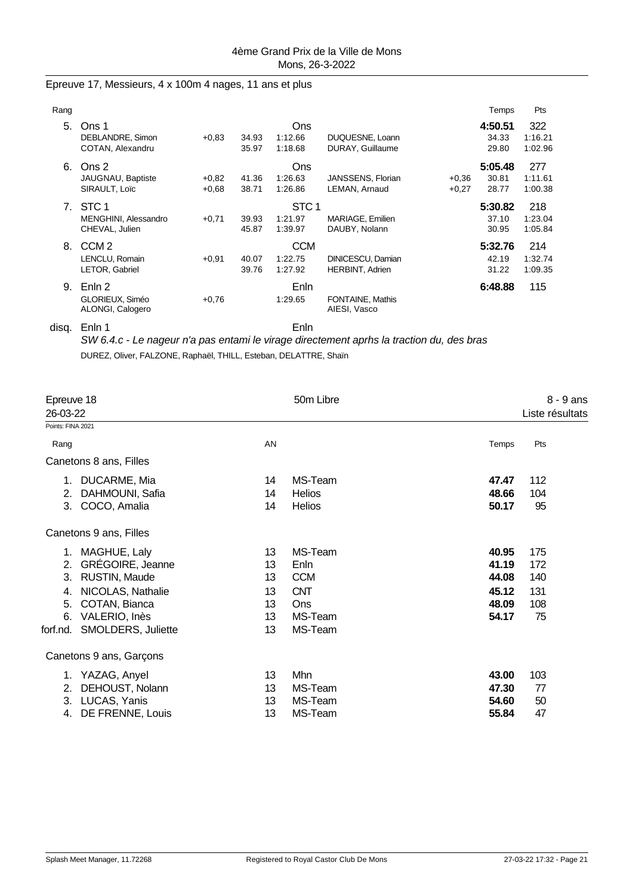4ème Grand Prix de la Ville de Mons
Mons, 26-3-2022

## Epreuve 17, Messieurs, 4 x 100m 4 nages, 11 ans et plus

| Rang | | | | | | | Temps | Pts |
|---|---|---|---|---|---|---|---|---|
| 5. | Ons 1 | | | Ons | | | **4:50.51** | 322 |
| | DEBLANDRE, Simon | +0,83 | 34.93 | 1:12.66 | DUQUESNE, Loann | | 34.33 | 1:16.21 |
| | COTAN, Alexandru | | 35.97 | 1:18.68 | DURAY, Guillaume | | 29.80 | 1:02.96 |
| 6. | Ons 2 | | | Ons | | | **5:05.48** | 277 |
| | JAUGNAU, Baptiste | +0,82 | 41.36 | 1:26.63 | JANSSENS, Florian | +0,36 | 30.81 | 1:11.61 |
| | SIRAULT, Loïc | +0,68 | 38.71 | 1:26.86 | LEMAN, Arnaud | +0,27 | 28.77 | 1:00.38 |
| 7. | STC 1 | | | STC 1 | | | **5:30.82** | 218 |
| | MENGHINI, Alessandro | +0,71 | 39.93 | 1:21.97 | MARIAGE, Emilien | | 37.10 | 1:23.04 |
| | CHEVAL, Julien | | 45.87 | 1:39.97 | DAUBY, Nolann | | 30.95 | 1:05.84 |
| 8. | CCM 2 | | | CCM | | | **5:32.76** | 214 |
| | LENCLU, Romain | +0,91 | 40.07 | 1:22.75 | DINICESCU, Damian | | 42.19 | 1:32.74 |
| | LETOR, Gabriel | | 39.76 | 1:27.92 | HERBINT, Adrien | | 31.22 | 1:09.35 |
| 9. | Enln 2 | | | Enln | | | **6:48.88** | 115 |
| | GLORIEUX, Siméo | +0,76 | | 1:29.65 | FONTAINE, Mathis | | | |
| | ALONGI, Calogero | | | | AIESI, Vasco | | | |
| disq. | Enln 1 | | | Enln | | | | |

*SW 6.4.c - Le nageur n'a pas entami le virage directement aprhs la traction du, des bras*

DUREZ, Oliver, FALZONE, Raphaël, THILL, Esteban, DELATTRE, Shaïn

## Epreuve 18 — 50m Libre — 8 - 9 ans

26-03-22 — Liste résultats

Points: FINA 2021

| Rang | | AN | | Temps | Pts |
|---|---|---|---|---|---|
| **Canetons 8 ans, Filles** | | | | | |
| 1. | DUCARME, Mia | 14 | MS-Team | **47.47** | 112 |
| 2. | DAHMOUNI, Safia | 14 | Helios | **48.66** | 104 |
| 3. | COCO, Amalia | 14 | Helios | **50.17** | 95 |
| **Canetons 9 ans, Filles** | | | | | |
| 1. | MAGHUE, Laly | 13 | MS-Team | **40.95** | 175 |
| 2. | GRÉGOIRE, Jeanne | 13 | Enln | **41.19** | 172 |
| 3. | RUSTIN, Maude | 13 | CCM | **44.08** | 140 |
| 4. | NICOLAS, Nathalie | 13 | CNT | **45.12** | 131 |
| 5. | COTAN, Bianca | 13 | Ons | **48.09** | 108 |
| 6. | VALERIO, Inès | 13 | MS-Team | **54.17** | 75 |
| forf.nd. | SMOLDERS, Juliette | 13 | MS-Team | | |
| **Canetons 9 ans, Garçons** | | | | | |
| 1. | YAZAG, Anyel | 13 | Mhn | **43.00** | 103 |
| 2. | DEHOUST, Nolann | 13 | MS-Team | **47.30** | 77 |
| 3. | LUCAS, Yanis | 13 | MS-Team | **54.60** | 50 |
| 4. | DE FRENNE, Louis | 13 | MS-Team | **55.84** | 47 |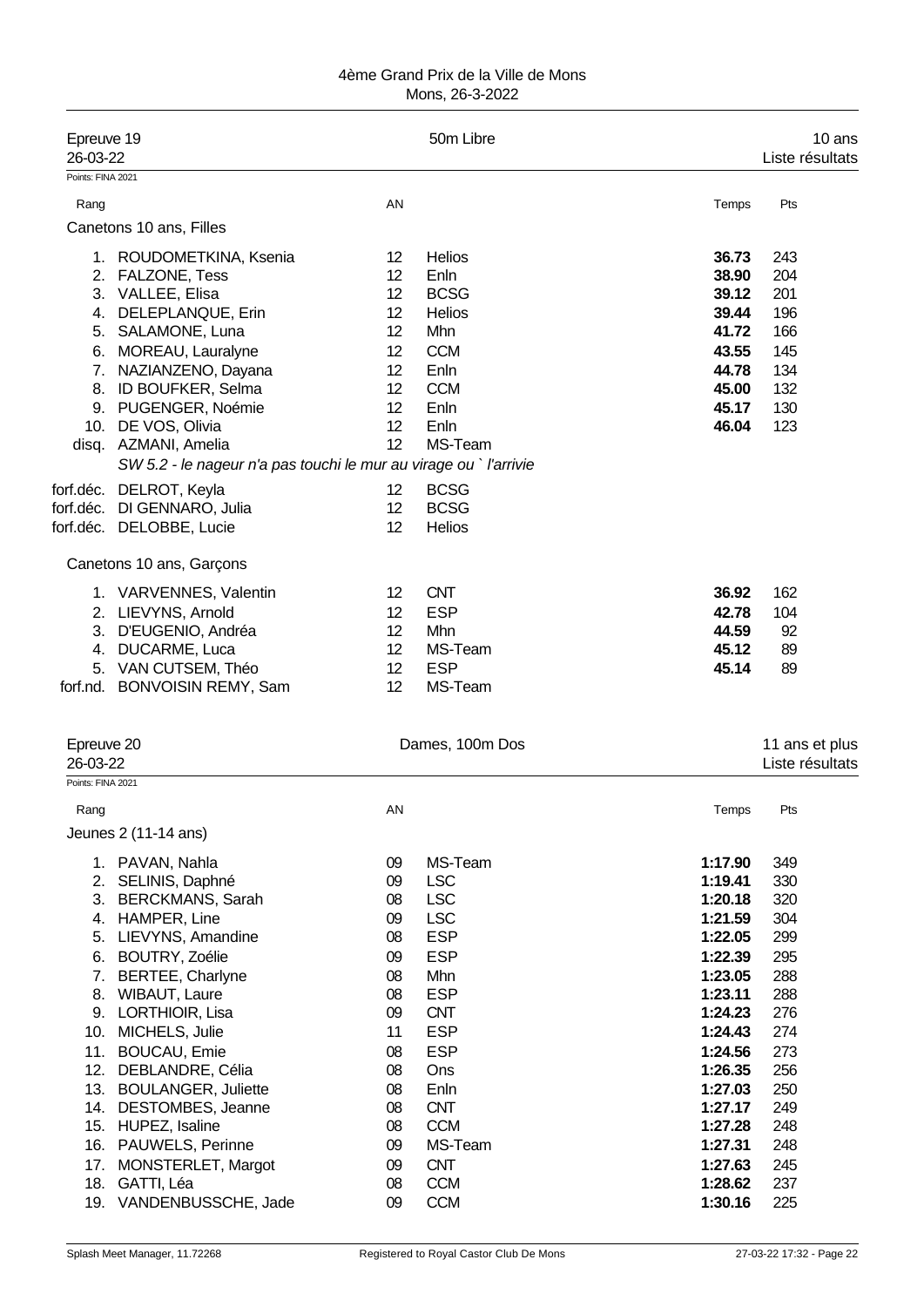4ème Grand Prix de la Ville de Mons
Mons, 26-3-2022

## Epreuve 19 — 50m Libre — 10 ans

26-03-22 — Liste résultats

Points: FINA 2021

| Rang | | AN | | Temps | Pts |
|---|---|---|---|---|---|
| **Canetons 10 ans, Filles** | | | | | |
| 1. | ROUDOMETKINA, Ksenia | 12 | Helios | **36.73** | 243 |
| 2. | FALZONE, Tess | 12 | Enln | **38.90** | 204 |
| 3. | VALLEE, Elisa | 12 | BCSG | **39.12** | 201 |
| 4. | DELEPLANQUE, Erin | 12 | Helios | **39.44** | 196 |
| 5. | SALAMONE, Luna | 12 | Mhn | **41.72** | 166 |
| 6. | MOREAU, Lauralyne | 12 | CCM | **43.55** | 145 |
| 7. | NAZIANZENO, Dayana | 12 | Enln | **44.78** | 134 |
| 8. | ID BOUFKER, Selma | 12 | CCM | **45.00** | 132 |
| 9. | PUGENGER, Noémie | 12 | Enln | **45.17** | 130 |
| 10. | DE VOS, Olivia | 12 | Enln | **46.04** | 123 |
| disq. | AZMANI, Amelia | 12 | MS-Team | | |
| | *SW 5.2 - le nageur n'a pas touchi le mur au virage ou ` l'arrivie* | | | | |
| forf.déc. | DELROT, Keyla | 12 | BCSG | | |
| forf.déc. | DI GENNARO, Julia | 12 | BCSG | | |
| forf.déc. | DELOBBE, Lucie | 12 | Helios | | |
| **Canetons 10 ans, Garçons** | | | | | |
| 1. | VARVENNES, Valentin | 12 | CNT | **36.92** | 162 |
| 2. | LIEVYNS, Arnold | 12 | ESP | **42.78** | 104 |
| 3. | D'EUGENIO, Andréa | 12 | Mhn | **44.59** | 92 |
| 4. | DUCARME, Luca | 12 | MS-Team | **45.12** | 89 |
| 5. | VAN CUTSEM, Théo | 12 | ESP | **45.14** | 89 |
| forf.nd. | BONVOISIN REMY, Sam | 12 | MS-Team | | |

## Epreuve 20 — Dames, 100m Dos — 11 ans et plus

26-03-22 — Liste résultats

Points: FINA 2021

| Rang | | AN | | Temps | Pts |
|---|---|---|---|---|---|
| **Jeunes 2 (11-14 ans)** | | | | | |
| 1. | PAVAN, Nahla | 09 | MS-Team | **1:17.90** | 349 |
| 2. | SELINIS, Daphné | 09 | LSC | **1:19.41** | 330 |
| 3. | BERCKMANS, Sarah | 08 | LSC | **1:20.18** | 320 |
| 4. | HAMPER, Line | 09 | LSC | **1:21.59** | 304 |
| 5. | LIEVYNS, Amandine | 08 | ESP | **1:22.05** | 299 |
| 6. | BOUTRY, Zoélie | 09 | ESP | **1:22.39** | 295 |
| 7. | BERTEE, Charlyne | 08 | Mhn | **1:23.05** | 288 |
| 8. | WIBAUT, Laure | 08 | ESP | **1:23.11** | 288 |
| 9. | LORTHIOIR, Lisa | 09 | CNT | **1:24.23** | 276 |
| 10. | MICHELS, Julie | 11 | ESP | **1:24.43** | 274 |
| 11. | BOUCAU, Emie | 08 | ESP | **1:24.56** | 273 |
| 12. | DEBLANDRE, Célia | 08 | Ons | **1:26.35** | 256 |
| 13. | BOULANGER, Juliette | 08 | Enln | **1:27.03** | 250 |
| 14. | DESTOMBES, Jeanne | 08 | CNT | **1:27.17** | 249 |
| 15. | HUPEZ, Isaline | 08 | CCM | **1:27.28** | 248 |
| 16. | PAUWELS, Perinne | 09 | MS-Team | **1:27.31** | 248 |
| 17. | MONSTERLET, Margot | 09 | CNT | **1:27.63** | 245 |
| 18. | GATTI, Léa | 08 | CCM | **1:28.62** | 237 |
| 19. | VANDENBUSSCHE, Jade | 09 | CCM | **1:30.16** | 225 |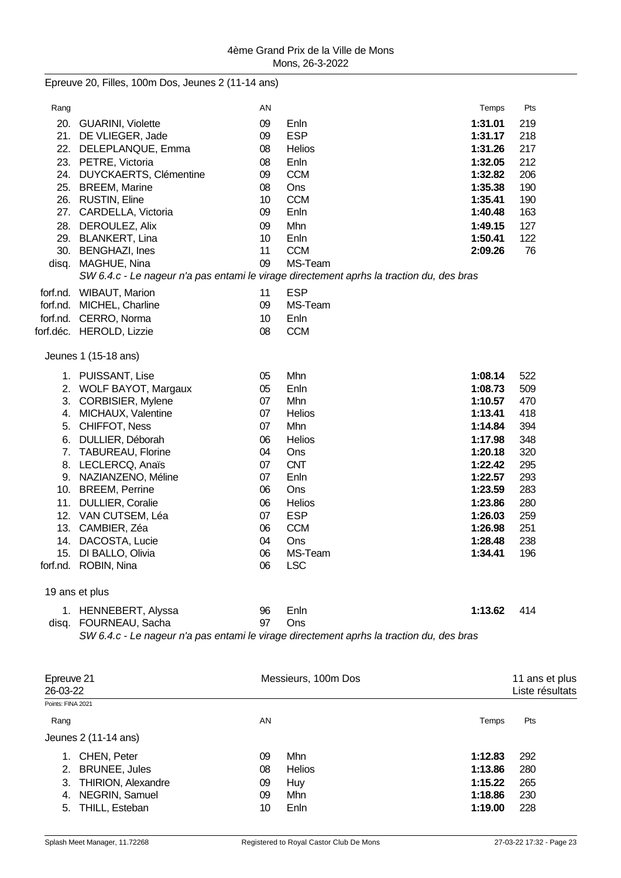Epreuve 20, Filles, 100m Dos, Jeunes 2 (11-14 ans)

| Rang | | AN | | Temps | Pts |
|---|---|---|---|---|---|
| 20. | GUARINI, Violette | 09 | Enln | **1:31.01** | 219 |
| 21. | DE VLIEGER, Jade | 09 | ESP | **1:31.17** | 218 |
| 22. | DELEPLANQUE, Emma | 08 | Helios | **1:31.26** | 217 |
| 23. | PETRE, Victoria | 08 | Enln | **1:32.05** | 212 |
| 24. | DUYCKAERTS, Clémentine | 09 | CCM | **1:32.82** | 206 |
| 25. | BREEM, Marine | 08 | Ons | **1:35.38** | 190 |
| 26. | RUSTIN, Eline | 10 | CCM | **1:35.41** | 190 |
| 27. | CARDELLA, Victoria | 09 | Enln | **1:40.48** | 163 |
| 28. | DEROULEZ, Alix | 09 | Mhn | **1:49.15** | 127 |
| 29. | BLANKERT, Lina | 10 | Enln | **1:50.41** | 122 |
| 30. | BENGHAZI, Ines | 11 | CCM | **2:09.26** | 76 |
| disq. | MAGHUE, Nina | 09 | MS-Team | | |

*SW 6.4.c - Le nageur n'a pas entami le virage directement aprhs la traction du, des bras*

| Rang | | AN | | Temps | Pts |
|---|---|---|---|---|---|
| forf.nd. | WIBAUT, Marion | 11 | ESP | | |
| forf.nd. | MICHEL, Charline | 09 | MS-Team | | |
| forf.nd. | CERRO, Norma | 10 | Enln | | |
| forf.déc. | HEROLD, Lizzie | 08 | CCM | | |

Jeunes 1 (15-18 ans)

| Rang | | AN | | Temps | Pts |
|---|---|---|---|---|---|
| 1. | PUISSANT, Lise | 05 | Mhn | **1:08.14** | 522 |
| 2. | WOLF BAYOT, Margaux | 05 | Enln | **1:08.73** | 509 |
| 3. | CORBISIER, Mylene | 07 | Mhn | **1:10.57** | 470 |
| 4. | MICHAUX, Valentine | 07 | Helios | **1:13.41** | 418 |
| 5. | CHIFFOT, Ness | 07 | Mhn | **1:14.84** | 394 |
| 6. | DULLIER, Déborah | 06 | Helios | **1:17.98** | 348 |
| 7. | TABUREAU, Florine | 04 | Ons | **1:20.18** | 320 |
| 8. | LECLERCQ, Anaïs | 07 | CNT | **1:22.42** | 295 |
| 9. | NAZIANZENO, Méline | 07 | Enln | **1:22.57** | 293 |
| 10. | BREEM, Perrine | 06 | Ons | **1:23.59** | 283 |
| 11. | DULLIER, Coralie | 06 | Helios | **1:23.86** | 280 |
| 12. | VAN CUTSEM, Léa | 07 | ESP | **1:26.03** | 259 |
| 13. | CAMBIER, Zéa | 06 | CCM | **1:26.98** | 251 |
| 14. | DACOSTA, Lucie | 04 | Ons | **1:28.48** | 238 |
| 15. | DI BALLO, Olivia | 06 | MS-Team | **1:34.41** | 196 |
| forf.nd. | ROBIN, Nina | 06 | LSC | | |

19 ans et plus

| Rang | | AN | | Temps | Pts |
|---|---|---|---|---|---|
| 1. | HENNEBERT, Alyssa | 96 | Enln | **1:13.62** | 414 |
| disq. | FOURNEAU, Sacha | 97 | Ons | | |

*SW 6.4.c - Le nageur n'a pas entami le virage directement aprhs la traction du, des bras*

Epreuve 21 — Messieurs, 100m Dos — 11 ans et plus
26-03-22 — Liste résultats

Points: FINA 2021

Jeunes 2 (11-14 ans)

| Rang | | AN | | Temps | Pts |
|---|---|---|---|---|---|
| 1. | CHEN, Peter | 09 | Mhn | **1:12.83** | 292 |
| 2. | BRUNEE, Jules | 08 | Helios | **1:13.86** | 280 |
| 3. | THIRION, Alexandre | 09 | Huy | **1:15.22** | 265 |
| 4. | NEGRIN, Samuel | 09 | Mhn | **1:18.86** | 230 |
| 5. | THILL, Esteban | 10 | Enln | **1:19.00** | 228 |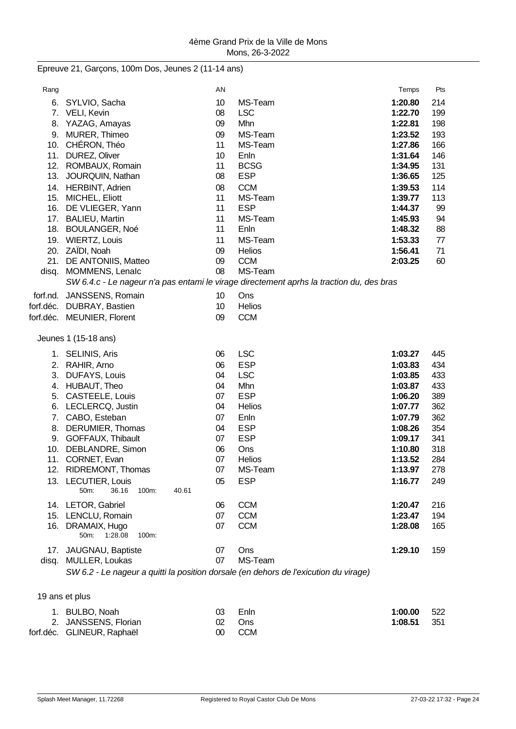4ème Grand Prix de la Ville de Mons
Mons, 26-3-2022

## Epreuve 21, Garçons, 100m Dos, Jeunes 2 (11-14 ans)

| Rang | | AN | | Temps | Pts |
|---|---|---|---|---|---|
| 6. | SYLVIO, Sacha | 10 | MS-Team | **1:20.80** | 214 |
| 7. | VELI, Kevin | 08 | LSC | **1:22.70** | 199 |
| 8. | YAZAG, Amayas | 09 | Mhn | **1:22.81** | 198 |
| 9. | MURER, Thimeo | 09 | MS-Team | **1:23.52** | 193 |
| 10. | CHÉRON, Théo | 11 | MS-Team | **1:27.86** | 166 |
| 11. | DUREZ, Oliver | 10 | Enln | **1:31.64** | 146 |
| 12. | ROMBAUX, Romain | 11 | BCSG | **1:34.95** | 131 |
| 13. | JOURQUIN, Nathan | 08 | ESP | **1:36.65** | 125 |
| 14. | HERBINT, Adrien | 08 | CCM | **1:39.53** | 114 |
| 15. | MICHEL, Eliott | 11 | MS-Team | **1:39.77** | 113 |
| 16. | DE VLIEGER, Yann | 11 | ESP | **1:44.37** | 99 |
| 17. | BALIEU, Martin | 11 | MS-Team | **1:45.93** | 94 |
| 18. | BOULANGER, Noé | 11 | Enln | **1:48.32** | 88 |
| 19. | WIERTZ, Louis | 11 | MS-Team | **1:53.33** | 77 |
| 20. | ZAÏDI, Noah | 09 | Helios | **1:56.41** | 71 |
| 21. | DE ANTONIIS, Matteo | 09 | CCM | **2:03.25** | 60 |
| disq. | MOMMENS, Lenalc | 08 | MS-Team | | |

*SW 6.4.c - Le nageur n'a pas entami le virage directement aprhs la traction du, des bras*

| Rang | | AN | | Temps | Pts |
|---|---|---|---|---|---|
| forf.nd. | JANSSENS, Romain | 10 | Ons | | |
| forf.déc. | DUBRAY, Bastien | 10 | Helios | | |
| forf.déc. | MEUNIER, Florent | 09 | CCM | | |

### Jeunes 1 (15-18 ans)

| Rang | | AN | | Temps | Pts |
|---|---|---|---|---|---|
| 1. | SELINIS, Aris | 06 | LSC | **1:03.27** | 445 |
| 2. | RAHIR, Arno | 06 | ESP | **1:03.83** | 434 |
| 3. | DUFAYS, Louis | 04 | LSC | **1:03.85** | 433 |
| 4. | HUBAUT, Theo | 04 | Mhn | **1:03.87** | 433 |
| 5. | CASTEELE, Louis | 07 | ESP | **1:06.20** | 389 |
| 6. | LECLERCQ, Justin | 04 | Helios | **1:07.77** | 362 |
| 7. | CABO, Esteban | 07 | Enln | **1:07.79** | 362 |
| 8. | DERUMIER, Thomas | 04 | ESP | **1:08.26** | 354 |
| 9. | GOFFAUX, Thibault | 07 | ESP | **1:09.17** | 341 |
| 10. | DEBLANDRE, Simon | 06 | Ons | **1:10.80** | 318 |
| 11. | CORNET, Evan | 07 | Helios | **1:13.52** | 284 |
| 12. | RIDREMONT, Thomas | 07 | MS-Team | **1:13.97** | 278 |
| 13. | LECUTIER, Louis (50m: 36.16 100m: 40.61) | 05 | ESP | **1:16.77** | 249 |
| 14. | LETOR, Gabriel | 06 | CCM | **1:20.47** | 216 |
| 15. | LENCLU, Romain | 07 | CCM | **1:23.47** | 194 |
| 16. | DRAMAIX, Hugo (50m: 1:28.08 100m: ) | 07 | CCM | **1:28.08** | 165 |
| 17. | JAUGNAU, Baptiste | 07 | Ons | **1:29.10** | 159 |
| disq. | MULLER, Loukas | 07 | MS-Team | | |

*SW 6.2 - Le nageur a quitti la position dorsale (en dehors de l'exicution du virage)*

### 19 ans et plus

| Rang | | AN | | Temps | Pts |
|---|---|---|---|---|---|
| 1. | BULBO, Noah | 03 | Enln | **1:00.00** | 522 |
| 2. | JANSSENS, Florian | 02 | Ons | **1:08.51** | 351 |
| forf.déc. | GLINEUR, Raphaël | 00 | CCM | | |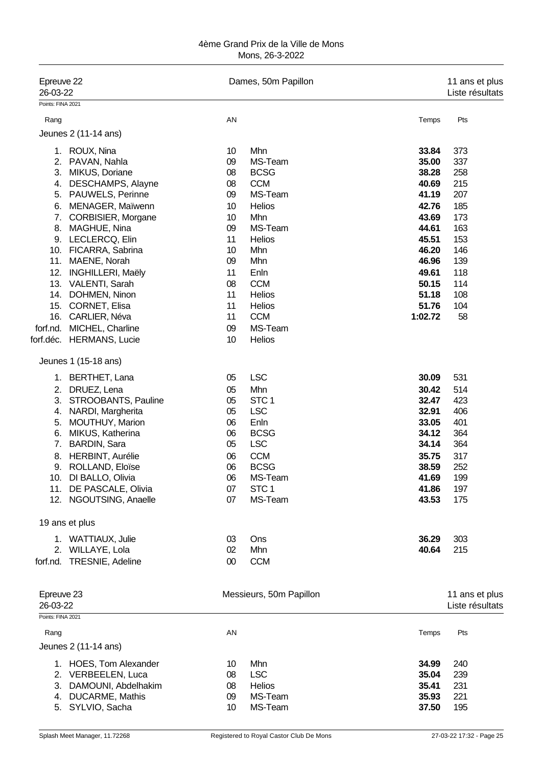4ème Grand Prix de la Ville de Mons
Mons, 26-3-2022

## Epreuve 22 — Dames, 50m Papillon — 11 ans et plus

26-03-22 — Liste résultats

Points: FINA 2021

| Rang | | AN | | Temps | Pts |
|---|---|---|---|---|---|
| **Jeunes 2 (11-14 ans)** | | | | | |
| 1. | ROUX, Nina | 10 | Mhn | **33.84** | 373 |
| 2. | PAVAN, Nahla | 09 | MS-Team | **35.00** | 337 |
| 3. | MIKUS, Doriane | 08 | BCSG | **38.28** | 258 |
| 4. | DESCHAMPS, Alayne | 08 | CCM | **40.69** | 215 |
| 5. | PAUWELS, Perinne | 09 | MS-Team | **41.19** | 207 |
| 6. | MENAGER, Maïwenn | 10 | Helios | **42.76** | 185 |
| 7. | CORBISIER, Morgane | 10 | Mhn | **43.69** | 173 |
| 8. | MAGHUE, Nina | 09 | MS-Team | **44.61** | 163 |
| 9. | LECLERCQ, Elin | 11 | Helios | **45.51** | 153 |
| 10. | FICARRA, Sabrina | 10 | Mhn | **46.20** | 146 |
| 11. | MAENE, Norah | 09 | Mhn | **46.96** | 139 |
| 12. | INGHILLERI, Maëly | 11 | Enln | **49.61** | 118 |
| 13. | VALENTI, Sarah | 08 | CCM | **50.15** | 114 |
| 14. | DOHMEN, Ninon | 11 | Helios | **51.18** | 108 |
| 15. | CORNET, Elisa | 11 | Helios | **51.76** | 104 |
| 16. | CARLIER, Néva | 11 | CCM | **1:02.72** | 58 |
| forf.nd. | MICHEL, Charline | 09 | MS-Team | | |
| forf.déc. | HERMANS, Lucie | 10 | Helios | | |
| **Jeunes 1 (15-18 ans)** | | | | | |
| 1. | BERTHET, Lana | 05 | LSC | **30.09** | 531 |
| 2. | DRUEZ, Lena | 05 | Mhn | **30.42** | 514 |
| 3. | STROOBANTS, Pauline | 05 | STC 1 | **32.47** | 423 |
| 4. | NARDI, Margherita | 05 | LSC | **32.91** | 406 |
| 5. | MOUTHUY, Marion | 06 | Enln | **33.05** | 401 |
| 6. | MIKUS, Katherina | 06 | BCSG | **34.12** | 364 |
| 7. | BARDIN, Sara | 05 | LSC | **34.14** | 364 |
| 8. | HERBINT, Aurélie | 06 | CCM | **35.75** | 317 |
| 9. | ROLLAND, Eloïse | 06 | BCSG | **38.59** | 252 |
| 10. | DI BALLO, Olivia | 06 | MS-Team | **41.69** | 199 |
| 11. | DE PASCALE, Olivia | 07 | STC 1 | **41.86** | 197 |
| 12. | NGOUTSING, Anaelle | 07 | MS-Team | **43.53** | 175 |
| **19 ans et plus** | | | | | |
| 1. | WATTIAUX, Julie | 03 | Ons | **36.29** | 303 |
| 2. | WILLAYE, Lola | 02 | Mhn | **40.64** | 215 |
| forf.nd. | TRESNIE, Adeline | 00 | CCM | | |

## Epreuve 23 — Messieurs, 50m Papillon — 11 ans et plus

26-03-22 — Liste résultats

Points: FINA 2021

| Rang | | AN | | Temps | Pts |
|---|---|---|---|---|---|
| **Jeunes 2 (11-14 ans)** | | | | | |
| 1. | HOES, Tom Alexander | 10 | Mhn | **34.99** | 240 |
| 2. | VERBEELEN, Luca | 08 | LSC | **35.04** | 239 |
| 3. | DAMOUNI, Abdelhakim | 08 | Helios | **35.41** | 231 |
| 4. | DUCARME, Mathis | 09 | MS-Team | **35.93** | 221 |
| 5. | SYLVIO, Sacha | 10 | MS-Team | **37.50** | 195 |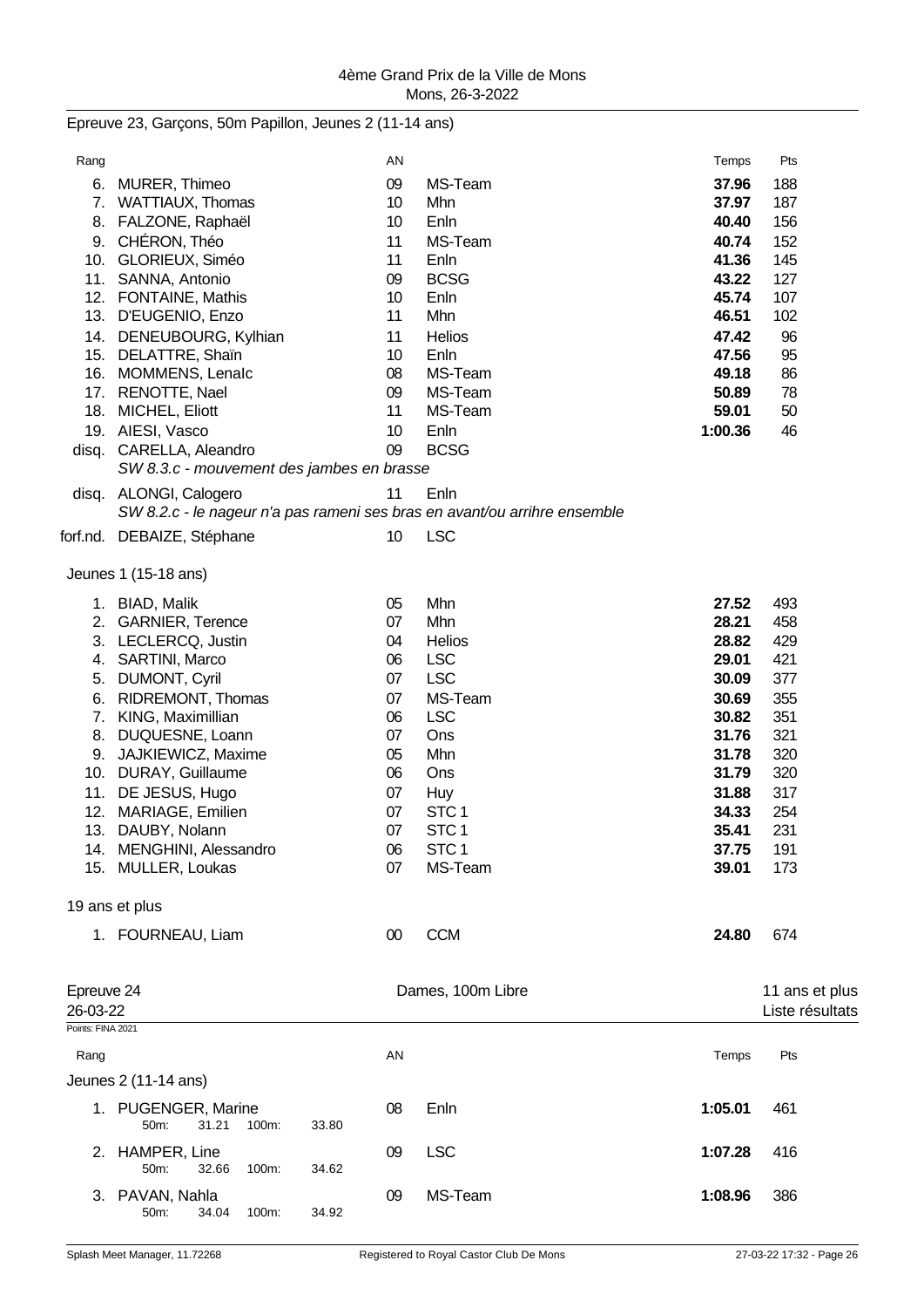Epreuve 23, Garçons, 50m Papillon, Jeunes 2 (11-14 ans)

| Rang | | AN | | Temps | Pts |
|---|---|---|---|---|---|
| 6. | MURER, Thimeo | 09 | MS-Team | **37.96** | 188 |
| 7. | WATTIAUX, Thomas | 10 | Mhn | **37.97** | 187 |
| 8. | FALZONE, Raphaël | 10 | Enln | **40.40** | 156 |
| 9. | CHÉRON, Théo | 11 | MS-Team | **40.74** | 152 |
| 10. | GLORIEUX, Siméo | 11 | Enln | **41.36** | 145 |
| 11. | SANNA, Antonio | 09 | BCSG | **43.22** | 127 |
| 12. | FONTAINE, Mathis | 10 | Enln | **45.74** | 107 |
| 13. | D'EUGENIO, Enzo | 11 | Mhn | **46.51** | 102 |
| 14. | DENEUBOURG, Kylhian | 11 | Helios | **47.42** | 96 |
| 15. | DELATTRE, Shaïn | 10 | Enln | **47.56** | 95 |
| 16. | MOMMENS, Lenalc | 08 | MS-Team | **49.18** | 86 |
| 17. | RENOTTE, Nael | 09 | MS-Team | **50.89** | 78 |
| 18. | MICHEL, Eliott | 11 | MS-Team | **59.01** | 50 |
| 19. | AIESI, Vasco | 10 | Enln | **1:00.36** | 46 |
| disq. | CARELLA, Aleandro<br>*SW 8.3.c - mouvement des jambes en brasse* | 09 | BCSG | | |
| disq. | ALONGI, Calogero<br>*SW 8.2.c - le nageur n'a pas rameni ses bras en avant/ou arrihre ensemble* | 11 | Enln | | |
| forf.nd. | DEBAIZE, Stéphane | 10 | LSC | | |

Jeunes 1 (15-18 ans)

| Rang | | AN | | Temps | Pts |
|---|---|---|---|---|---|
| 1. | BIAD, Malik | 05 | Mhn | **27.52** | 493 |
| 2. | GARNIER, Terence | 07 | Mhn | **28.21** | 458 |
| 3. | LECLERCQ, Justin | 04 | Helios | **28.82** | 429 |
| 4. | SARTINI, Marco | 06 | LSC | **29.01** | 421 |
| 5. | DUMONT, Cyril | 07 | LSC | **30.09** | 377 |
| 6. | RIDREMONT, Thomas | 07 | MS-Team | **30.69** | 355 |
| 7. | KING, Maximillian | 06 | LSC | **30.82** | 351 |
| 8. | DUQUESNE, Loann | 07 | Ons | **31.76** | 321 |
| 9. | JAJKIEWICZ, Maxime | 05 | Mhn | **31.78** | 320 |
| 10. | DURAY, Guillaume | 06 | Ons | **31.79** | 320 |
| 11. | DE JESUS, Hugo | 07 | Huy | **31.88** | 317 |
| 12. | MARIAGE, Emilien | 07 | STC 1 | **34.33** | 254 |
| 13. | DAUBY, Nolann | 07 | STC 1 | **35.41** | 231 |
| 14. | MENGHINI, Alessandro | 06 | STC 1 | **37.75** | 191 |
| 15. | MULLER, Loukas | 07 | MS-Team | **39.01** | 173 |

19 ans et plus

| Rang | | AN | | Temps | Pts |
|---|---|---|---|---|---|
| 1. | FOURNEAU, Liam | 00 | CCM | **24.80** | 674 |

## Epreuve 24 — Dames, 100m Libre — 11 ans et plus

26-03-22 — Liste résultats

Points: FINA 2021

Jeunes 2 (11-14 ans)

| Rang | | AN | | Temps | Pts |
|---|---|---|---|---|---|
| 1. | PUGENGER, Marine<br>50m: 31.21 100m: 33.80 | 08 | Enln | **1:05.01** | 461 |
| 2. | HAMPER, Line<br>50m: 32.66 100m: 34.62 | 09 | LSC | **1:07.28** | 416 |
| 3. | PAVAN, Nahla<br>50m: 34.04 100m: 34.92 | 09 | MS-Team | **1:08.96** | 386 |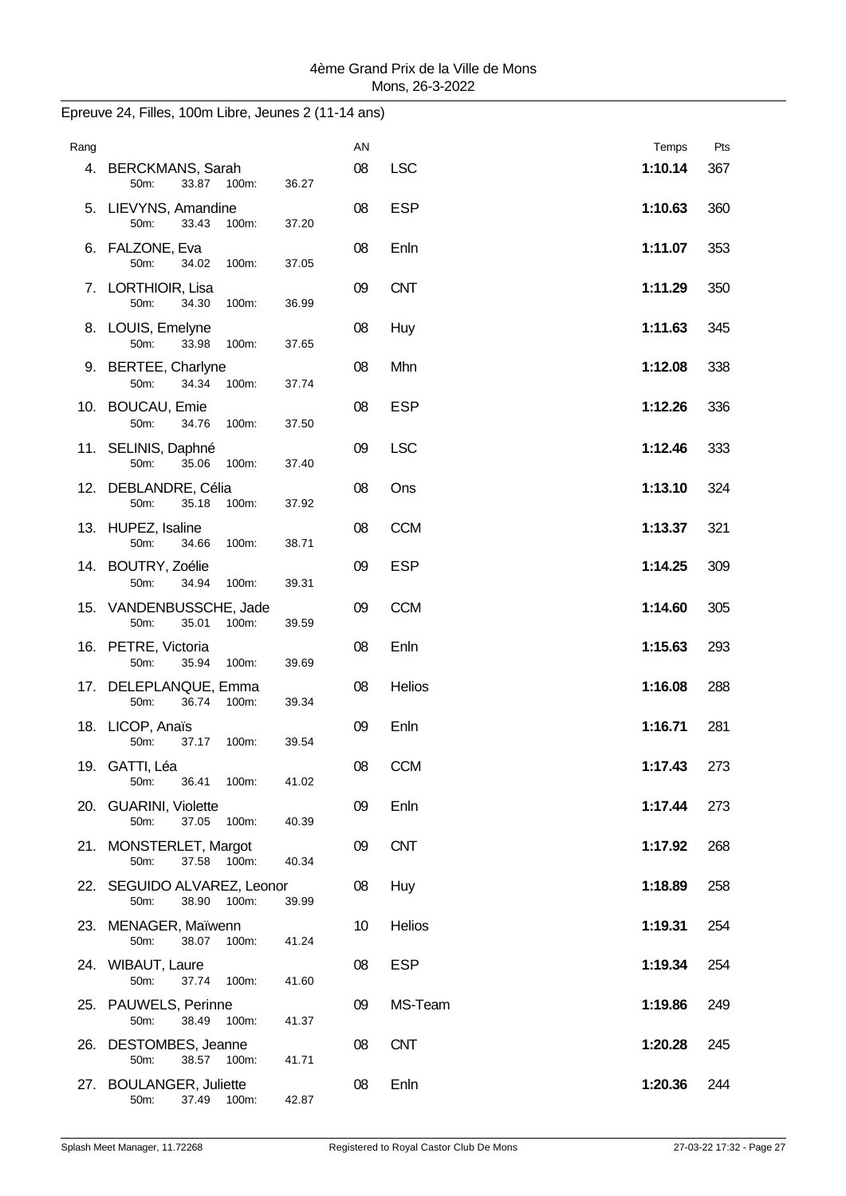4ème Grand Prix de la Ville de Mons
Mons, 26-3-2022

## Epreuve 24, Filles, 100m Libre, Jeunes 2 (11-14 ans)

| Rang | Nom | AN | Club | Temps | Pts |
|---|---|---|---|---|---|
| 4. | BERCKMANS, Sarah<br>50m: 33.87 100m: 36.27 | 08 | LSC | **1:10.14** | 367 |
| 5. | LIEVYNS, Amandine<br>50m: 33.43 100m: 37.20 | 08 | ESP | **1:10.63** | 360 |
| 6. | FALZONE, Eva<br>50m: 34.02 100m: 37.05 | 08 | Enln | **1:11.07** | 353 |
| 7. | LORTHIOIR, Lisa<br>50m: 34.30 100m: 36.99 | 09 | CNT | **1:11.29** | 350 |
| 8. | LOUIS, Emelyne<br>50m: 33.98 100m: 37.65 | 08 | Huy | **1:11.63** | 345 |
| 9. | BERTEE, Charlyne<br>50m: 34.34 100m: 37.74 | 08 | Mhn | **1:12.08** | 338 |
| 10. | BOUCAU, Emie<br>50m: 34.76 100m: 37.50 | 08 | ESP | **1:12.26** | 336 |
| 11. | SELINIS, Daphné<br>50m: 35.06 100m: 37.40 | 09 | LSC | **1:12.46** | 333 |
| 12. | DEBLANDRE, Célia<br>50m: 35.18 100m: 37.92 | 08 | Ons | **1:13.10** | 324 |
| 13. | HUPEZ, Isaline<br>50m: 34.66 100m: 38.71 | 08 | CCM | **1:13.37** | 321 |
| 14. | BOUTRY, Zoélie<br>50m: 34.94 100m: 39.31 | 09 | ESP | **1:14.25** | 309 |
| 15. | VANDENBUSSCHE, Jade<br>50m: 35.01 100m: 39.59 | 09 | CCM | **1:14.60** | 305 |
| 16. | PETRE, Victoria<br>50m: 35.94 100m: 39.69 | 08 | Enln | **1:15.63** | 293 |
| 17. | DELEPLANQUE, Emma<br>50m: 36.74 100m: 39.34 | 08 | Helios | **1:16.08** | 288 |
| 18. | LICOP, Anaïs<br>50m: 37.17 100m: 39.54 | 09 | Enln | **1:16.71** | 281 |
| 19. | GATTI, Léa<br>50m: 36.41 100m: 41.02 | 08 | CCM | **1:17.43** | 273 |
| 20. | GUARINI, Violette<br>50m: 37.05 100m: 40.39 | 09 | Enln | **1:17.44** | 273 |
| 21. | MONSTERLET, Margot<br>50m: 37.58 100m: 40.34 | 09 | CNT | **1:17.92** | 268 |
| 22. | SEGUIDO ALVAREZ, Leonor<br>50m: 38.90 100m: 39.99 | 08 | Huy | **1:18.89** | 258 |
| 23. | MENAGER, Maïwenn<br>50m: 38.07 100m: 41.24 | 10 | Helios | **1:19.31** | 254 |
| 24. | WIBAUT, Laure<br>50m: 37.74 100m: 41.60 | 08 | ESP | **1:19.34** | 254 |
| 25. | PAUWELS, Perinne<br>50m: 38.49 100m: 41.37 | 09 | MS-Team | **1:19.86** | 249 |
| 26. | DESTOMBES, Jeanne<br>50m: 38.57 100m: 41.71 | 08 | CNT | **1:20.28** | 245 |
| 27. | BOULANGER, Juliette<br>50m: 37.49 100m: 42.87 | 08 | Enln | **1:20.36** | 244 |

Splash Meet Manager, 11.72268 Registered to Royal Castor Club De Mons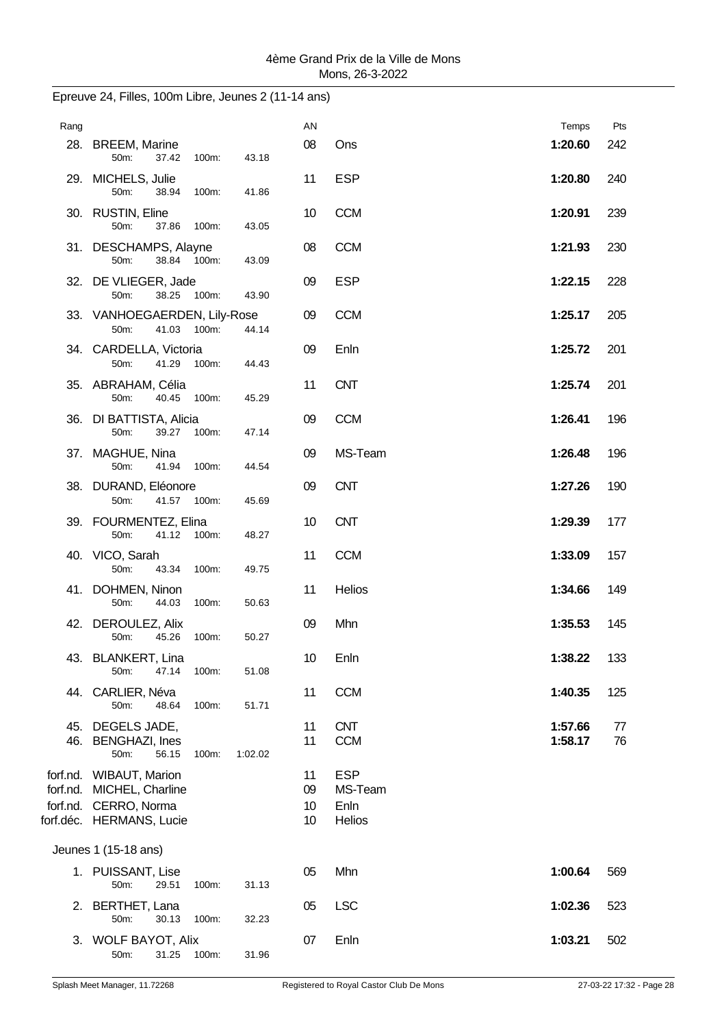4ème Grand Prix de la Ville de Mons
Mons, 26-3-2022

## Epreuve 24, Filles, 100m Libre, Jeunes 2 (11-14 ans)

| Rang | Nom | AN | Club | Temps | Pts |
|---|---|---|---|---|---|
| 28. | BREEM, Marine<br>50m: 37.42 100m: 43.18 | 08 | Ons | **1:20.60** | 242 |
| 29. | MICHELS, Julie<br>50m: 38.94 100m: 41.86 | 11 | ESP | **1:20.80** | 240 |
| 30. | RUSTIN, Eline<br>50m: 37.86 100m: 43.05 | 10 | CCM | **1:20.91** | 239 |
| 31. | DESCHAMPS, Alayne<br>50m: 38.84 100m: 43.09 | 08 | CCM | **1:21.93** | 230 |
| 32. | DE VLIEGER, Jade<br>50m: 38.25 100m: 43.90 | 09 | ESP | **1:22.15** | 228 |
| 33. | VANHOEGAERDEN, Lily-Rose<br>50m: 41.03 100m: 44.14 | 09 | CCM | **1:25.17** | 205 |
| 34. | CARDELLA, Victoria<br>50m: 41.29 100m: 44.43 | 09 | Enln | **1:25.72** | 201 |
| 35. | ABRAHAM, Célia<br>50m: 40.45 100m: 45.29 | 11 | CNT | **1:25.74** | 201 |
| 36. | DI BATTISTA, Alicia<br>50m: 39.27 100m: 47.14 | 09 | CCM | **1:26.41** | 196 |
| 37. | MAGHUE, Nina<br>50m: 41.94 100m: 44.54 | 09 | MS-Team | **1:26.48** | 196 |
| 38. | DURAND, Eléonore<br>50m: 41.57 100m: 45.69 | 09 | CNT | **1:27.26** | 190 |
| 39. | FOURMENTEZ, Elina<br>50m: 41.12 100m: 48.27 | 10 | CNT | **1:29.39** | 177 |
| 40. | VICO, Sarah<br>50m: 43.34 100m: 49.75 | 11 | CCM | **1:33.09** | 157 |
| 41. | DOHMEN, Ninon<br>50m: 44.03 100m: 50.63 | 11 | Helios | **1:34.66** | 149 |
| 42. | DEROULEZ, Alix<br>50m: 45.26 100m: 50.27 | 09 | Mhn | **1:35.53** | 145 |
| 43. | BLANKERT, Lina<br>50m: 47.14 100m: 51.08 | 10 | Enln | **1:38.22** | 133 |
| 44. | CARLIER, Néva<br>50m: 48.64 100m: 51.71 | 11 | CCM | **1:40.35** | 125 |
| 45. | DEGELS JADE, | 11 | CNT | **1:57.66** | 77 |
| 46. | BENGHAZI, Ines<br>50m: 56.15 100m: 1:02.02 | 11 | CCM | **1:58.17** | 76 |
| forf.nd. | WIBAUT, Marion | 11 | ESP | | |
| forf.nd. | MICHEL, Charline | 09 | MS-Team | | |
| forf.nd. | CERRO, Norma | 10 | Enln | | |
| forf.déc. | HERMANS, Lucie | 10 | Helios | | |

### Jeunes 1 (15-18 ans)

| Rang | Nom | AN | Club | Temps | Pts |
|---|---|---|---|---|---|
| 1. | PUISSANT, Lise<br>50m: 29.51 100m: 31.13 | 05 | Mhn | **1:00.64** | 569 |
| 2. | BERTHET, Lana<br>50m: 30.13 100m: 32.23 | 05 | LSC | **1:02.36** | 523 |
| 3. | WOLF BAYOT, Alix<br>50m: 31.25 100m: 31.96 | 07 | Enln | **1:03.21** | 502 |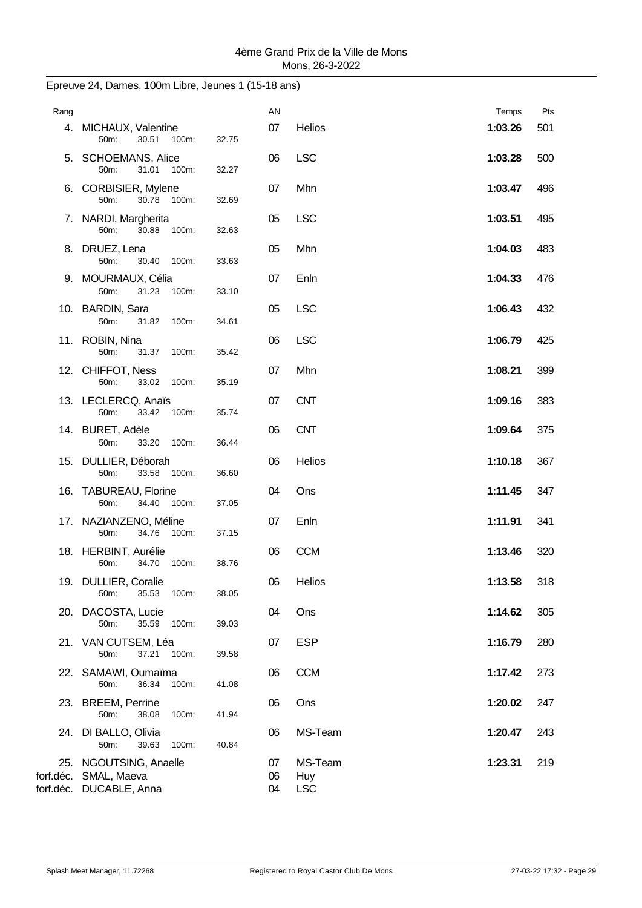4ème Grand Prix de la Ville de Mons
Mons, 26-3-2022

## Epreuve 24, Dames, 100m Libre, Jeunes 1 (15-18 ans)

| Rang | Nom | 50m | 100m | AN | Club | Temps | Pts |
|---|---|---|---|---|---|---|---|
| 4. | MICHAUX, Valentine | 30.51 | 32.75 | 07 | Helios | **1:03.26** | 501 |
| 5. | SCHOEMANS, Alice | 31.01 | 32.27 | 06 | LSC | **1:03.28** | 500 |
| 6. | CORBISIER, Mylene | 30.78 | 32.69 | 07 | Mhn | **1:03.47** | 496 |
| 7. | NARDI, Margherita | 30.88 | 32.63 | 05 | LSC | **1:03.51** | 495 |
| 8. | DRUEZ, Lena | 30.40 | 33.63 | 05 | Mhn | **1:04.03** | 483 |
| 9. | MOURMAUX, Célia | 31.23 | 33.10 | 07 | Enln | **1:04.33** | 476 |
| 10. | BARDIN, Sara | 31.82 | 34.61 | 05 | LSC | **1:06.43** | 432 |
| 11. | ROBIN, Nina | 31.37 | 35.42 | 06 | LSC | **1:06.79** | 425 |
| 12. | CHIFFOT, Ness | 33.02 | 35.19 | 07 | Mhn | **1:08.21** | 399 |
| 13. | LECLERCQ, Anaïs | 33.42 | 35.74 | 07 | CNT | **1:09.16** | 383 |
| 14. | BURET, Adèle | 33.20 | 36.44 | 06 | CNT | **1:09.64** | 375 |
| 15. | DULLIER, Déborah | 33.58 | 36.60 | 06 | Helios | **1:10.18** | 367 |
| 16. | TABUREAU, Florine | 34.40 | 37.05 | 04 | Ons | **1:11.45** | 347 |
| 17. | NAZIANZENO, Méline | 34.76 | 37.15 | 07 | Enln | **1:11.91** | 341 |
| 18. | HERBINT, Aurélie | 34.70 | 38.76 | 06 | CCM | **1:13.46** | 320 |
| 19. | DULLIER, Coralie | 35.53 | 38.05 | 06 | Helios | **1:13.58** | 318 |
| 20. | DACOSTA, Lucie | 35.59 | 39.03 | 04 | Ons | **1:14.62** | 305 |
| 21. | VAN CUTSEM, Léa | 37.21 | 39.58 | 07 | ESP | **1:16.79** | 280 |
| 22. | SAMAWI, Oumaïma | 36.34 | 41.08 | 06 | CCM | **1:17.42** | 273 |
| 23. | BREEM, Perrine | 38.08 | 41.94 | 06 | Ons | **1:20.02** | 247 |
| 24. | DI BALLO, Olivia | 39.63 | 40.84 | 06 | MS-Team | **1:20.47** | 243 |
| 25. | NGOUTSING, Anaelle | | | 07 | MS-Team | **1:23.31** | 219 |
| forf.déc. | SMAL, Maeva | | | 06 | Huy | | |
| forf.déc. | DUCABLE, Anna | | | 04 | LSC | | |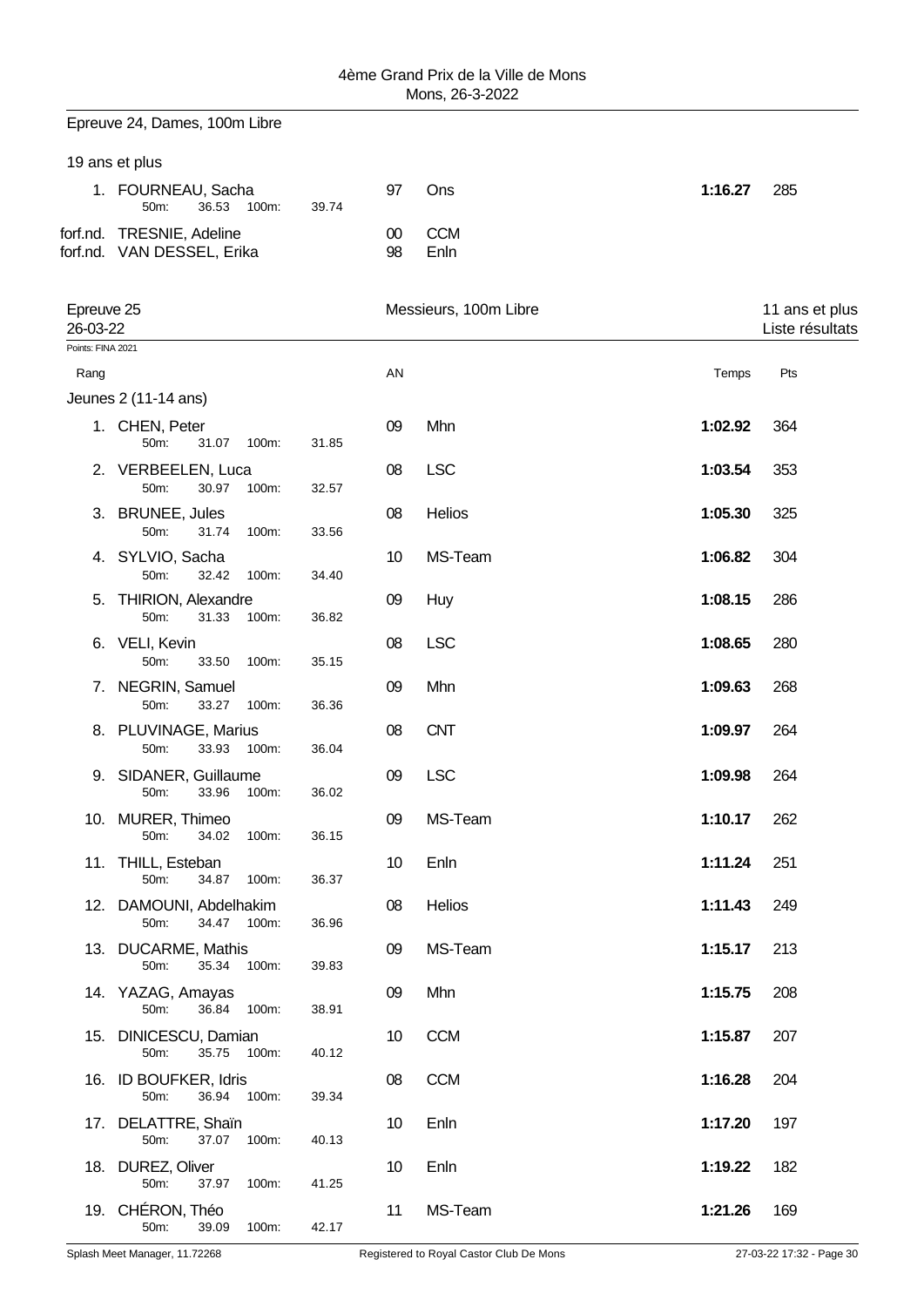## Epreuve 24, Dames, 100m Libre

19 ans et plus

| Rang | Nom | AN | Club | Temps | Pts |
|---|---|---|---|---|---|
| 1. | FOURNEAU, Sacha — 50m: 36.53 100m: 39.74 | 97 | Ons | **1:16.27** | 285 |
| forf.nd. | TRESNIE, Adeline | 00 | CCM | | |
| forf.nd. | VAN DESSEL, Erika | 98 | Enln | | |

## Epreuve 25 — Messieurs, 100m Libre — 11 ans et plus

26-03-22 — Liste résultats

Points: FINA 2021

| Rang | Nom | AN | Club | Temps | Pts |
|---|---|---|---|---|---|
| **Jeunes 2 (11-14 ans)** | | | | | |
| 1. | CHEN, Peter — 50m: 31.07 100m: 31.85 | 09 | Mhn | **1:02.92** | 364 |
| 2. | VERBEELEN, Luca — 50m: 30.97 100m: 32.57 | 08 | LSC | **1:03.54** | 353 |
| 3. | BRUNEE, Jules — 50m: 31.74 100m: 33.56 | 08 | Helios | **1:05.30** | 325 |
| 4. | SYLVIO, Sacha — 50m: 32.42 100m: 34.40 | 10 | MS-Team | **1:06.82** | 304 |
| 5. | THIRION, Alexandre — 50m: 31.33 100m: 36.82 | 09 | Huy | **1:08.15** | 286 |
| 6. | VELI, Kevin — 50m: 33.50 100m: 35.15 | 08 | LSC | **1:08.65** | 280 |
| 7. | NEGRIN, Samuel — 50m: 33.27 100m: 36.36 | 09 | Mhn | **1:09.63** | 268 |
| 8. | PLUVINAGE, Marius — 50m: 33.93 100m: 36.04 | 08 | CNT | **1:09.97** | 264 |
| 9. | SIDANER, Guillaume — 50m: 33.96 100m: 36.02 | 09 | LSC | **1:09.98** | 264 |
| 10. | MURER, Thimeo — 50m: 34.02 100m: 36.15 | 09 | MS-Team | **1:10.17** | 262 |
| 11. | THILL, Esteban — 50m: 34.87 100m: 36.37 | 10 | Enln | **1:11.24** | 251 |
| 12. | DAMOUNI, Abdelhakim — 50m: 34.47 100m: 36.96 | 08 | Helios | **1:11.43** | 249 |
| 13. | DUCARME, Mathis — 50m: 35.34 100m: 39.83 | 09 | MS-Team | **1:15.17** | 213 |
| 14. | YAZAG, Amayas — 50m: 36.84 100m: 38.91 | 09 | Mhn | **1:15.75** | 208 |
| 15. | DINICESCU, Damian — 50m: 35.75 100m: 40.12 | 10 | CCM | **1:15.87** | 207 |
| 16. | ID BOUFKER, Idris — 50m: 36.94 100m: 39.34 | 08 | CCM | **1:16.28** | 204 |
| 17. | DELATTRE, Shaïn — 50m: 37.07 100m: 40.13 | 10 | Enln | **1:17.20** | 197 |
| 18. | DUREZ, Oliver — 50m: 37.97 100m: 41.25 | 10 | Enln | **1:19.22** | 182 |
| 19. | CHÉRON, Théo — 50m: 39.09 100m: 42.17 | 11 | MS-Team | **1:21.26** | 169 |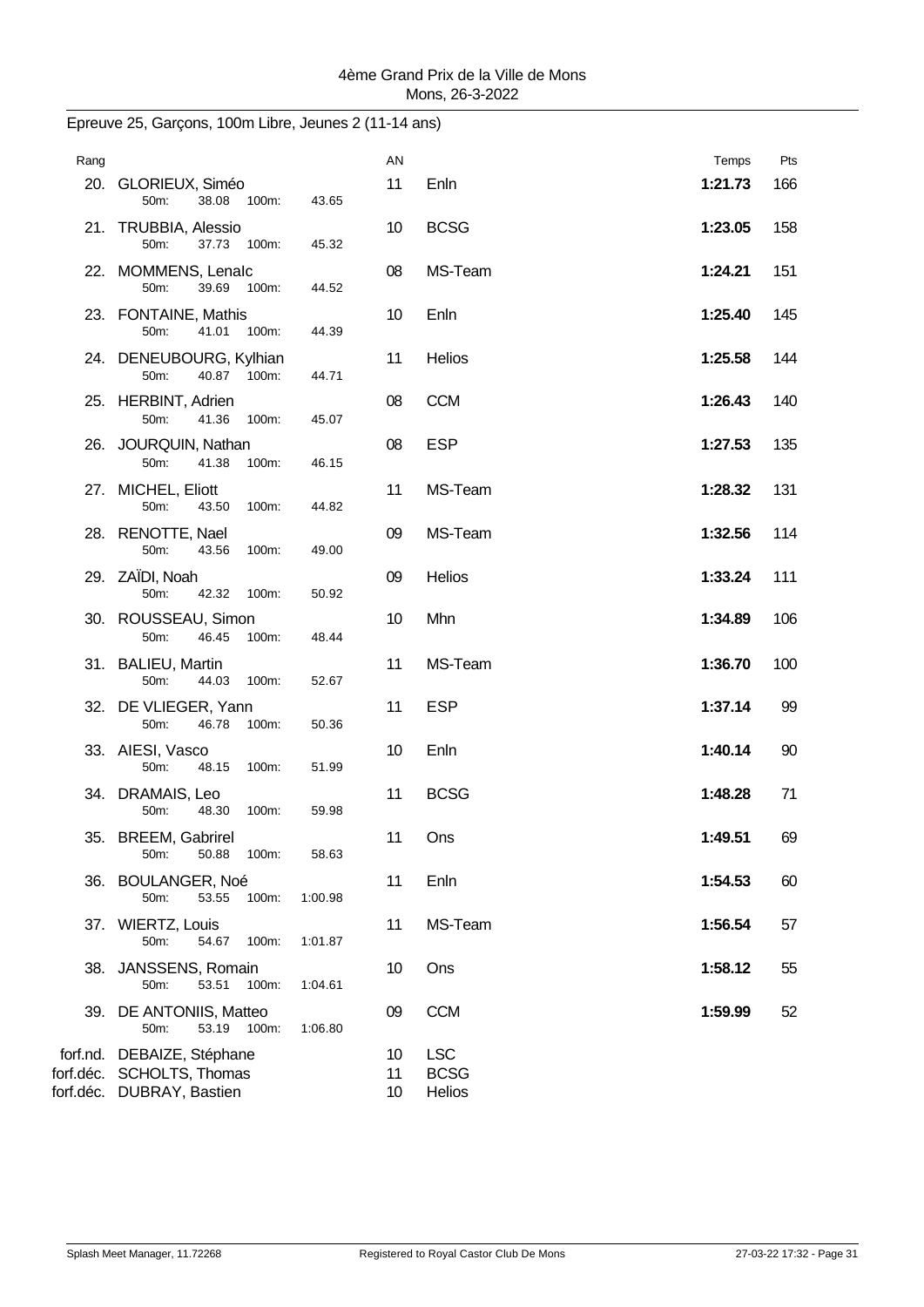4ème Grand Prix de la Ville de Mons
Mons, 26-3-2022

## Epreuve 25, Garçons, 100m Libre, Jeunes 2 (11-14 ans)

| Rang | Nom | 50m | 100m | AN | Club | Temps | Pts |
|---|---|---|---|---|---|---|---|
| 20. | GLORIEUX, Siméo | 38.08 | 43.65 | 11 | Enln | **1:21.73** | 166 |
| 21. | TRUBBIA, Alessio | 37.73 | 45.32 | 10 | BCSG | **1:23.05** | 158 |
| 22. | MOMMENS, Lenalc | 39.69 | 44.52 | 08 | MS-Team | **1:24.21** | 151 |
| 23. | FONTAINE, Mathis | 41.01 | 44.39 | 10 | Enln | **1:25.40** | 145 |
| 24. | DENEUBOURG, Kylhian | 40.87 | 44.71 | 11 | Helios | **1:25.58** | 144 |
| 25. | HERBINT, Adrien | 41.36 | 45.07 | 08 | CCM | **1:26.43** | 140 |
| 26. | JOURQUIN, Nathan | 41.38 | 46.15 | 08 | ESP | **1:27.53** | 135 |
| 27. | MICHEL, Eliott | 43.50 | 44.82 | 11 | MS-Team | **1:28.32** | 131 |
| 28. | RENOTTE, Nael | 43.56 | 49.00 | 09 | MS-Team | **1:32.56** | 114 |
| 29. | ZAÏDI, Noah | 42.32 | 50.92 | 09 | Helios | **1:33.24** | 111 |
| 30. | ROUSSEAU, Simon | 46.45 | 48.44 | 10 | Mhn | **1:34.89** | 106 |
| 31. | BALIEU, Martin | 44.03 | 52.67 | 11 | MS-Team | **1:36.70** | 100 |
| 32. | DE VLIEGER, Yann | 46.78 | 50.36 | 11 | ESP | **1:37.14** | 99 |
| 33. | AIESI, Vasco | 48.15 | 51.99 | 10 | Enln | **1:40.14** | 90 |
| 34. | DRAMAIS, Leo | 48.30 | 59.98 | 11 | BCSG | **1:48.28** | 71 |
| 35. | BREEM, Gabrirel | 50.88 | 58.63 | 11 | Ons | **1:49.51** | 69 |
| 36. | BOULANGER, Noé | 53.55 | 1:00.98 | 11 | Enln | **1:54.53** | 60 |
| 37. | WIERTZ, Louis | 54.67 | 1:01.87 | 11 | MS-Team | **1:56.54** | 57 |
| 38. | JANSSENS, Romain | 53.51 | 1:04.61 | 10 | Ons | **1:58.12** | 55 |
| 39. | DE ANTONIIS, Matteo | 53.19 | 1:06.80 | 09 | CCM | **1:59.99** | 52 |
| forf.nd. | DEBAIZE, Stéphane | | | 10 | LSC | | |
| forf.déc. | SCHOLTS, Thomas | | | 11 | BCSG | | |
| forf.déc. | DUBRAY, Bastien | | | 10 | Helios | | |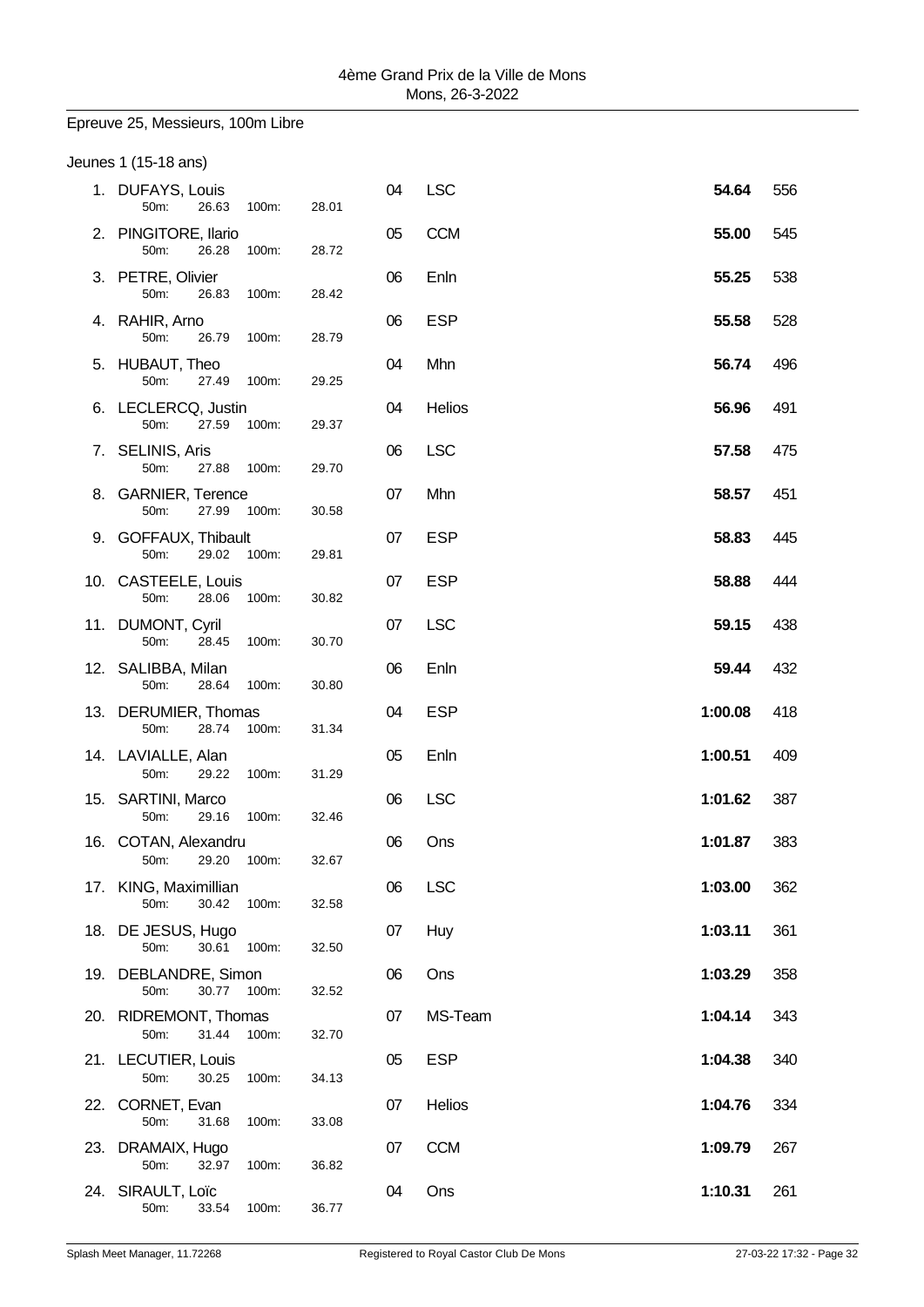Epreuve 25, Messieurs, 100m Libre

Jeunes 1 (15-18 ans)

| Pl. | Nom | 50m | 100m | Né | Club | Temps | Points |
|---|---|---|---|---|---|---|---|
| 1. | DUFAYS, Louis | 26.63 | 28.01 | 04 | LSC | **54.64** | 556 |
| 2. | PINGITORE, Ilario | 26.28 | 28.72 | 05 | CCM | **55.00** | 545 |
| 3. | PETRE, Olivier | 26.83 | 28.42 | 06 | Enln | **55.25** | 538 |
| 4. | RAHIR, Arno | 26.79 | 28.79 | 06 | ESP | **55.58** | 528 |
| 5. | HUBAUT, Theo | 27.49 | 29.25 | 04 | Mhn | **56.74** | 496 |
| 6. | LECLERCQ, Justin | 27.59 | 29.37 | 04 | Helios | **56.96** | 491 |
| 7. | SELINIS, Aris | 27.88 | 29.70 | 06 | LSC | **57.58** | 475 |
| 8. | GARNIER, Terence | 27.99 | 30.58 | 07 | Mhn | **58.57** | 451 |
| 9. | GOFFAUX, Thibault | 29.02 | 29.81 | 07 | ESP | **58.83** | 445 |
| 10. | CASTEELE, Louis | 28.06 | 30.82 | 07 | ESP | **58.88** | 444 |
| 11. | DUMONT, Cyril | 28.45 | 30.70 | 07 | LSC | **59.15** | 438 |
| 12. | SALIBBA, Milan | 28.64 | 30.80 | 06 | Enln | **59.44** | 432 |
| 13. | DERUMIER, Thomas | 28.74 | 31.34 | 04 | ESP | **1:00.08** | 418 |
| 14. | LAVIALLE, Alan | 29.22 | 31.29 | 05 | Enln | **1:00.51** | 409 |
| 15. | SARTINI, Marco | 29.16 | 32.46 | 06 | LSC | **1:01.62** | 387 |
| 16. | COTAN, Alexandru | 29.20 | 32.67 | 06 | Ons | **1:01.87** | 383 |
| 17. | KING, Maximillian | 30.42 | 32.58 | 06 | LSC | **1:03.00** | 362 |
| 18. | DE JESUS, Hugo | 30.61 | 32.50 | 07 | Huy | **1:03.11** | 361 |
| 19. | DEBLANDRE, Simon | 30.77 | 32.52 | 06 | Ons | **1:03.29** | 358 |
| 20. | RIDREMONT, Thomas | 31.44 | 32.70 | 07 | MS-Team | **1:04.14** | 343 |
| 21. | LECUTIER, Louis | 30.25 | 34.13 | 05 | ESP | **1:04.38** | 340 |
| 22. | CORNET, Evan | 31.68 | 33.08 | 07 | Helios | **1:04.76** | 334 |
| 23. | DRAMAIX, Hugo | 32.97 | 36.82 | 07 | CCM | **1:09.79** | 267 |
| 24. | SIRAULT, Loïc | 33.54 | 36.77 | 04 | Ons | **1:10.31** | 261 |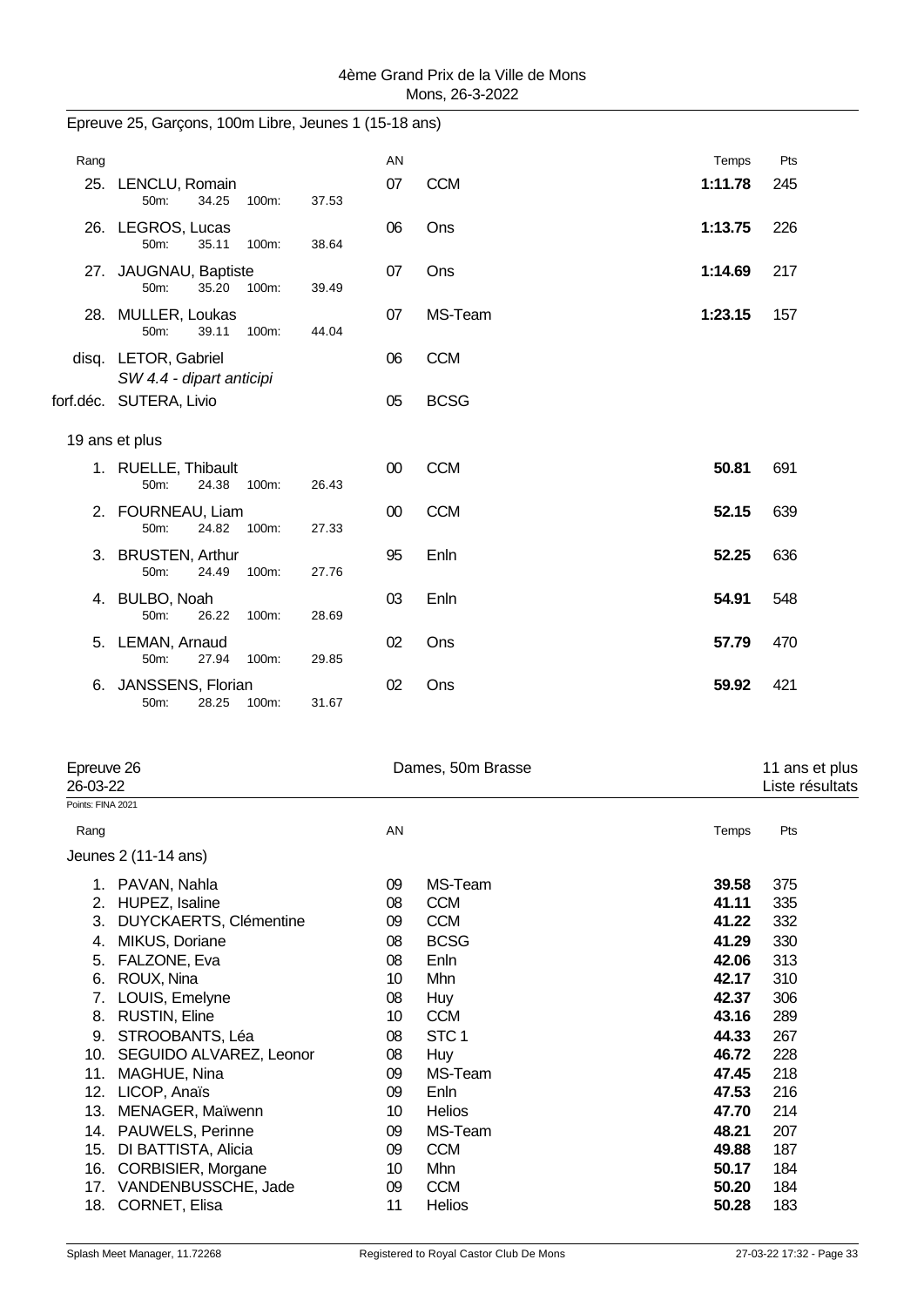4ème Grand Prix de la Ville de Mons
Mons, 26-3-2022

## Epreuve 25, Garçons, 100m Libre, Jeunes 1 (15-18 ans)

| Rang | | AN | | Temps | Pts |
|---|---|---|---|---|---|
| 25. | LENCLU, Romain<br>50m: 34.25 100m: 37.53 | 07 | CCM | **1:11.78** | 245 |
| 26. | LEGROS, Lucas<br>50m: 35.11 100m: 38.64 | 06 | Ons | **1:13.75** | 226 |
| 27. | JAUGNAU, Baptiste<br>50m: 35.20 100m: 39.49 | 07 | Ons | **1:14.69** | 217 |
| 28. | MULLER, Loukas<br>50m: 39.11 100m: 44.04 | 07 | MS-Team | **1:23.15** | 157 |
| disq. | LETOR, Gabriel<br>*SW 4.4 - dipart anticipi* | 06 | CCM | | |
| forf.déc. | SUTERA, Livio | 05 | BCSG | | |

### 19 ans et plus

| Rang | | AN | | Temps | Pts |
|---|---|---|---|---|---|
| 1. | RUELLE, Thibault<br>50m: 24.38 100m: 26.43 | 00 | CCM | **50.81** | 691 |
| 2. | FOURNEAU, Liam<br>50m: 24.82 100m: 27.33 | 00 | CCM | **52.15** | 639 |
| 3. | BRUSTEN, Arthur<br>50m: 24.49 100m: 27.76 | 95 | Enln | **52.25** | 636 |
| 4. | BULBO, Noah<br>50m: 26.22 100m: 28.69 | 03 | Enln | **54.91** | 548 |
| 5. | LEMAN, Arnaud<br>50m: 27.94 100m: 29.85 | 02 | Ons | **57.79** | 470 |
| 6. | JANSSENS, Florian<br>50m: 28.25 100m: 31.67 | 02 | Ons | **59.92** | 421 |

## Epreuve 26 — Dames, 50m Brasse — 11 ans et plus

26-03-22 — Liste résultats

Points: FINA 2021

### Jeunes 2 (11-14 ans)

| Rang | | AN | | Temps | Pts |
|---|---|---|---|---|---|
| 1. | PAVAN, Nahla | 09 | MS-Team | **39.58** | 375 |
| 2. | HUPEZ, Isaline | 08 | CCM | **41.11** | 335 |
| 3. | DUYCKAERTS, Clémentine | 09 | CCM | **41.22** | 332 |
| 4. | MIKUS, Doriane | 08 | BCSG | **41.29** | 330 |
| 5. | FALZONE, Eva | 08 | Enln | **42.06** | 313 |
| 6. | ROUX, Nina | 10 | Mhn | **42.17** | 310 |
| 7. | LOUIS, Emelyne | 08 | Huy | **42.37** | 306 |
| 8. | RUSTIN, Eline | 10 | CCM | **43.16** | 289 |
| 9. | STROOBANTS, Léa | 08 | STC 1 | **44.33** | 267 |
| 10. | SEGUIDO ALVAREZ, Leonor | 08 | Huy | **46.72** | 228 |
| 11. | MAGHUE, Nina | 09 | MS-Team | **47.45** | 218 |
| 12. | LICOP, Anaïs | 09 | Enln | **47.53** | 216 |
| 13. | MENAGER, Maïwenn | 10 | Helios | **47.70** | 214 |
| 14. | PAUWELS, Perinne | 09 | MS-Team | **48.21** | 207 |
| 15. | DI BATTISTA, Alicia | 09 | CCM | **49.88** | 187 |
| 16. | CORBISIER, Morgane | 10 | Mhn | **50.17** | 184 |
| 17. | VANDENBUSSCHE, Jade | 09 | CCM | **50.20** | 184 |
| 18. | CORNET, Elisa | 11 | Helios | **50.28** | 183 |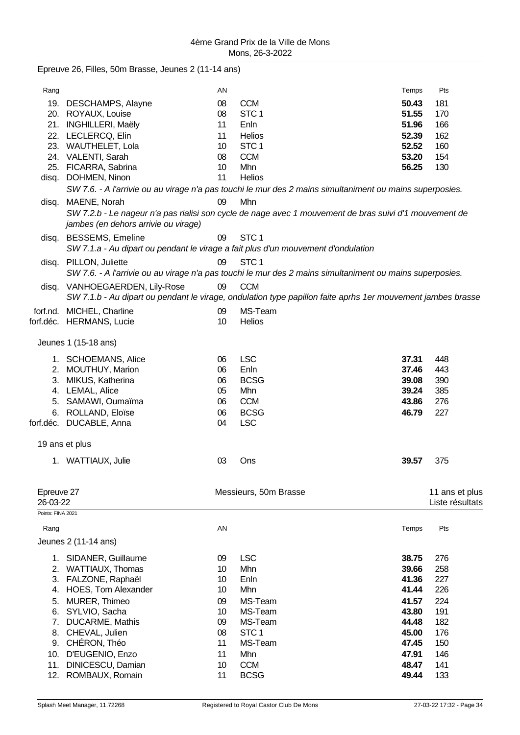## Epreuve 26, Filles, 50m Brasse, Jeunes 2 (11-14 ans)

| Rang | | AN | | Temps | Pts |
|---|---|---|---|---|---|
| 19. | DESCHAMPS, Alayne | 08 | CCM | **50.43** | 181 |
| 20. | ROYAUX, Louise | 08 | STC 1 | **51.55** | 170 |
| 21. | INGHILLERI, Maëly | 11 | Enln | **51.96** | 166 |
| 22. | LECLERCQ, Elin | 11 | Helios | **52.39** | 162 |
| 23. | WAUTHELET, Lola | 10 | STC 1 | **52.52** | 160 |
| 24. | VALENTI, Sarah | 08 | CCM | **53.20** | 154 |
| 25. | FICARRA, Sabrina | 10 | Mhn | **56.25** | 130 |
| disq. | DOHMEN, Ninon | 11 | Helios | | |
| | *SW 7.6. - A l'arrivie ou au virage n'a pas touchi le mur des 2 mains simultaniment ou mains superposies.* | | | | |
| disq. | MAENE, Norah | 09 | Mhn | | |
| | *SW 7.2.b - Le nageur n'a pas rialisi son cycle de nage avec 1 mouvement de bras suivi d'1 mouvement de jambes (en dehors arrivie ou virage)* | | | | |
| disq. | BESSEMS, Emeline | 09 | STC 1 | | |
| | *SW 7.1.a - Au dipart ou pendant le virage a fait plus d'un mouvement d'ondulation* | | | | |
| disq. | PILLON, Juliette | 09 | STC 1 | | |
| | *SW 7.6. - A l'arrivie ou au virage n'a pas touchi le mur des 2 mains simultaniment ou mains superposies.* | | | | |
| disq. | VANHOEGAERDEN, Lily-Rose | 09 | CCM | | |
| | *SW 7.1.b - Au dipart ou pendant le virage, ondulation type papillon faite aprhs 1er mouvement jambes brasse* | | | | |
| forf.nd. | MICHEL, Charline | 09 | MS-Team | | |
| forf.déc. | HERMANS, Lucie | 10 | Helios | | |

Jeunes 1 (15-18 ans)

| Rang | | AN | | Temps | Pts |
|---|---|---|---|---|---|
| 1. | SCHOEMANS, Alice | 06 | LSC | **37.31** | 448 |
| 2. | MOUTHUY, Marion | 06 | Enln | **37.46** | 443 |
| 3. | MIKUS, Katherina | 06 | BCSG | **39.08** | 390 |
| 4. | LEMAL, Alice | 05 | Mhn | **39.24** | 385 |
| 5. | SAMAWI, Oumaïma | 06 | CCM | **43.86** | 276 |
| 6. | ROLLAND, Eloïse | 06 | BCSG | **46.79** | 227 |
| forf.déc. | DUCABLE, Anna | 04 | LSC | | |

19 ans et plus

| Rang | | AN | | Temps | Pts |
|---|---|---|---|---|---|
| 1. | WATTIAUX, Julie | 03 | Ons | **39.57** | 375 |

## Epreuve 27 — Messieurs, 50m Brasse — 11 ans et plus

26-03-22 — Liste résultats

Points: FINA 2021

Jeunes 2 (11-14 ans)

| Rang | | AN | | Temps | Pts |
|---|---|---|---|---|---|
| 1. | SIDANER, Guillaume | 09 | LSC | **38.75** | 276 |
| 2. | WATTIAUX, Thomas | 10 | Mhn | **39.66** | 258 |
| 3. | FALZONE, Raphaël | 10 | Enln | **41.36** | 227 |
| 4. | HOES, Tom Alexander | 10 | Mhn | **41.44** | 226 |
| 5. | MURER, Thimeo | 09 | MS-Team | **41.57** | 224 |
| 6. | SYLVIO, Sacha | 10 | MS-Team | **43.80** | 191 |
| 7. | DUCARME, Mathis | 09 | MS-Team | **44.48** | 182 |
| 8. | CHEVAL, Julien | 08 | STC 1 | **45.00** | 176 |
| 9. | CHÉRON, Théo | 11 | MS-Team | **47.45** | 150 |
| 10. | D'EUGENIO, Enzo | 11 | Mhn | **47.91** | 146 |
| 11. | DINICESCU, Damian | 10 | CCM | **48.47** | 141 |
| 12. | ROMBAUX, Romain | 11 | BCSG | **49.44** | 133 |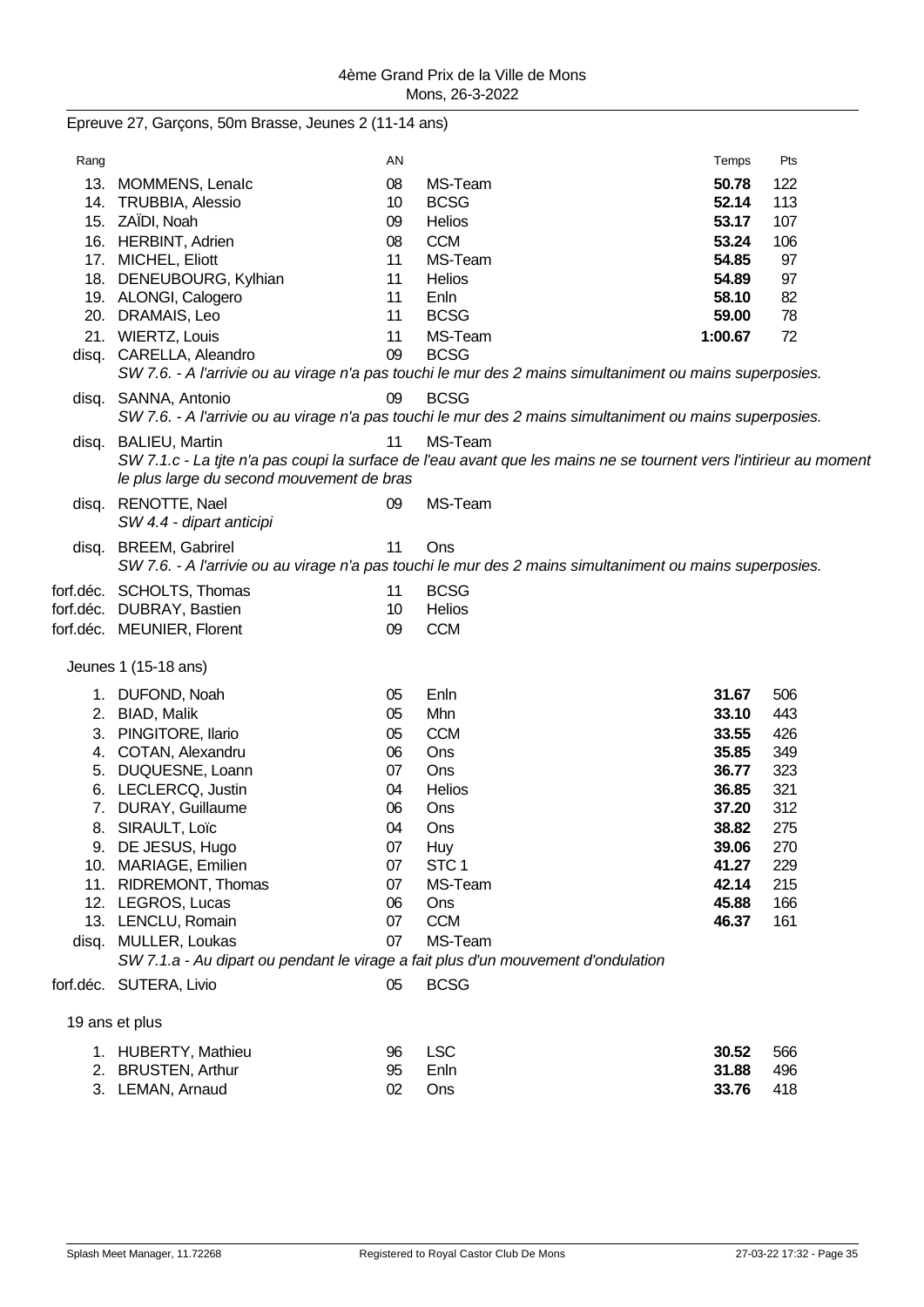4ème Grand Prix de la Ville de Mons
Mons, 26-3-2022

## Epreuve 27, Garçons, 50m Brasse, Jeunes 2 (11-14 ans)

| Rang | | AN | | Temps | Pts |
|---|---|---|---|---|---|
| 13. | MOMMENS, Lenalc | 08 | MS-Team | **50.78** | 122 |
| 14. | TRUBBIA, Alessio | 10 | BCSG | **52.14** | 113 |
| 15. | ZAÏDI, Noah | 09 | Helios | **53.17** | 107 |
| 16. | HERBINT, Adrien | 08 | CCM | **53.24** | 106 |
| 17. | MICHEL, Eliott | 11 | MS-Team | **54.85** | 97 |
| 18. | DENEUBOURG, Kylhian | 11 | Helios | **54.89** | 97 |
| 19. | ALONGI, Calogero | 11 | Enln | **58.10** | 82 |
| 20. | DRAMAIS, Leo | 11 | BCSG | **59.00** | 78 |
| 21. | WIERTZ, Louis | 11 | MS-Team | **1:00.67** | 72 |
| disq. | CARELLA, Aleandro | 09 | BCSG | | |
| | *SW 7.6. - A l'arrivie ou au virage n'a pas touchi le mur des 2 mains simultaniment ou mains superposies.* | | | | |
| disq. | SANNA, Antonio | 09 | BCSG | | |
| | *SW 7.6. - A l'arrivie ou au virage n'a pas touchi le mur des 2 mains simultaniment ou mains superposies.* | | | | |
| disq. | BALIEU, Martin | 11 | MS-Team | | |
| | *SW 7.1.c - La tjte n'a pas coupi la surface de l'eau avant que les mains ne se tournent vers l'intirieur au moment le plus large du second mouvement de bras* | | | | |
| disq. | RENOTTE, Nael | 09 | MS-Team | | |
| | *SW 4.4 - dipart anticipi* | | | | |
| disq. | BREEM, Gabrirel | 11 | Ons | | |
| | *SW 7.6. - A l'arrivie ou au virage n'a pas touchi le mur des 2 mains simultaniment ou mains superposies.* | | | | |
| forf.déc. | SCHOLTS, Thomas | 11 | BCSG | | |
| forf.déc. | DUBRAY, Bastien | 10 | Helios | | |
| forf.déc. | MEUNIER, Florent | 09 | CCM | | |

### Jeunes 1 (15-18 ans)

| Rang | | AN | | Temps | Pts |
|---|---|---|---|---|---|
| 1. | DUFOND, Noah | 05 | Enln | **31.67** | 506 |
| 2. | BIAD, Malik | 05 | Mhn | **33.10** | 443 |
| 3. | PINGITORE, Ilario | 05 | CCM | **33.55** | 426 |
| 4. | COTAN, Alexandru | 06 | Ons | **35.85** | 349 |
| 5. | DUQUESNE, Loann | 07 | Ons | **36.77** | 323 |
| 6. | LECLERCQ, Justin | 04 | Helios | **36.85** | 321 |
| 7. | DURAY, Guillaume | 06 | Ons | **37.20** | 312 |
| 8. | SIRAULT, Loïc | 04 | Ons | **38.82** | 275 |
| 9. | DE JESUS, Hugo | 07 | Huy | **39.06** | 270 |
| 10. | MARIAGE, Emilien | 07 | STC 1 | **41.27** | 229 |
| 11. | RIDREMONT, Thomas | 07 | MS-Team | **42.14** | 215 |
| 12. | LEGROS, Lucas | 06 | Ons | **45.88** | 166 |
| 13. | LENCLU, Romain | 07 | CCM | **46.37** | 161 |
| disq. | MULLER, Loukas | 07 | MS-Team | | |
| | *SW 7.1.a - Au dipart ou pendant le virage a fait plus d'un mouvement d'ondulation* | | | | |
| forf.déc. | SUTERA, Livio | 05 | BCSG | | |

### 19 ans et plus

| Rang | | AN | | Temps | Pts |
|---|---|---|---|---|---|
| 1. | HUBERTY, Mathieu | 96 | LSC | **30.52** | 566 |
| 2. | BRUSTEN, Arthur | 95 | Enln | **31.88** | 496 |
| 3. | LEMAN, Arnaud | 02 | Ons | **33.76** | 418 |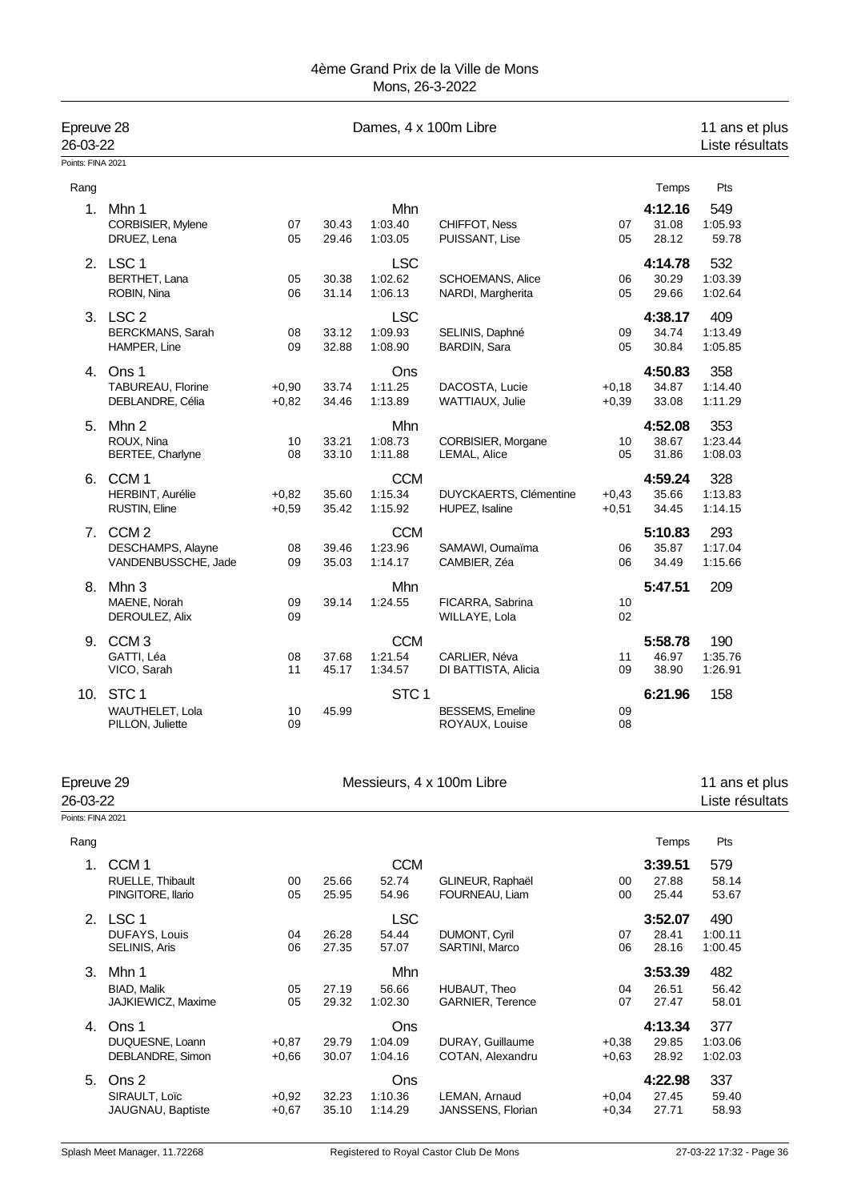4ème Grand Prix de la Ville de Mons
Mons, 26-3-2022

## Epreuve 28 — Dames, 4 x 100m Libre — 11 ans et plus

26-03-22 — Liste résultats

Points: FINA 2021

| Rang | | | | | | | | Temps | Pts |
|---|---|---|---|---|---|---|---|---|---|
| 1. | Mhn 1 | | | Mhn | | | | **4:12.16** | 549 |
| | CORBISIER, Mylene | 07 | 30.43 | 1:03.40 | CHIFFOT, Ness | 07 | | 31.08 | 1:05.93 |
| | DRUEZ, Lena | 05 | 29.46 | 1:03.05 | PUISSANT, Lise | 05 | | 28.12 | 59.78 |
| 2. | LSC 1 | | | LSC | | | | **4:14.78** | 532 |
| | BERTHET, Lana | 05 | 30.38 | 1:02.62 | SCHOEMANS, Alice | 06 | | 30.29 | 1:03.39 |
| | ROBIN, Nina | 06 | 31.14 | 1:06.13 | NARDI, Margherita | 05 | | 29.66 | 1:02.64 |
| 3. | LSC 2 | | | LSC | | | | **4:38.17** | 409 |
| | BERCKMANS, Sarah | 08 | 33.12 | 1:09.93 | SELINIS, Daphné | 09 | | 34.74 | 1:13.49 |
| | HAMPER, Line | 09 | 32.88 | 1:08.90 | BARDIN, Sara | 05 | | 30.84 | 1:05.85 |
| 4. | Ons 1 | | | Ons | | | | **4:50.83** | 358 |
| | TABUREAU, Florine | +0,90 | 33.74 | 1:11.25 | DACOSTA, Lucie | +0,18 | | 34.87 | 1:14.40 |
| | DEBLANDRE, Célia | +0,82 | 34.46 | 1:13.89 | WATTIAUX, Julie | +0,39 | | 33.08 | 1:11.29 |
| 5. | Mhn 2 | | | Mhn | | | | **4:52.08** | 353 |
| | ROUX, Nina | 10 | 33.21 | 1:08.73 | CORBISIER, Morgane | 10 | | 38.67 | 1:23.44 |
| | BERTEE, Charlyne | 08 | 33.10 | 1:11.88 | LEMAL, Alice | 05 | | 31.86 | 1:08.03 |
| 6. | CCM 1 | | | CCM | | | | **4:59.24** | 328 |
| | HERBINT, Aurélie | +0,82 | 35.60 | 1:15.34 | DUYCKAERTS, Clémentine | +0,43 | | 35.66 | 1:13.83 |
| | RUSTIN, Eline | +0,59 | 35.42 | 1:15.92 | HUPEZ, Isaline | +0,51 | | 34.45 | 1:14.15 |
| 7. | CCM 2 | | | CCM | | | | **5:10.83** | 293 |
| | DESCHAMPS, Alayne | 08 | 39.46 | 1:23.96 | SAMAWI, Oumaïma | 06 | | 35.87 | 1:17.04 |
| | VANDENBUSSCHE, Jade | 09 | 35.03 | 1:14.17 | CAMBIER, Zéa | 06 | | 34.49 | 1:15.66 |
| 8. | Mhn 3 | | | Mhn | | | | **5:47.51** | 209 |
| | MAENE, Norah | 09 | 39.14 | 1:24.55 | FICARRA, Sabrina | 10 | | | |
| | DEROULEZ, Alix | 09 | | | WILLAYE, Lola | 02 | | | |
| 9. | CCM 3 | | | CCM | | | | **5:58.78** | 190 |
| | GATTI, Léa | 08 | 37.68 | 1:21.54 | CARLIER, Néva | 11 | | 46.97 | 1:35.76 |
| | VICO, Sarah | 11 | 45.17 | 1:34.57 | DI BATTISTA, Alicia | 09 | | 38.90 | 1:26.91 |
| 10. | STC 1 | | | STC 1 | | | | **6:21.96** | 158 |
| | WAUTHELET, Lola | 10 | 45.99 | | BESSEMS, Emeline | 09 | | | |
| | PILLON, Juliette | 09 | | | ROYAUX, Louise | 08 | | | |

## Epreuve 29 — Messieurs, 4 x 100m Libre — 11 ans et plus

26-03-22 — Liste résultats

Points: FINA 2021

| Rang | | | | | | | | Temps | Pts |
|---|---|---|---|---|---|---|---|---|---|
| 1. | CCM 1 | | | CCM | | | | **3:39.51** | 579 |
| | RUELLE, Thibault | 00 | 25.66 | 52.74 | GLINEUR, Raphaël | 00 | | 27.88 | 58.14 |
| | PINGITORE, Ilario | 05 | 25.95 | 54.96 | FOURNEAU, Liam | 00 | | 25.44 | 53.67 |
| 2. | LSC 1 | | | LSC | | | | **3:52.07** | 490 |
| | DUFAYS, Louis | 04 | 26.28 | 54.44 | DUMONT, Cyril | 07 | | 28.41 | 1:00.11 |
| | SELINIS, Aris | 06 | 27.35 | 57.07 | SARTINI, Marco | 06 | | 28.16 | 1:00.45 |
| 3. | Mhn 1 | | | Mhn | | | | **3:53.39** | 482 |
| | BIAD, Malik | 05 | 27.19 | 56.66 | HUBAUT, Theo | 04 | | 26.51 | 56.42 |
| | JAJKIEWICZ, Maxime | 05 | 29.32 | 1:02.30 | GARNIER, Terence | 07 | | 27.47 | 58.01 |
| 4. | Ons 1 | | | Ons | | | | **4:13.34** | 377 |
| | DUQUESNE, Loann | +0,87 | 29.79 | 1:04.09 | DURAY, Guillaume | +0,38 | | 29.85 | 1:03.06 |
| | DEBLANDRE, Simon | +0,66 | 30.07 | 1:04.16 | COTAN, Alexandru | +0,63 | | 28.92 | 1:02.03 |
| 5. | Ons 2 | | | Ons | | | | **4:22.98** | 337 |
| | SIRAULT, Loïc | +0,92 | 32.23 | 1:10.36 | LEMAN, Arnaud | +0,04 | | 27.45 | 59.40 |
| | JAUGNAU, Baptiste | +0,67 | 35.10 | 1:14.29 | JANSSENS, Florian | +0,34 | | 27.71 | 58.93 |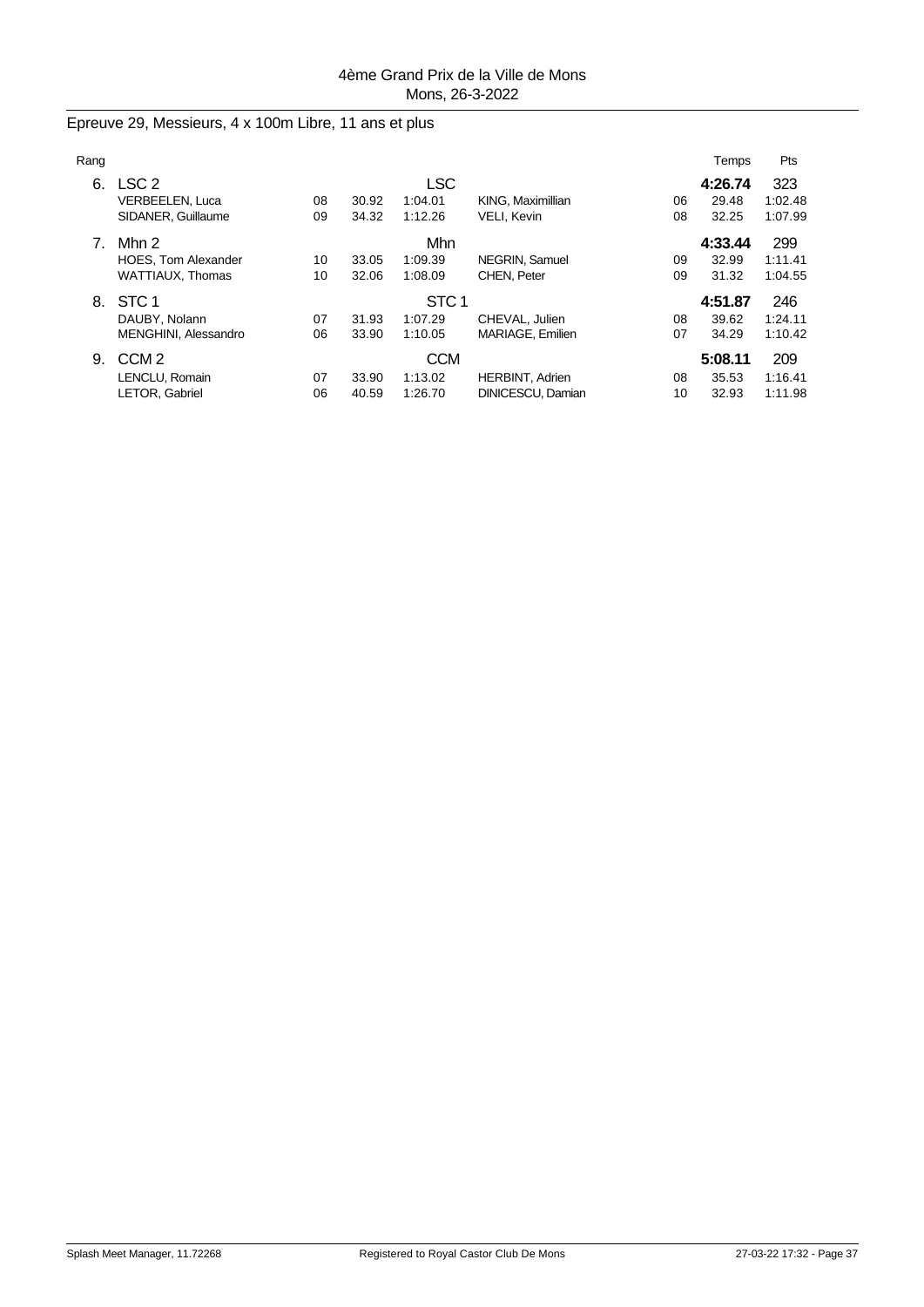4ème Grand Prix de la Ville de Mons
Mons, 26-3-2022

## Epreuve 29, Messieurs, 4 x 100m Libre, 11 ans et plus

| Rang | | | | | | | Temps | Pts |
|---|---|---|---|---|---|---|---|---|
| 6. | LSC 2 | | | LSC | | | **4:26.74** | 323 |
| | VERBEELEN, Luca | 08 | 30.92 | 1:04.01 | KING, Maximillian | 06 | 29.48 | 1:02.48 |
| | SIDANER, Guillaume | 09 | 34.32 | 1:12.26 | VELI, Kevin | 08 | 32.25 | 1:07.99 |
| 7. | Mhn 2 | | | Mhn | | | **4:33.44** | 299 |
| | HOES, Tom Alexander | 10 | 33.05 | 1:09.39 | NEGRIN, Samuel | 09 | 32.99 | 1:11.41 |
| | WATTIAUX, Thomas | 10 | 32.06 | 1:08.09 | CHEN, Peter | 09 | 31.32 | 1:04.55 |
| 8. | STC 1 | | | STC 1 | | | **4:51.87** | 246 |
| | DAUBY, Nolann | 07 | 31.93 | 1:07.29 | CHEVAL, Julien | 08 | 39.62 | 1:24.11 |
| | MENGHINI, Alessandro | 06 | 33.90 | 1:10.05 | MARIAGE, Emilien | 07 | 34.29 | 1:10.42 |
| 9. | CCM 2 | | | CCM | | | **5:08.11** | 209 |
| | LENCLU, Romain | 07 | 33.90 | 1:13.02 | HERBINT, Adrien | 08 | 35.53 | 1:16.41 |
| | LETOR, Gabriel | 06 | 40.59 | 1:26.70 | DINICESCU, Damian | 10 | 32.93 | 1:11.98 |

Splash Meet Manager, 11.72268 — Registered to Royal Castor Club De Mons — 27-03-22 17:32